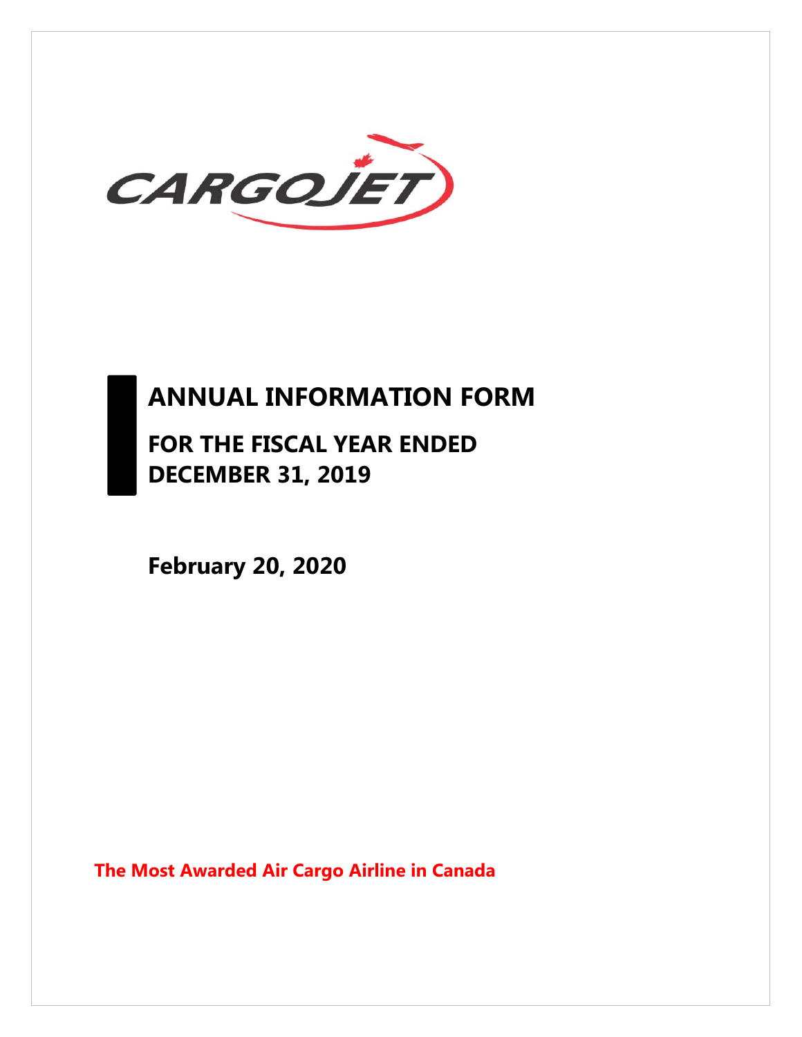CARGOJET

# ANNUAL INFORMATION FORM

## FOR THE FISCAL YEAR ENDED DECEMBER 31, 2019

**February 20, 2020**

**The Most Awarded Air Cargo Airline in Canada**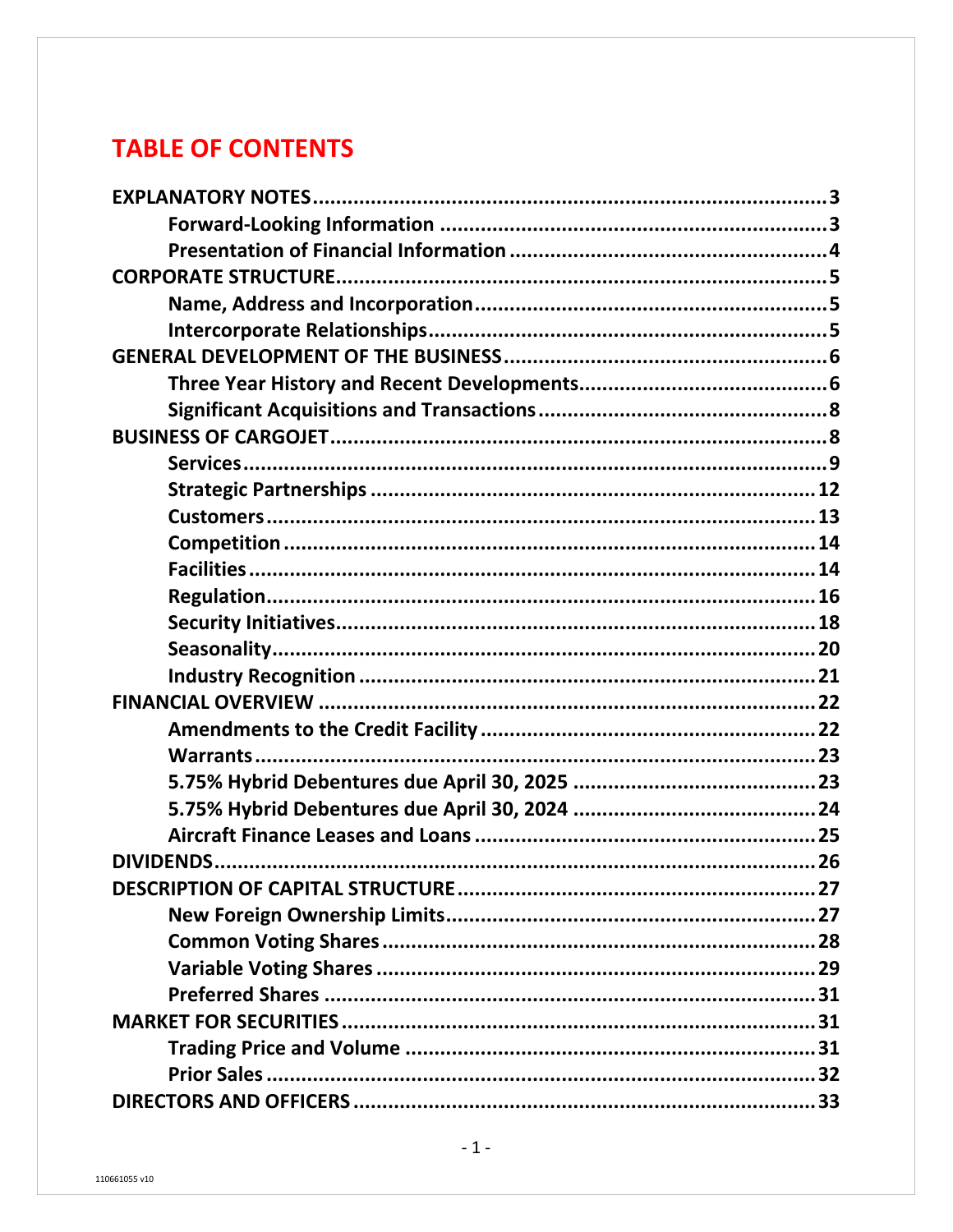# TABLE OF CONTENTS

| | |
|---|---|
| **EXPLANATORY NOTES** | **3** |
| **Forward-Looking Information** | **3** |
| **Presentation of Financial Information** | **4** |
| **CORPORATE STRUCTURE** | **5** |
| **Name, Address and Incorporation** | **5** |
| **Intercorporate Relationships** | **5** |
| **GENERAL DEVELOPMENT OF THE BUSINESS** | **6** |
| **Three Year History and Recent Developments** | **6** |
| **Significant Acquisitions and Transactions** | **8** |
| **BUSINESS OF CARGOJET** | **8** |
| **Services** | **9** |
| **Strategic Partnerships** | **12** |
| **Customers** | **13** |
| **Competition** | **14** |
| **Facilities** | **14** |
| **Regulation** | **16** |
| **Security Initiatives** | **18** |
| **Seasonality** | **20** |
| **Industry Recognition** | **21** |
| **FINANCIAL OVERVIEW** | **22** |
| **Amendments to the Credit Facility** | **22** |
| **Warrants** | **23** |
| **5.75% Hybrid Debentures due April 30, 2025** | **23** |
| **5.75% Hybrid Debentures due April 30, 2024** | **24** |
| **Aircraft Finance Leases and Loans** | **25** |
| **DIVIDENDS** | **26** |
| **DESCRIPTION OF CAPITAL STRUCTURE** | **27** |
| **New Foreign Ownership Limits** | **27** |
| **Common Voting Shares** | **28** |
| **Variable Voting Shares** | **29** |
| **Preferred Shares** | **31** |
| **MARKET FOR SECURITIES** | **31** |
| **Trading Price and Volume** | **31** |
| **Prior Sales** | **32** |
| **DIRECTORS AND OFFICERS** | **33** |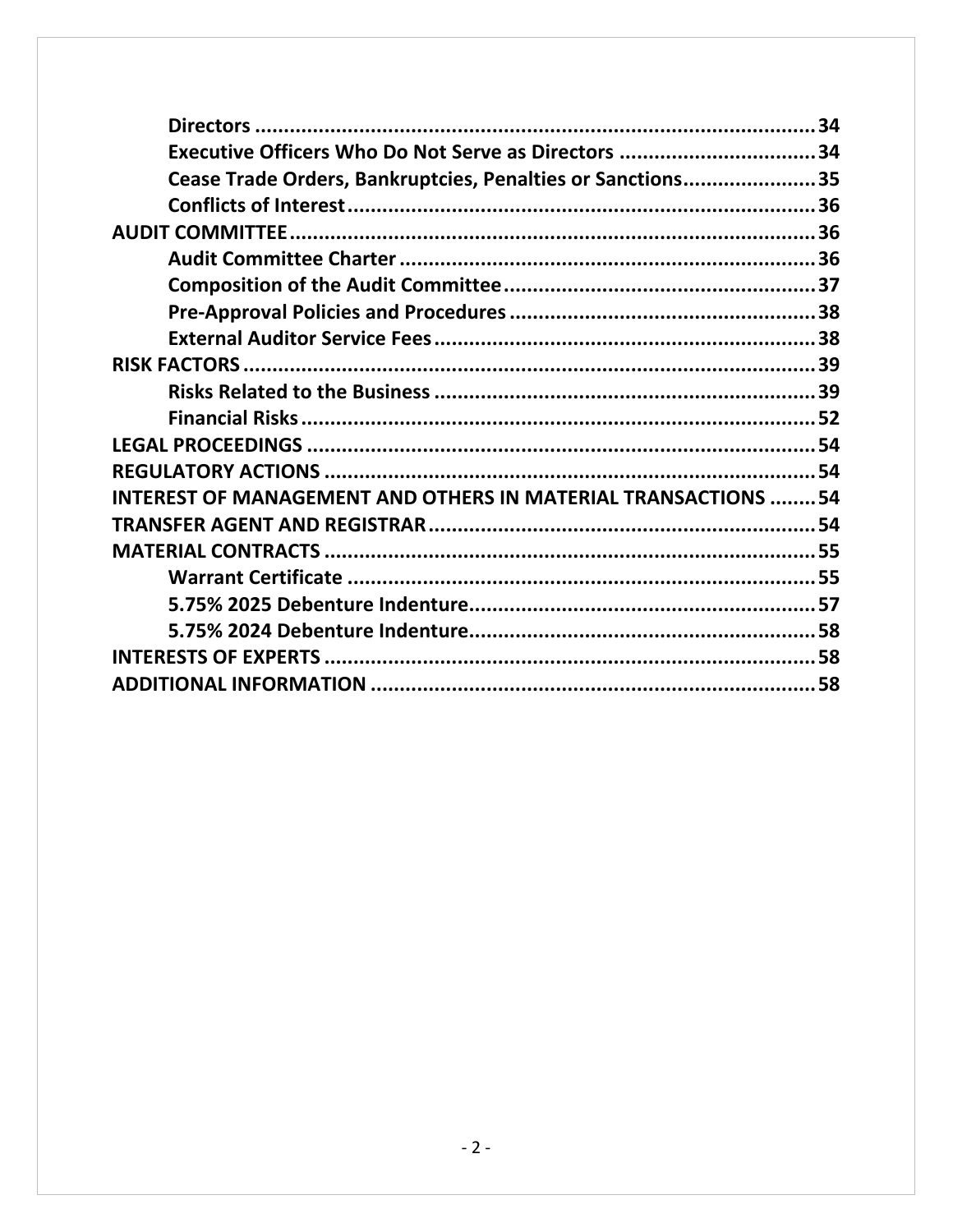| | |
|---|---|
| **Directors** | **34** |
| **Executive Officers Who Do Not Serve as Directors** | **34** |
| **Cease Trade Orders, Bankruptcies, Penalties or Sanctions** | **35** |
| **Conflicts of Interest** | **36** |
| **AUDIT COMMITTEE** | **36** |
| **Audit Committee Charter** | **36** |
| **Composition of the Audit Committee** | **37** |
| **Pre-Approval Policies and Procedures** | **38** |
| **External Auditor Service Fees** | **38** |
| **RISK FACTORS** | **39** |
| **Risks Related to the Business** | **39** |
| **Financial Risks** | **52** |
| **LEGAL PROCEEDINGS** | **54** |
| **REGULATORY ACTIONS** | **54** |
| **INTEREST OF MANAGEMENT AND OTHERS IN MATERIAL TRANSACTIONS** | **54** |
| **TRANSFER AGENT AND REGISTRAR** | **54** |
| **MATERIAL CONTRACTS** | **55** |
| **Warrant Certificate** | **55** |
| **5.75% 2025 Debenture Indenture** | **57** |
| **5.75% 2024 Debenture Indenture** | **58** |
| **INTERESTS OF EXPERTS** | **58** |
| **ADDITIONAL INFORMATION** | **58** |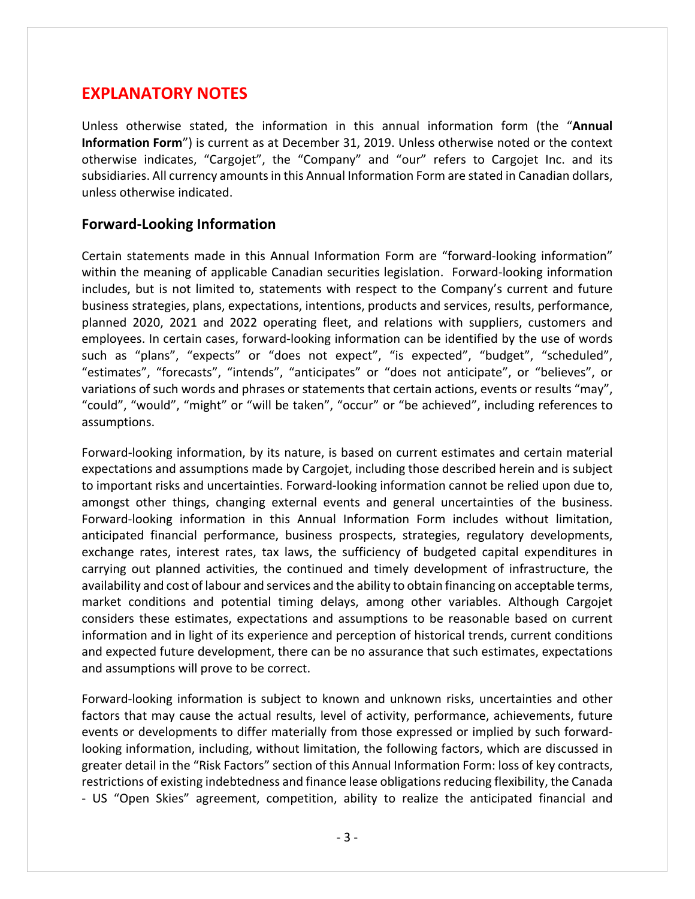# EXPLANATORY NOTES

Unless otherwise stated, the information in this annual information form (the "**Annual Information Form**") is current as at December 31, 2019. Unless otherwise noted or the context otherwise indicates, "Cargojet", the "Company" and "our" refers to Cargojet Inc. and its subsidiaries. All currency amounts in this Annual Information Form are stated in Canadian dollars, unless otherwise indicated.

## Forward-Looking Information

Certain statements made in this Annual Information Form are "forward-looking information" within the meaning of applicable Canadian securities legislation. Forward-looking information includes, but is not limited to, statements with respect to the Company's current and future business strategies, plans, expectations, intentions, products and services, results, performance, planned 2020, 2021 and 2022 operating fleet, and relations with suppliers, customers and employees. In certain cases, forward-looking information can be identified by the use of words such as "plans", "expects" or "does not expect", "is expected", "budget", "scheduled", "estimates", "forecasts", "intends", "anticipates" or "does not anticipate", or "believes", or variations of such words and phrases or statements that certain actions, events or results "may", "could", "would", "might" or "will be taken", "occur" or "be achieved", including references to assumptions.

Forward-looking information, by its nature, is based on current estimates and certain material expectations and assumptions made by Cargojet, including those described herein and is subject to important risks and uncertainties. Forward-looking information cannot be relied upon due to, amongst other things, changing external events and general uncertainties of the business. Forward-looking information in this Annual Information Form includes without limitation, anticipated financial performance, business prospects, strategies, regulatory developments, exchange rates, interest rates, tax laws, the sufficiency of budgeted capital expenditures in carrying out planned activities, the continued and timely development of infrastructure, the availability and cost of labour and services and the ability to obtain financing on acceptable terms, market conditions and potential timing delays, among other variables. Although Cargojet considers these estimates, expectations and assumptions to be reasonable based on current information and in light of its experience and perception of historical trends, current conditions and expected future development, there can be no assurance that such estimates, expectations and assumptions will prove to be correct.

Forward-looking information is subject to known and unknown risks, uncertainties and other factors that may cause the actual results, level of activity, performance, achievements, future events or developments to differ materially from those expressed or implied by such forward-looking information, including, without limitation, the following factors, which are discussed in greater detail in the "Risk Factors" section of this Annual Information Form: loss of key contracts, restrictions of existing indebtedness and finance lease obligations reducing flexibility, the Canada - US "Open Skies" agreement, competition, ability to realize the anticipated financial and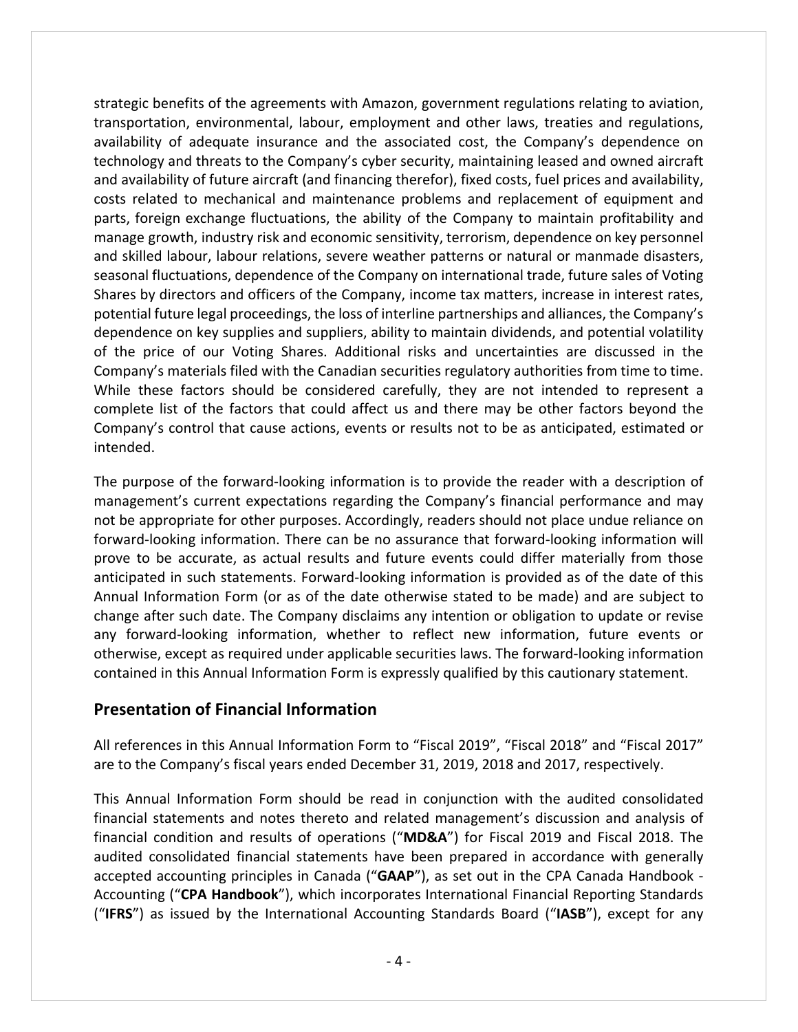strategic benefits of the agreements with Amazon, government regulations relating to aviation, transportation, environmental, labour, employment and other laws, treaties and regulations, availability of adequate insurance and the associated cost, the Company's dependence on technology and threats to the Company's cyber security, maintaining leased and owned aircraft and availability of future aircraft (and financing therefor), fixed costs, fuel prices and availability, costs related to mechanical and maintenance problems and replacement of equipment and parts, foreign exchange fluctuations, the ability of the Company to maintain profitability and manage growth, industry risk and economic sensitivity, terrorism, dependence on key personnel and skilled labour, labour relations, severe weather patterns or natural or manmade disasters, seasonal fluctuations, dependence of the Company on international trade, future sales of Voting Shares by directors and officers of the Company, income tax matters, increase in interest rates, potential future legal proceedings, the loss of interline partnerships and alliances, the Company's dependence on key supplies and suppliers, ability to maintain dividends, and potential volatility of the price of our Voting Shares. Additional risks and uncertainties are discussed in the Company's materials filed with the Canadian securities regulatory authorities from time to time. While these factors should be considered carefully, they are not intended to represent a complete list of the factors that could affect us and there may be other factors beyond the Company's control that cause actions, events or results not to be as anticipated, estimated or intended.

The purpose of the forward-looking information is to provide the reader with a description of management's current expectations regarding the Company's financial performance and may not be appropriate for other purposes. Accordingly, readers should not place undue reliance on forward-looking information. There can be no assurance that forward-looking information will prove to be accurate, as actual results and future events could differ materially from those anticipated in such statements. Forward-looking information is provided as of the date of this Annual Information Form (or as of the date otherwise stated to be made) and are subject to change after such date. The Company disclaims any intention or obligation to update or revise any forward-looking information, whether to reflect new information, future events or otherwise, except as required under applicable securities laws. The forward-looking information contained in this Annual Information Form is expressly qualified by this cautionary statement.

## Presentation of Financial Information

All references in this Annual Information Form to "Fiscal 2019", "Fiscal 2018" and "Fiscal 2017" are to the Company's fiscal years ended December 31, 2019, 2018 and 2017, respectively.

This Annual Information Form should be read in conjunction with the audited consolidated financial statements and notes thereto and related management's discussion and analysis of financial condition and results of operations ("**MD&A**") for Fiscal 2019 and Fiscal 2018. The audited consolidated financial statements have been prepared in accordance with generally accepted accounting principles in Canada ("**GAAP**"), as set out in the CPA Canada Handbook - Accounting ("**CPA Handbook**"), which incorporates International Financial Reporting Standards ("**IFRS**") as issued by the International Accounting Standards Board ("**IASB**"), except for any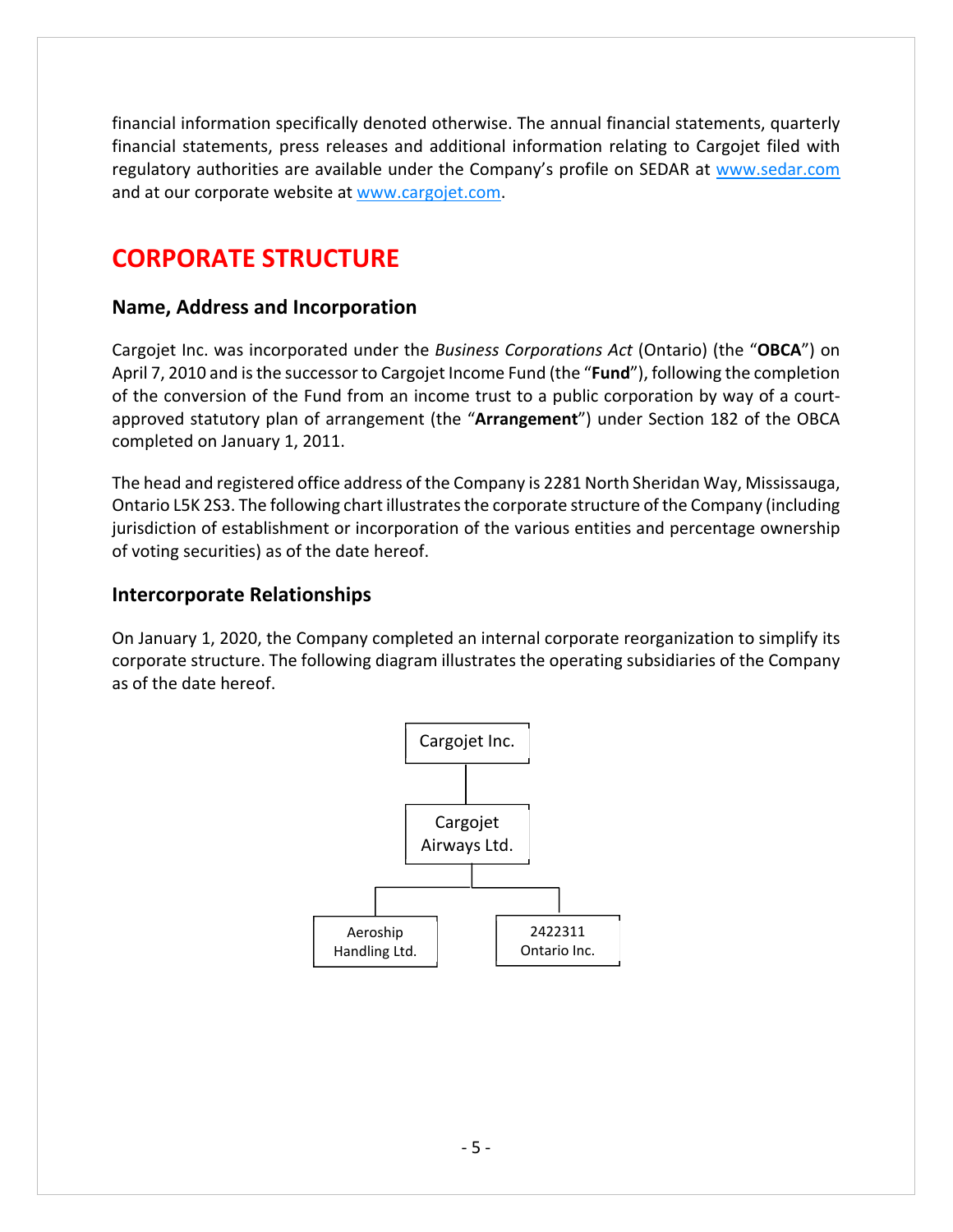financial information specifically denoted otherwise. The annual financial statements, quarterly financial statements, press releases and additional information relating to Cargojet filed with regulatory authorities are available under the Company's profile on SEDAR at www.sedar.com and at our corporate website at www.cargojet.com.

# CORPORATE STRUCTURE

## Name, Address and Incorporation

Cargojet Inc. was incorporated under the *Business Corporations Act* (Ontario) (the "**OBCA**") on April 7, 2010 and is the successor to Cargojet Income Fund (the "**Fund**"), following the completion of the conversion of the Fund from an income trust to a public corporation by way of a court-approved statutory plan of arrangement (the "**Arrangement**") under Section 182 of the OBCA completed on January 1, 2011.

The head and registered office address of the Company is 2281 North Sheridan Way, Mississauga, Ontario L5K 2S3. The following chart illustrates the corporate structure of the Company (including jurisdiction of establishment or incorporation of the various entities and percentage ownership of voting securities) as of the date hereof.

## Intercorporate Relationships

On January 1, 2020, the Company completed an internal corporate reorganization to simplify its corporate structure. The following diagram illustrates the operating subsidiaries of the Company as of the date hereof.

Cargojet Inc.

Cargojet Airways Ltd.

Aeroship Handling Ltd.

2422311 Ontario Inc.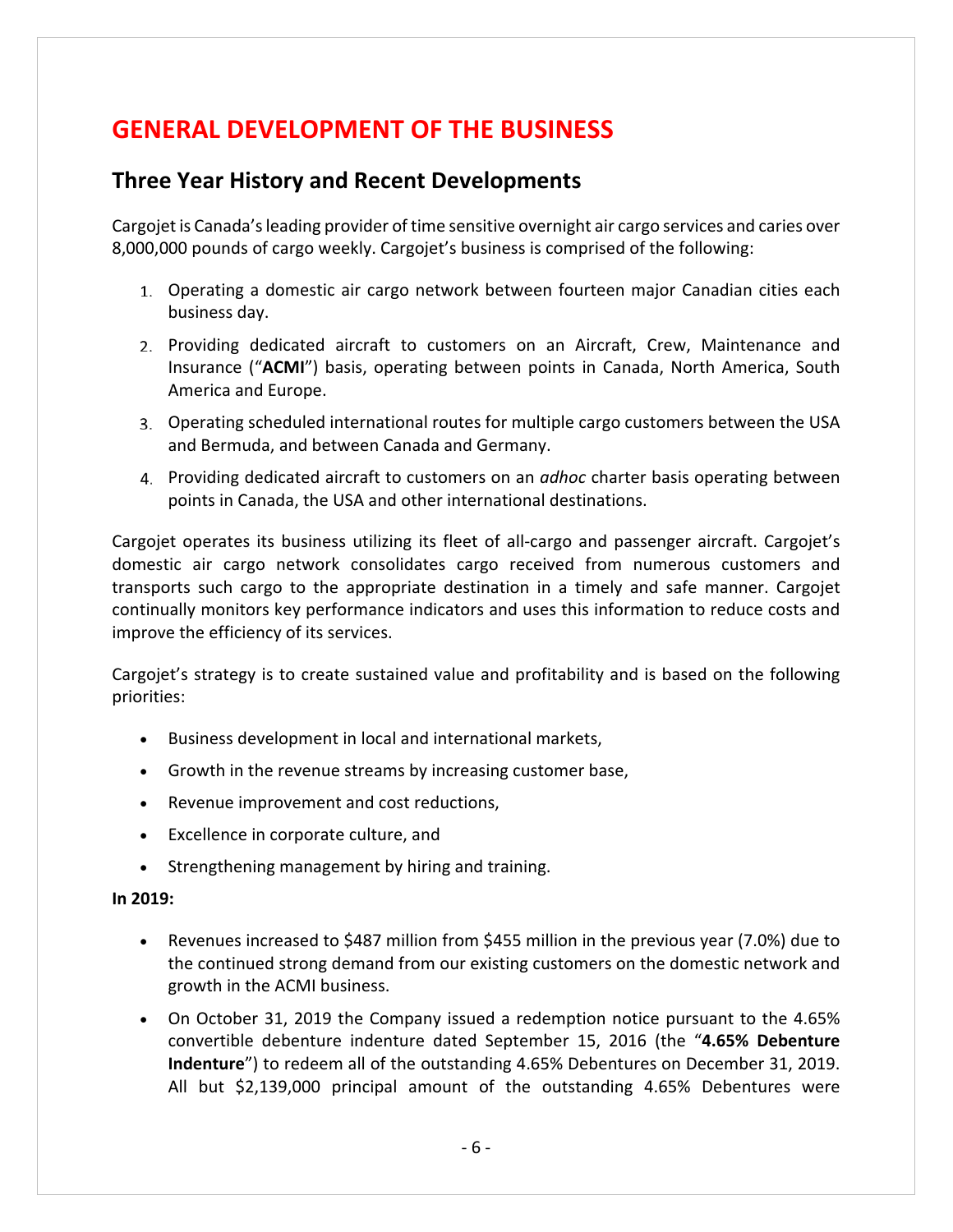# GENERAL DEVELOPMENT OF THE BUSINESS

## Three Year History and Recent Developments

Cargojet is Canada's leading provider of time sensitive overnight air cargo services and caries over 8,000,000 pounds of cargo weekly. Cargojet's business is comprised of the following:

1. Operating a domestic air cargo network between fourteen major Canadian cities each business day.
2. Providing dedicated aircraft to customers on an Aircraft, Crew, Maintenance and Insurance ("**ACMI**") basis, operating between points in Canada, North America, South America and Europe.
3. Operating scheduled international routes for multiple cargo customers between the USA and Bermuda, and between Canada and Germany.
4. Providing dedicated aircraft to customers on an *adhoc* charter basis operating between points in Canada, the USA and other international destinations.

Cargojet operates its business utilizing its fleet of all-cargo and passenger aircraft. Cargojet's domestic air cargo network consolidates cargo received from numerous customers and transports such cargo to the appropriate destination in a timely and safe manner. Cargojet continually monitors key performance indicators and uses this information to reduce costs and improve the efficiency of its services.

Cargojet's strategy is to create sustained value and profitability and is based on the following priorities:

- Business development in local and international markets,
- Growth in the revenue streams by increasing customer base,
- Revenue improvement and cost reductions,
- Excellence in corporate culture, and
- Strengthening management by hiring and training.

**In 2019:**

- Revenues increased to $487 million from $455 million in the previous year (7.0%) due to the continued strong demand from our existing customers on the domestic network and growth in the ACMI business.
- On October 31, 2019 the Company issued a redemption notice pursuant to the 4.65% convertible debenture indenture dated September 15, 2016 (the "**4.65% Debenture Indenture**") to redeem all of the outstanding 4.65% Debentures on December 31, 2019. All but $2,139,000 principal amount of the outstanding 4.65% Debentures were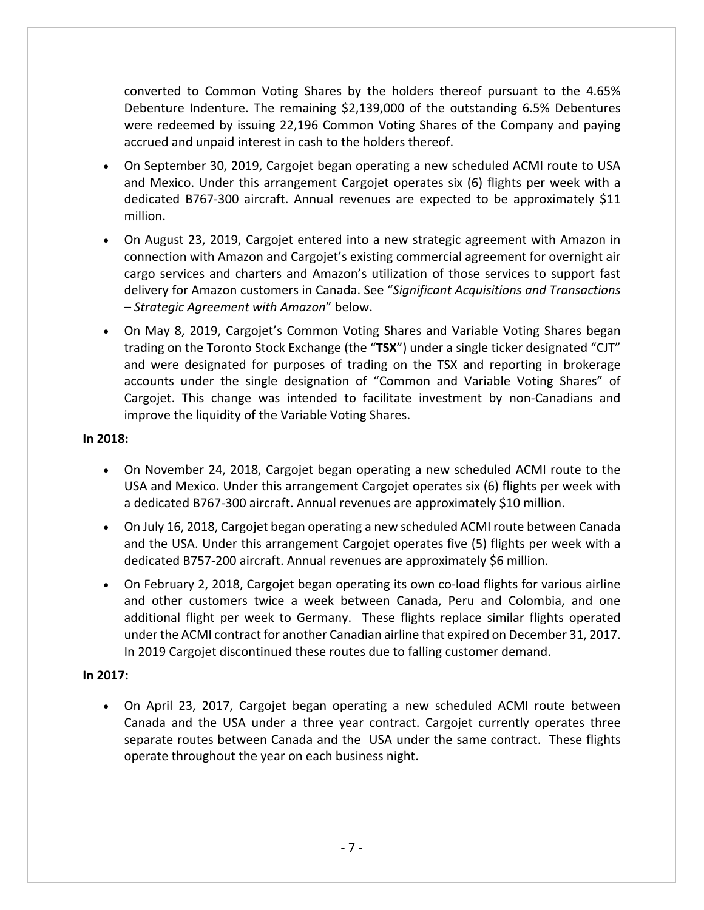converted to Common Voting Shares by the holders thereof pursuant to the 4.65% Debenture Indenture. The remaining $2,139,000 of the outstanding 6.5% Debentures were redeemed by issuing 22,196 Common Voting Shares of the Company and paying accrued and unpaid interest in cash to the holders thereof.

- On September 30, 2019, Cargojet began operating a new scheduled ACMI route to USA and Mexico. Under this arrangement Cargojet operates six (6) flights per week with a dedicated B767-300 aircraft. Annual revenues are expected to be approximately $11 million.
- On August 23, 2019, Cargojet entered into a new strategic agreement with Amazon in connection with Amazon and Cargojet's existing commercial agreement for overnight air cargo services and charters and Amazon's utilization of those services to support fast delivery for Amazon customers in Canada. See "*Significant Acquisitions and Transactions – Strategic Agreement with Amazon*" below.
- On May 8, 2019, Cargojet's Common Voting Shares and Variable Voting Shares began trading on the Toronto Stock Exchange (the "**TSX**") under a single ticker designated "CJT" and were designated for purposes of trading on the TSX and reporting in brokerage accounts under the single designation of "Common and Variable Voting Shares" of Cargojet. This change was intended to facilitate investment by non-Canadians and improve the liquidity of the Variable Voting Shares.

**In 2018:**

- On November 24, 2018, Cargojet began operating a new scheduled ACMI route to the USA and Mexico. Under this arrangement Cargojet operates six (6) flights per week with a dedicated B767-300 aircraft. Annual revenues are approximately $10 million.
- On July 16, 2018, Cargojet began operating a new scheduled ACMI route between Canada and the USA. Under this arrangement Cargojet operates five (5) flights per week with a dedicated B757-200 aircraft. Annual revenues are approximately $6 million.
- On February 2, 2018, Cargojet began operating its own co-load flights for various airline and other customers twice a week between Canada, Peru and Colombia, and one additional flight per week to Germany. These flights replace similar flights operated under the ACMI contract for another Canadian airline that expired on December 31, 2017. In 2019 Cargojet discontinued these routes due to falling customer demand.

**In 2017:**

- On April 23, 2017, Cargojet began operating a new scheduled ACMI route between Canada and the USA under a three year contract. Cargojet currently operates three separate routes between Canada and the USA under the same contract. These flights operate throughout the year on each business night.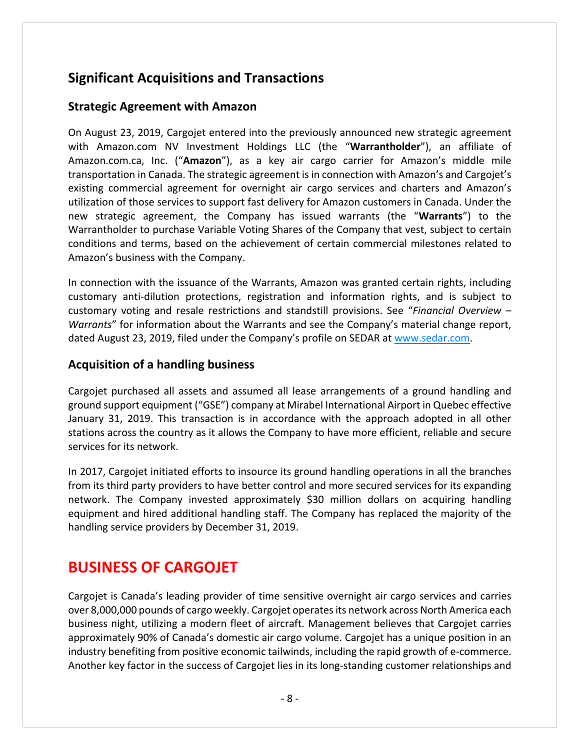## Significant Acquisitions and Transactions

### Strategic Agreement with Amazon

On August 23, 2019, Cargojet entered into the previously announced new strategic agreement with Amazon.com NV Investment Holdings LLC (the "**Warrantholder**"), an affiliate of Amazon.com.ca, Inc. ("**Amazon**"), as a key air cargo carrier for Amazon's middle mile transportation in Canada. The strategic agreement is in connection with Amazon's and Cargojet's existing commercial agreement for overnight air cargo services and charters and Amazon's utilization of those services to support fast delivery for Amazon customers in Canada. Under the new strategic agreement, the Company has issued warrants (the "**Warrants**") to the Warrantholder to purchase Variable Voting Shares of the Company that vest, subject to certain conditions and terms, based on the achievement of certain commercial milestones related to Amazon's business with the Company.

In connection with the issuance of the Warrants, Amazon was granted certain rights, including customary anti-dilution protections, registration and information rights, and is subject to customary voting and resale restrictions and standstill provisions. See "*Financial Overview – Warrants*" for information about the Warrants and see the Company's material change report, dated August 23, 2019, filed under the Company's profile on SEDAR at www.sedar.com.

### Acquisition of a handling business

Cargojet purchased all assets and assumed all lease arrangements of a ground handling and ground support equipment ("GSE") company at Mirabel International Airport in Quebec effective January 31, 2019. This transaction is in accordance with the approach adopted in all other stations across the country as it allows the Company to have more efficient, reliable and secure services for its network.

In 2017, Cargojet initiated efforts to insource its ground handling operations in all the branches from its third party providers to have better control and more secured services for its expanding network. The Company invested approximately $30 million dollars on acquiring handling equipment and hired additional handling staff. The Company has replaced the majority of the handling service providers by December 31, 2019.

# BUSINESS OF CARGOJET

Cargojet is Canada's leading provider of time sensitive overnight air cargo services and carries over 8,000,000 pounds of cargo weekly. Cargojet operates its network across North America each business night, utilizing a modern fleet of aircraft. Management believes that Cargojet carries approximately 90% of Canada's domestic air cargo volume. Cargojet has a unique position in an industry benefiting from positive economic tailwinds, including the rapid growth of e-commerce. Another key factor in the success of Cargojet lies in its long-standing customer relationships and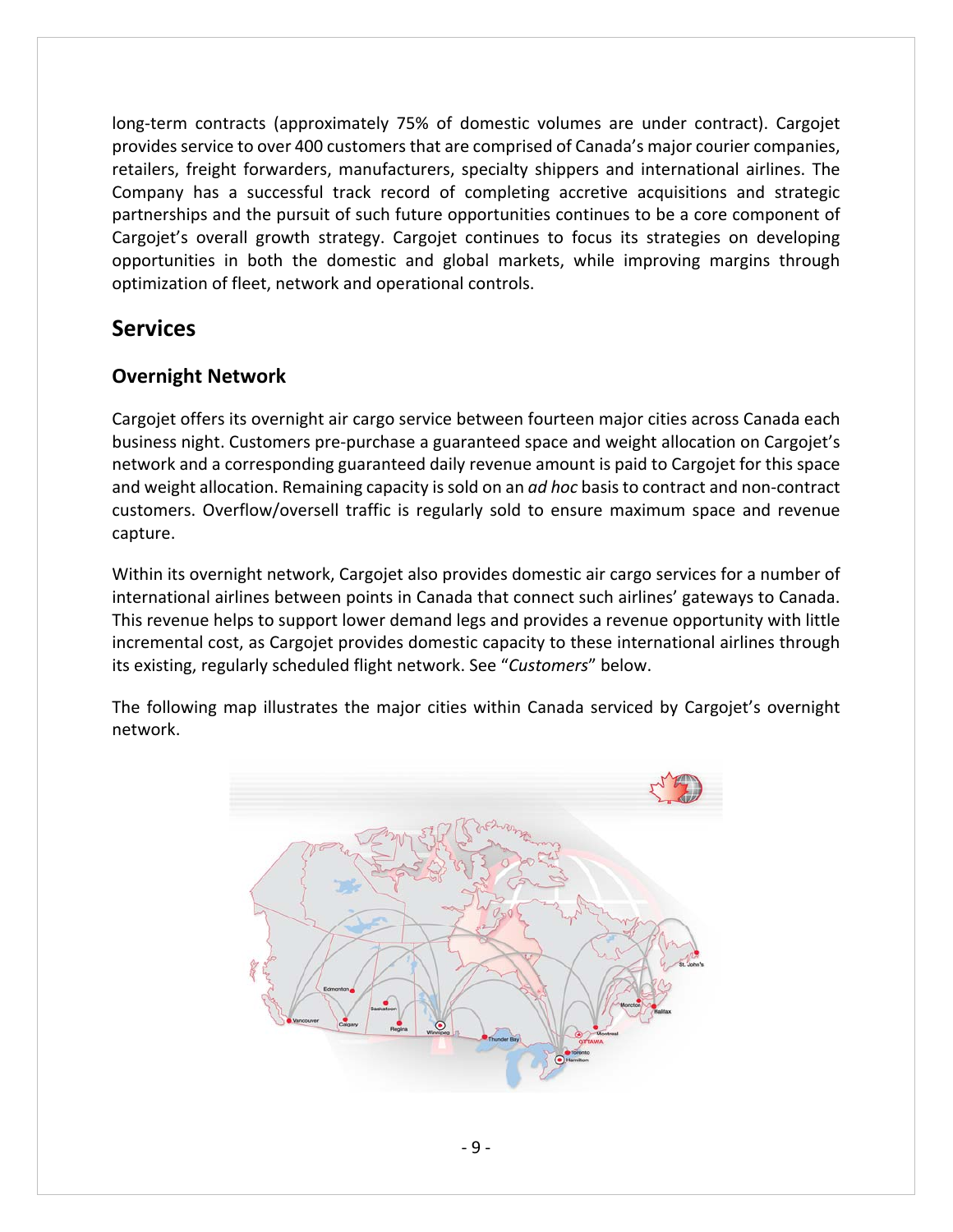long-term contracts (approximately 75% of domestic volumes are under contract). Cargojet provides service to over 400 customers that are comprised of Canada's major courier companies, retailers, freight forwarders, manufacturers, specialty shippers and international airlines. The Company has a successful track record of completing accretive acquisitions and strategic partnerships and the pursuit of such future opportunities continues to be a core component of Cargojet's overall growth strategy. Cargojet continues to focus its strategies on developing opportunities in both the domestic and global markets, while improving margins through optimization of fleet, network and operational controls.

## Services

### Overnight Network

Cargojet offers its overnight air cargo service between fourteen major cities across Canada each business night. Customers pre-purchase a guaranteed space and weight allocation on Cargojet's network and a corresponding guaranteed daily revenue amount is paid to Cargojet for this space and weight allocation. Remaining capacity is sold on an *ad hoc* basis to contract and non-contract customers. Overflow/oversell traffic is regularly sold to ensure maximum space and revenue capture.

Within its overnight network, Cargojet also provides domestic air cargo services for a number of international airlines between points in Canada that connect such airlines' gateways to Canada. This revenue helps to support lower demand legs and provides a revenue opportunity with little incremental cost, as Cargojet provides domestic capacity to these international airlines through its existing, regularly scheduled flight network. See "*Customers*" below.

The following map illustrates the major cities within Canada serviced by Cargojet's overnight network.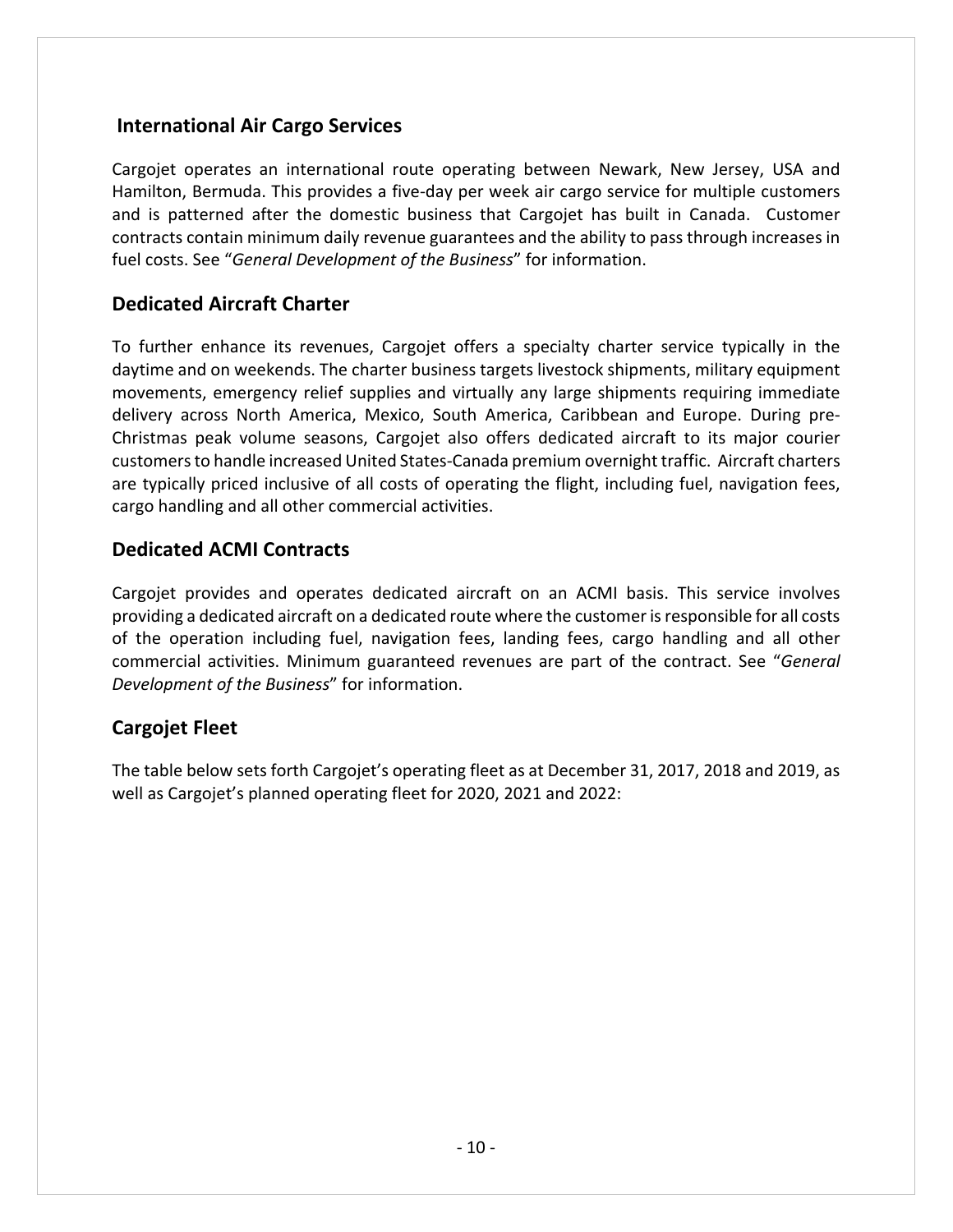## International Air Cargo Services

Cargojet operates an international route operating between Newark, New Jersey, USA and Hamilton, Bermuda. This provides a five-day per week air cargo service for multiple customers and is patterned after the domestic business that Cargojet has built in Canada. Customer contracts contain minimum daily revenue guarantees and the ability to pass through increases in fuel costs. See "*General Development of the Business*" for information.

## Dedicated Aircraft Charter

To further enhance its revenues, Cargojet offers a specialty charter service typically in the daytime and on weekends. The charter business targets livestock shipments, military equipment movements, emergency relief supplies and virtually any large shipments requiring immediate delivery across North America, Mexico, South America, Caribbean and Europe. During pre-Christmas peak volume seasons, Cargojet also offers dedicated aircraft to its major courier customers to handle increased United States-Canada premium overnight traffic. Aircraft charters are typically priced inclusive of all costs of operating the flight, including fuel, navigation fees, cargo handling and all other commercial activities.

## Dedicated ACMI Contracts

Cargojet provides and operates dedicated aircraft on an ACMI basis. This service involves providing a dedicated aircraft on a dedicated route where the customer is responsible for all costs of the operation including fuel, navigation fees, landing fees, cargo handling and all other commercial activities. Minimum guaranteed revenues are part of the contract. See "*General Development of the Business*" for information.

## Cargojet Fleet

The table below sets forth Cargojet's operating fleet as at December 31, 2017, 2018 and 2019, as well as Cargojet's planned operating fleet for 2020, 2021 and 2022: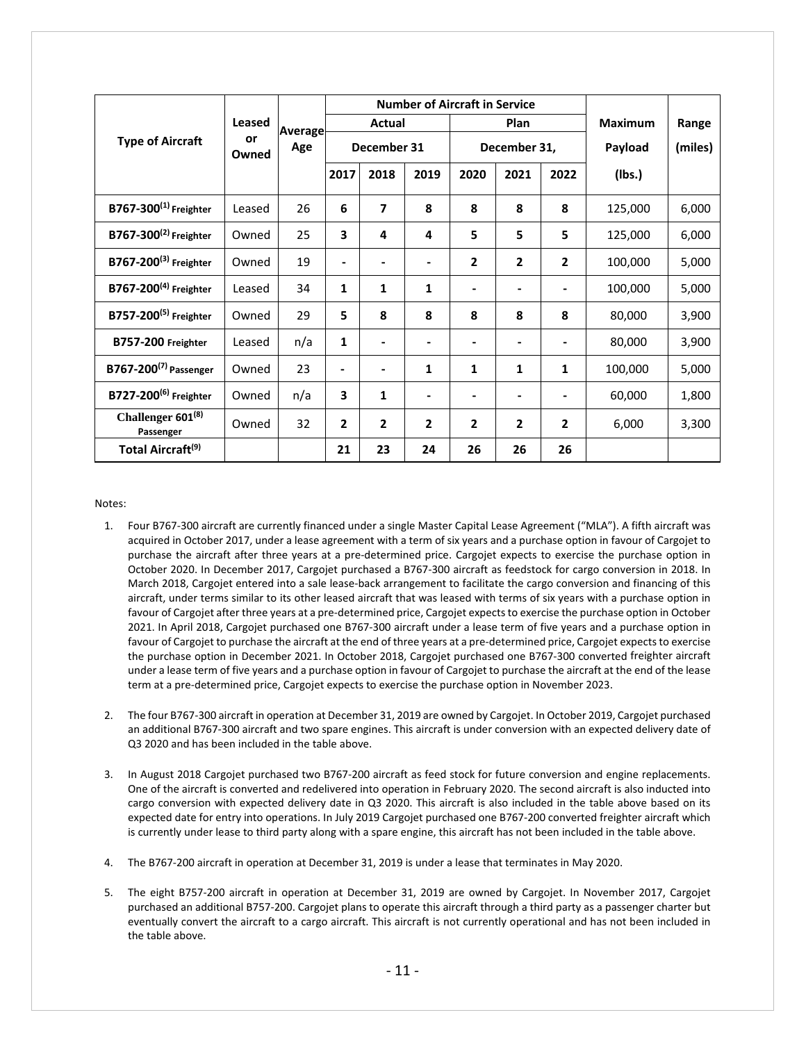| Type of Aircraft | Leased or Owned | Average Age | Number of Aircraft in Service | | | | | | Maximum Payload (lbs.) | Range (miles) |
|---|---|---|---|---|---|---|---|---|---|---|
| | | | Actual | | | Plan | | | | |
| | | | December 31 | | | December 31, | | | | |
| | | | 2017 | 2018 | 2019 | 2020 | 2021 | 2022 | | |
| B767-300[(1)] Freighter | Leased | 26 | 6 | 7 | 8 | 8 | 8 | 8 | 125,000 | 6,000 |
| B767-300[(2)] Freighter | Owned | 25 | 3 | 4 | 4 | 5 | 5 | 5 | 125,000 | 6,000 |
| B767-200[(3)] Freighter | Owned | 19 | - | - | - | 2 | 2 | 2 | 100,000 | 5,000 |
| B767-200[(4)] Freighter | Leased | 34 | 1 | 1 | 1 | - | - | - | 100,000 | 5,000 |
| B757-200[(5)] Freighter | Owned | 29 | 5 | 8 | 8 | 8 | 8 | 8 | 80,000 | 3,900 |
| B757-200 Freighter | Leased | n/a | 1 | - | - | - | - | - | 80,000 | 3,900 |
| B767-200[(7)] Passenger | Owned | 23 | - | - | 1 | 1 | 1 | 1 | 100,000 | 5,000 |
| B727-200[(6)] Freighter | Owned | n/a | 3 | 1 | - | - | - | - | 60,000 | 1,800 |
| Challenger 601[(8)] Passenger | Owned | 32 | 2 | 2 | 2 | 2 | 2 | 2 | 6,000 | 3,300 |
| Total Aircraft[(9)] | | | 21 | 23 | 24 | 26 | 26 | 26 | | |

Notes:

1. Four B767-300 aircraft are currently financed under a single Master Capital Lease Agreement ("MLA"). A fifth aircraft was acquired in October 2017, under a lease agreement with a term of six years and a purchase option in favour of Cargojet to purchase the aircraft after three years at a pre-determined price. Cargojet expects to exercise the purchase option in October 2020. In December 2017, Cargojet purchased a B767-300 aircraft as feedstock for cargo conversion in 2018. In March 2018, Cargojet entered into a sale lease-back arrangement to facilitate the cargo conversion and financing of this aircraft, under terms similar to its other leased aircraft that was leased with terms of six years with a purchase option in favour of Cargojet after three years at a pre-determined price, Cargojet expects to exercise the purchase option in October 2021. In April 2018, Cargojet purchased one B767-300 aircraft under a lease term of five years and a purchase option in favour of Cargojet to purchase the aircraft at the end of three years at a pre-determined price, Cargojet expects to exercise the purchase option in December 2021. In October 2018, Cargojet purchased one B767-300 converted freighter aircraft under a lease term of five years and a purchase option in favour of Cargojet to purchase the aircraft at the end of the lease term at a pre-determined price, Cargojet expects to exercise the purchase option in November 2023.

2. The four B767-300 aircraft in operation at December 31, 2019 are owned by Cargojet. In October 2019, Cargojet purchased an additional B767-300 aircraft and two spare engines. This aircraft is under conversion with an expected delivery date of Q3 2020 and has been included in the table above.

3. In August 2018 Cargojet purchased two B767-200 aircraft as feed stock for future conversion and engine replacements. One of the aircraft is converted and redelivered into operation in February 2020. The second aircraft is also inducted into cargo conversion with expected delivery date in Q3 2020. This aircraft is also included in the table above based on its expected date for entry into operations. In July 2019 Cargojet purchased one B767-200 converted freighter aircraft which is currently under lease to third party along with a spare engine, this aircraft has not been included in the table above.

4. The B767-200 aircraft in operation at December 31, 2019 is under a lease that terminates in May 2020.

5. The eight B757-200 aircraft in operation at December 31, 2019 are owned by Cargojet. In November 2017, Cargojet purchased an additional B757-200. Cargojet plans to operate this aircraft through a third party as a passenger charter but eventually convert the aircraft to a cargo aircraft. This aircraft is not currently operational and has not been included in the table above.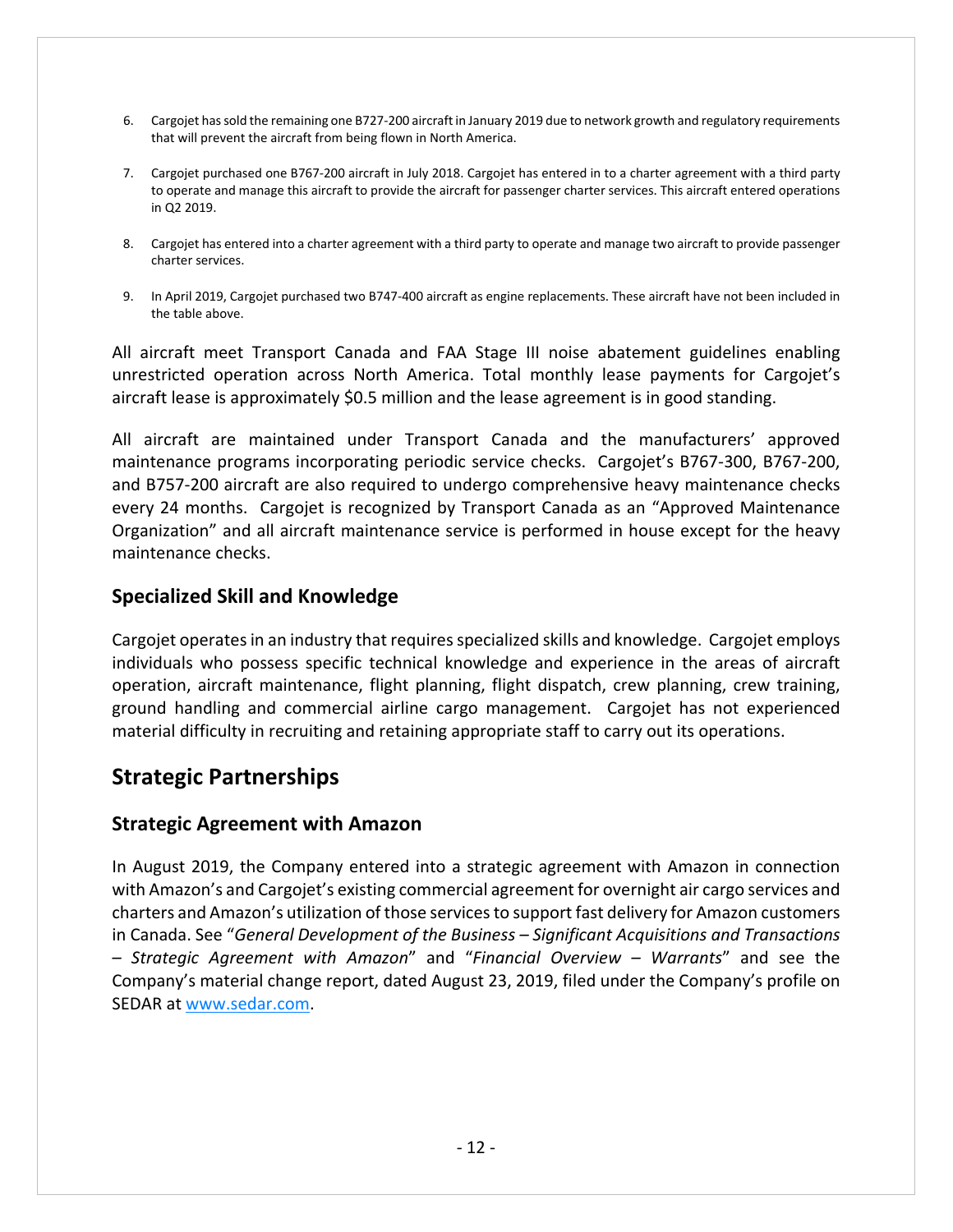6. Cargojet has sold the remaining one B727-200 aircraft in January 2019 due to network growth and regulatory requirements that will prevent the aircraft from being flown in North America.

7. Cargojet purchased one B767-200 aircraft in July 2018. Cargojet has entered in to a charter agreement with a third party to operate and manage this aircraft to provide the aircraft for passenger charter services. This aircraft entered operations in Q2 2019.

8. Cargojet has entered into a charter agreement with a third party to operate and manage two aircraft to provide passenger charter services.

9. In April 2019, Cargojet purchased two B747-400 aircraft as engine replacements. These aircraft have not been included in the table above.

All aircraft meet Transport Canada and FAA Stage III noise abatement guidelines enabling unrestricted operation across North America. Total monthly lease payments for Cargojet's aircraft lease is approximately $0.5 million and the lease agreement is in good standing.

All aircraft are maintained under Transport Canada and the manufacturers' approved maintenance programs incorporating periodic service checks. Cargojet's B767-300, B767-200, and B757-200 aircraft are also required to undergo comprehensive heavy maintenance checks every 24 months. Cargojet is recognized by Transport Canada as an "Approved Maintenance Organization" and all aircraft maintenance service is performed in house except for the heavy maintenance checks.

### Specialized Skill and Knowledge

Cargojet operates in an industry that requires specialized skills and knowledge. Cargojet employs individuals who possess specific technical knowledge and experience in the areas of aircraft operation, aircraft maintenance, flight planning, flight dispatch, crew planning, crew training, ground handling and commercial airline cargo management. Cargojet has not experienced material difficulty in recruiting and retaining appropriate staff to carry out its operations.

## Strategic Partnerships

### Strategic Agreement with Amazon

In August 2019, the Company entered into a strategic agreement with Amazon in connection with Amazon's and Cargojet's existing commercial agreement for overnight air cargo services and charters and Amazon's utilization of those services to support fast delivery for Amazon customers in Canada. See "*General Development of the Business – Significant Acquisitions and Transactions – Strategic Agreement with Amazon*" and "*Financial Overview – Warrants*" and see the Company's material change report, dated August 23, 2019, filed under the Company's profile on SEDAR at www.sedar.com.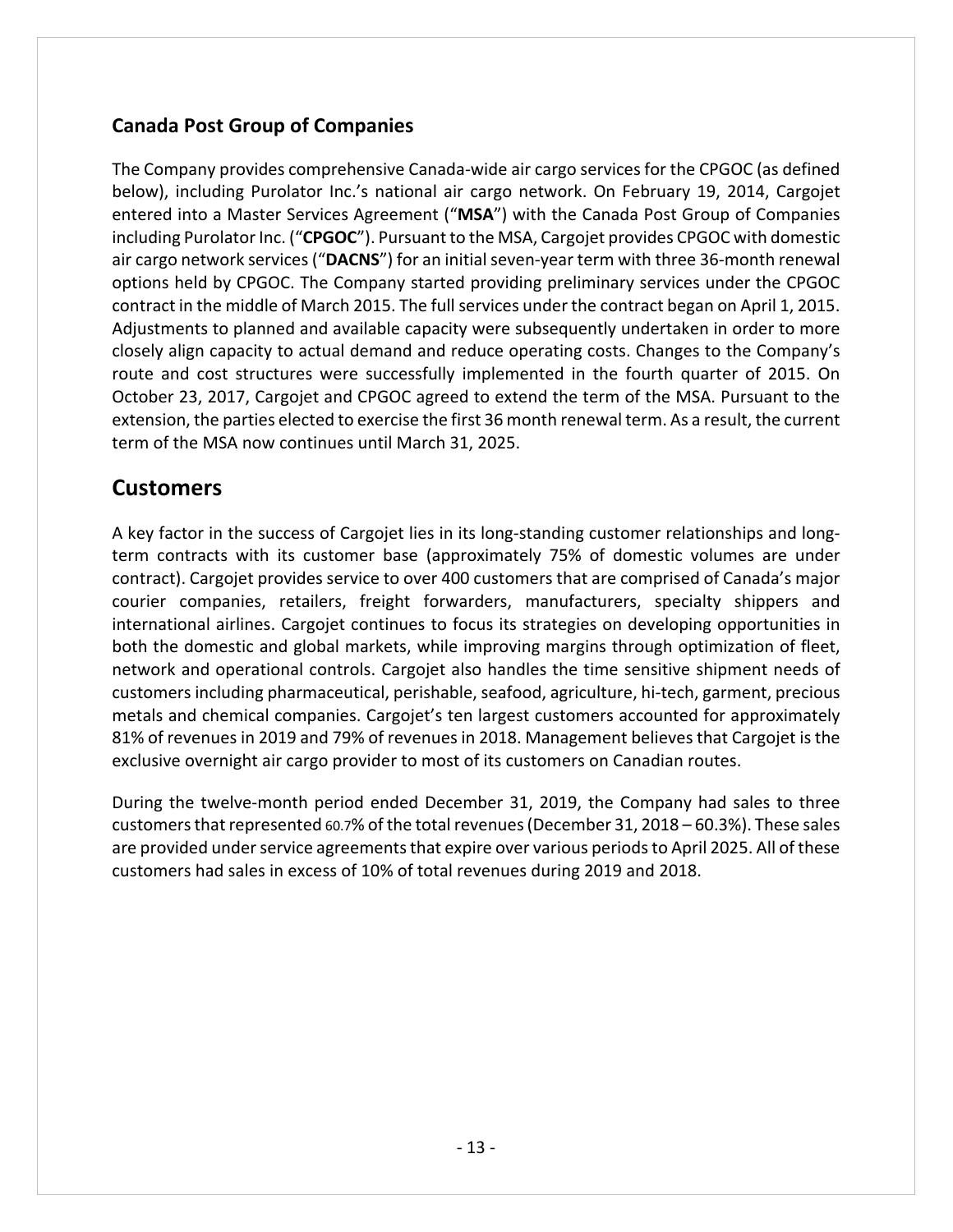### Canada Post Group of Companies

The Company provides comprehensive Canada-wide air cargo services for the CPGOC (as defined below), including Purolator Inc.'s national air cargo network. On February 19, 2014, Cargojet entered into a Master Services Agreement ("**MSA**") with the Canada Post Group of Companies including Purolator Inc. ("**CPGOC**"). Pursuant to the MSA, Cargojet provides CPGOC with domestic air cargo network services ("**DACNS**") for an initial seven-year term with three 36-month renewal options held by CPGOC. The Company started providing preliminary services under the CPGOC contract in the middle of March 2015. The full services under the contract began on April 1, 2015. Adjustments to planned and available capacity were subsequently undertaken in order to more closely align capacity to actual demand and reduce operating costs. Changes to the Company's route and cost structures were successfully implemented in the fourth quarter of 2015. On October 23, 2017, Cargojet and CPGOC agreed to extend the term of the MSA. Pursuant to the extension, the parties elected to exercise the first 36 month renewal term. As a result, the current term of the MSA now continues until March 31, 2025.

## Customers

A key factor in the success of Cargojet lies in its long-standing customer relationships and long-term contracts with its customer base (approximately 75% of domestic volumes are under contract). Cargojet provides service to over 400 customers that are comprised of Canada's major courier companies, retailers, freight forwarders, manufacturers, specialty shippers and international airlines. Cargojet continues to focus its strategies on developing opportunities in both the domestic and global markets, while improving margins through optimization of fleet, network and operational controls. Cargojet also handles the time sensitive shipment needs of customers including pharmaceutical, perishable, seafood, agriculture, hi-tech, garment, precious metals and chemical companies. Cargojet's ten largest customers accounted for approximately 81% of revenues in 2019 and 79% of revenues in 2018. Management believes that Cargojet is the exclusive overnight air cargo provider to most of its customers on Canadian routes.

During the twelve-month period ended December 31, 2019, the Company had sales to three customers that represented 60.7% of the total revenues (December 31, 2018 – 60.3%). These sales are provided under service agreements that expire over various periods to April 2025. All of these customers had sales in excess of 10% of total revenues during 2019 and 2018.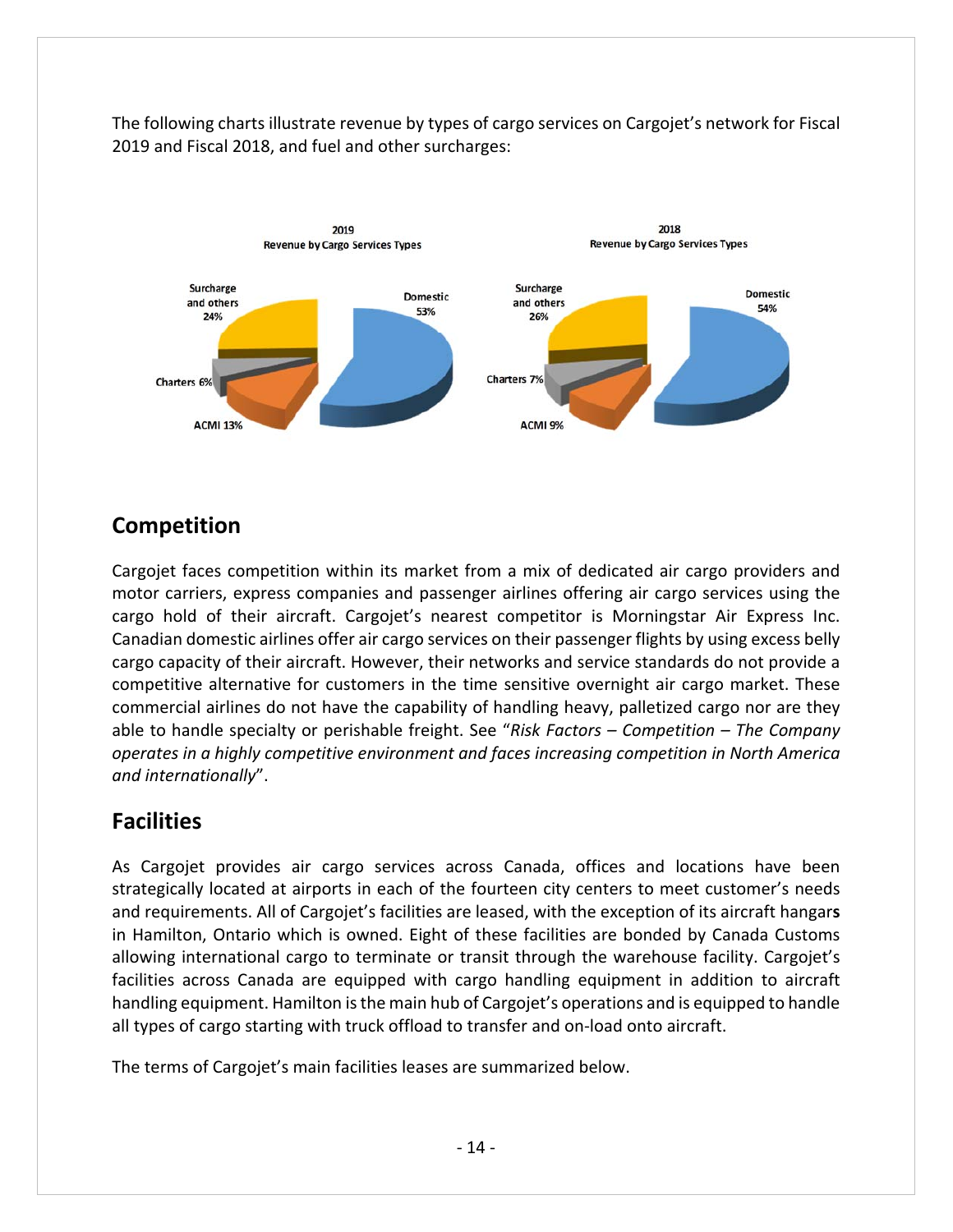The following charts illustrate revenue by types of cargo services on Cargojet's network for Fiscal 2019 and Fiscal 2018, and fuel and other surcharges:

**2019 Revenue by Cargo Services Types**

| Type | % |
|---|---|
| Domestic | 53% |
| ACMI | 13% |
| Charters | 6% |
| Surcharge and others | 24% |

**2018 Revenue by Cargo Services Types**

| Type | % |
|---|---|
| Domestic | 54% |
| ACMI | 9% |
| Charters | 7% |
| Surcharge and others | 26% |

## Competition

Cargojet faces competition within its market from a mix of dedicated air cargo providers and motor carriers, express companies and passenger airlines offering air cargo services using the cargo hold of their aircraft. Cargojet's nearest competitor is Morningstar Air Express Inc. Canadian domestic airlines offer air cargo services on their passenger flights by using excess belly cargo capacity of their aircraft. However, their networks and service standards do not provide a competitive alternative for customers in the time sensitive overnight air cargo market. These commercial airlines do not have the capability of handling heavy, palletized cargo nor are they able to handle specialty or perishable freight. See "*Risk Factors – Competition – The Company operates in a highly competitive environment and faces increasing competition in North America and internationally*".

## Facilities

As Cargojet provides air cargo services across Canada, offices and locations have been strategically located at airports in each of the fourteen city centers to meet customer's needs and requirements. All of Cargojet's facilities are leased, with the exception of its aircraft hangar**s** in Hamilton, Ontario which is owned. Eight of these facilities are bonded by Canada Customs allowing international cargo to terminate or transit through the warehouse facility. Cargojet's facilities across Canada are equipped with cargo handling equipment in addition to aircraft handling equipment. Hamilton is the main hub of Cargojet's operations and is equipped to handle all types of cargo starting with truck offload to transfer and on-load onto aircraft.

The terms of Cargojet's main facilities leases are summarized below.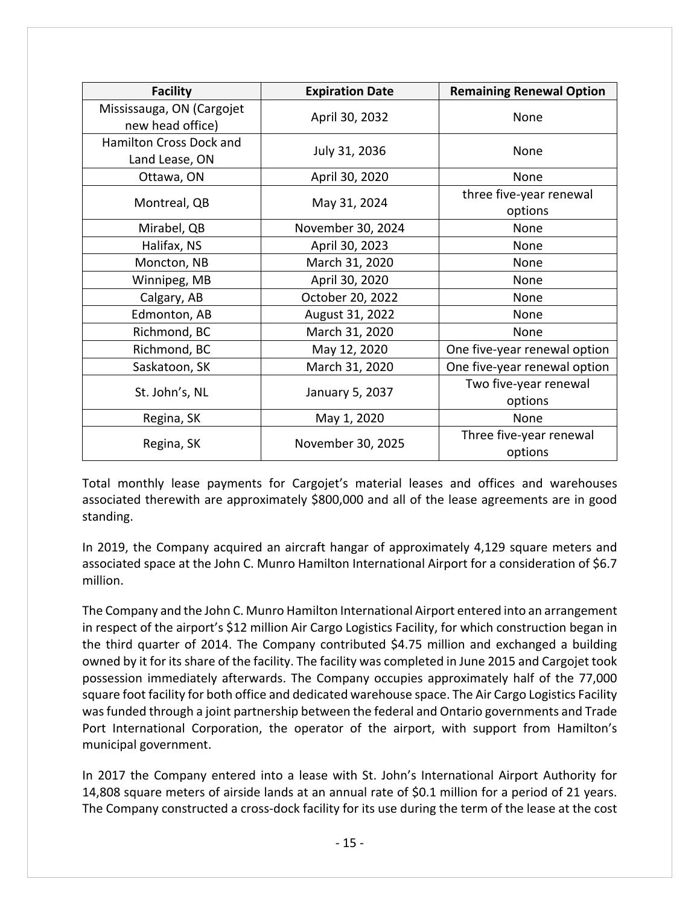| Facility | Expiration Date | Remaining Renewal Option |
|---|---|---|
| Mississauga, ON (Cargojet new head office) | April 30, 2032 | None |
| Hamilton Cross Dock and Land Lease, ON | July 31, 2036 | None |
| Ottawa, ON | April 30, 2020 | None |
| Montreal, QB | May 31, 2024 | three five-year renewal options |
| Mirabel, QB | November 30, 2024 | None |
| Halifax, NS | April 30, 2023 | None |
| Moncton, NB | March 31, 2020 | None |
| Winnipeg, MB | April 30, 2020 | None |
| Calgary, AB | October 20, 2022 | None |
| Edmonton, AB | August 31, 2022 | None |
| Richmond, BC | March 31, 2020 | None |
| Richmond, BC | May 12, 2020 | One five-year renewal option |
| Saskatoon, SK | March 31, 2020 | One five-year renewal option |
| St. John's, NL | January 5, 2037 | Two five-year renewal options |
| Regina, SK | May 1, 2020 | None |
| Regina, SK | November 30, 2025 | Three five-year renewal options |

Total monthly lease payments for Cargojet's material leases and offices and warehouses associated therewith are approximately $800,000 and all of the lease agreements are in good standing.

In 2019, the Company acquired an aircraft hangar of approximately 4,129 square meters and associated space at the John C. Munro Hamilton International Airport for a consideration of $6.7 million.

The Company and the John C. Munro Hamilton International Airport entered into an arrangement in respect of the airport's $12 million Air Cargo Logistics Facility, for which construction began in the third quarter of 2014. The Company contributed $4.75 million and exchanged a building owned by it for its share of the facility. The facility was completed in June 2015 and Cargojet took possession immediately afterwards. The Company occupies approximately half of the 77,000 square foot facility for both office and dedicated warehouse space. The Air Cargo Logistics Facility was funded through a joint partnership between the federal and Ontario governments and Trade Port International Corporation, the operator of the airport, with support from Hamilton's municipal government.

In 2017 the Company entered into a lease with St. John's International Airport Authority for 14,808 square meters of airside lands at an annual rate of $0.1 million for a period of 21 years. The Company constructed a cross-dock facility for its use during the term of the lease at the cost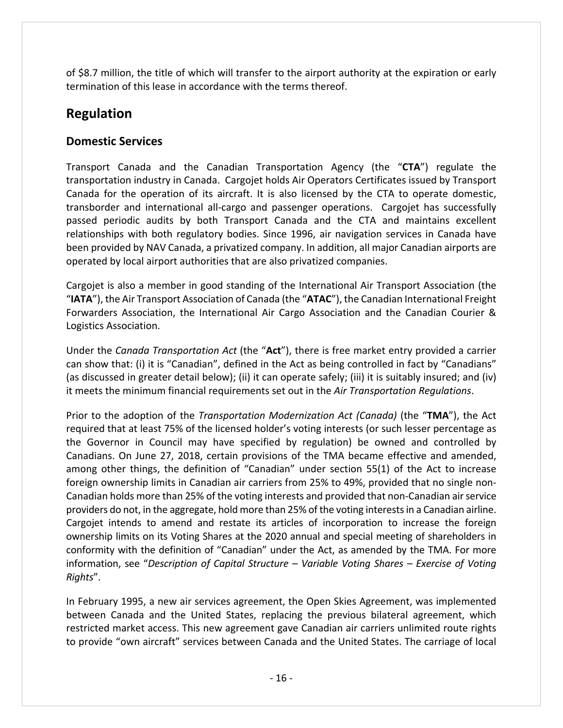of $8.7 million, the title of which will transfer to the airport authority at the expiration or early termination of this lease in accordance with the terms thereof.

## Regulation

### Domestic Services

Transport Canada and the Canadian Transportation Agency (the "**CTA**") regulate the transportation industry in Canada. Cargojet holds Air Operators Certificates issued by Transport Canada for the operation of its aircraft. It is also licensed by the CTA to operate domestic, transborder and international all-cargo and passenger operations. Cargojet has successfully passed periodic audits by both Transport Canada and the CTA and maintains excellent relationships with both regulatory bodies. Since 1996, air navigation services in Canada have been provided by NAV Canada, a privatized company. In addition, all major Canadian airports are operated by local airport authorities that are also privatized companies.

Cargojet is also a member in good standing of the International Air Transport Association (the "**IATA**"), the Air Transport Association of Canada (the "**ATAC**"), the Canadian International Freight Forwarders Association, the International Air Cargo Association and the Canadian Courier & Logistics Association.

Under the *Canada Transportation Act* (the "**Act**"), there is free market entry provided a carrier can show that: (i) it is "Canadian", defined in the Act as being controlled in fact by "Canadians" (as discussed in greater detail below); (ii) it can operate safely; (iii) it is suitably insured; and (iv) it meets the minimum financial requirements set out in the *Air Transportation Regulations*.

Prior to the adoption of the *Transportation Modernization Act (Canada)* (the "**TMA**"), the Act required that at least 75% of the licensed holder's voting interests (or such lesser percentage as the Governor in Council may have specified by regulation) be owned and controlled by Canadians. On June 27, 2018, certain provisions of the TMA became effective and amended, among other things, the definition of "Canadian" under section 55(1) of the Act to increase foreign ownership limits in Canadian air carriers from 25% to 49%, provided that no single non-Canadian holds more than 25% of the voting interests and provided that non-Canadian air service providers do not, in the aggregate, hold more than 25% of the voting interests in a Canadian airline. Cargojet intends to amend and restate its articles of incorporation to increase the foreign ownership limits on its Voting Shares at the 2020 annual and special meeting of shareholders in conformity with the definition of "Canadian" under the Act, as amended by the TMA. For more information, see "*Description of Capital Structure – Variable Voting Shares – Exercise of Voting Rights*".

In February 1995, a new air services agreement, the Open Skies Agreement, was implemented between Canada and the United States, replacing the previous bilateral agreement, which restricted market access. This new agreement gave Canadian air carriers unlimited route rights to provide "own aircraft" services between Canada and the United States. The carriage of local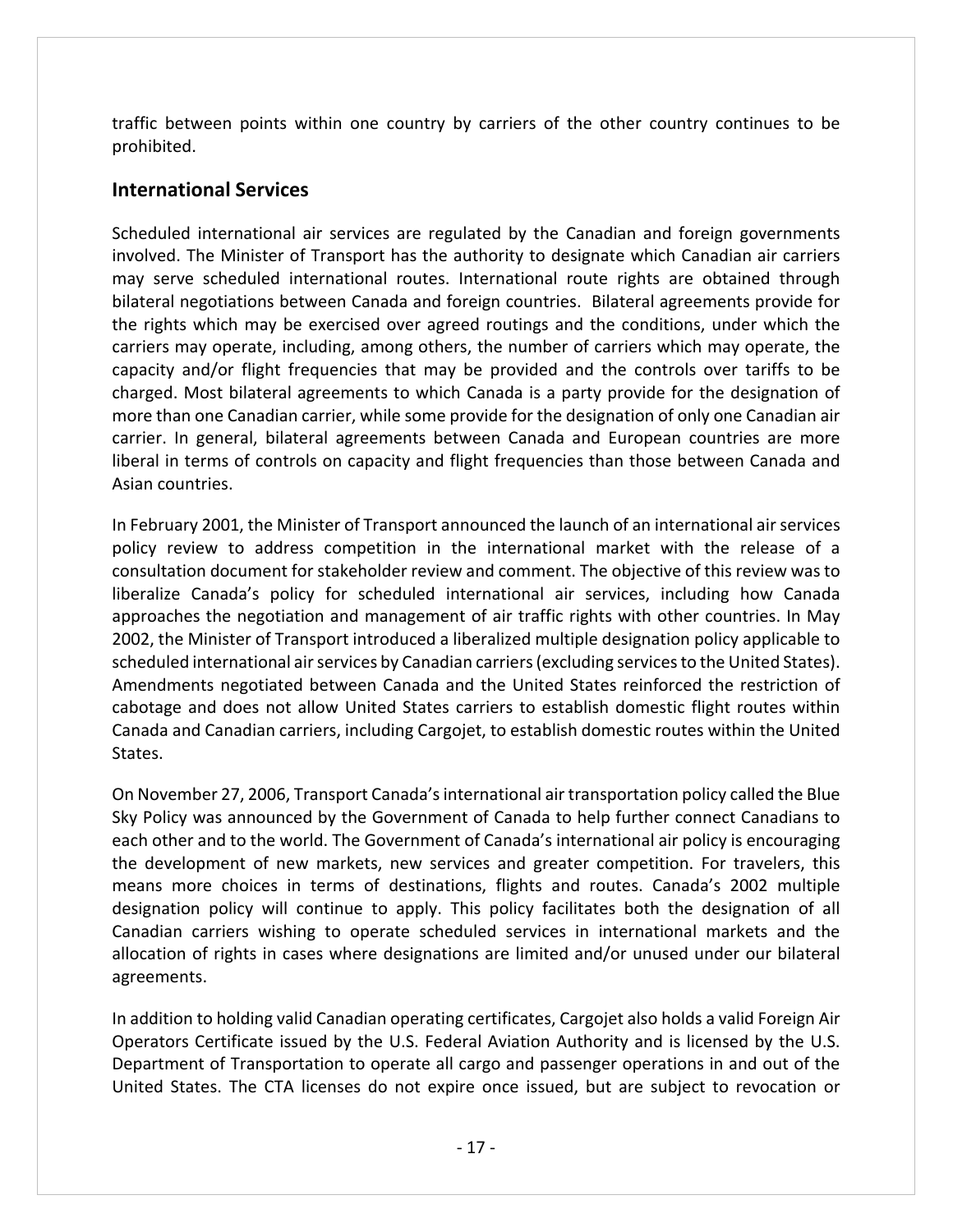traffic between points within one country by carriers of the other country continues to be prohibited.

## International Services

Scheduled international air services are regulated by the Canadian and foreign governments involved. The Minister of Transport has the authority to designate which Canadian air carriers may serve scheduled international routes. International route rights are obtained through bilateral negotiations between Canada and foreign countries. Bilateral agreements provide for the rights which may be exercised over agreed routings and the conditions, under which the carriers may operate, including, among others, the number of carriers which may operate, the capacity and/or flight frequencies that may be provided and the controls over tariffs to be charged. Most bilateral agreements to which Canada is a party provide for the designation of more than one Canadian carrier, while some provide for the designation of only one Canadian air carrier. In general, bilateral agreements between Canada and European countries are more liberal in terms of controls on capacity and flight frequencies than those between Canada and Asian countries.

In February 2001, the Minister of Transport announced the launch of an international air services policy review to address competition in the international market with the release of a consultation document for stakeholder review and comment. The objective of this review was to liberalize Canada's policy for scheduled international air services, including how Canada approaches the negotiation and management of air traffic rights with other countries. In May 2002, the Minister of Transport introduced a liberalized multiple designation policy applicable to scheduled international air services by Canadian carriers (excluding services to the United States). Amendments negotiated between Canada and the United States reinforced the restriction of cabotage and does not allow United States carriers to establish domestic flight routes within Canada and Canadian carriers, including Cargojet, to establish domestic routes within the United States.

On November 27, 2006, Transport Canada's international air transportation policy called the Blue Sky Policy was announced by the Government of Canada to help further connect Canadians to each other and to the world. The Government of Canada's international air policy is encouraging the development of new markets, new services and greater competition. For travelers, this means more choices in terms of destinations, flights and routes. Canada's 2002 multiple designation policy will continue to apply. This policy facilitates both the designation of all Canadian carriers wishing to operate scheduled services in international markets and the allocation of rights in cases where designations are limited and/or unused under our bilateral agreements.

In addition to holding valid Canadian operating certificates, Cargojet also holds a valid Foreign Air Operators Certificate issued by the U.S. Federal Aviation Authority and is licensed by the U.S. Department of Transportation to operate all cargo and passenger operations in and out of the United States. The CTA licenses do not expire once issued, but are subject to revocation or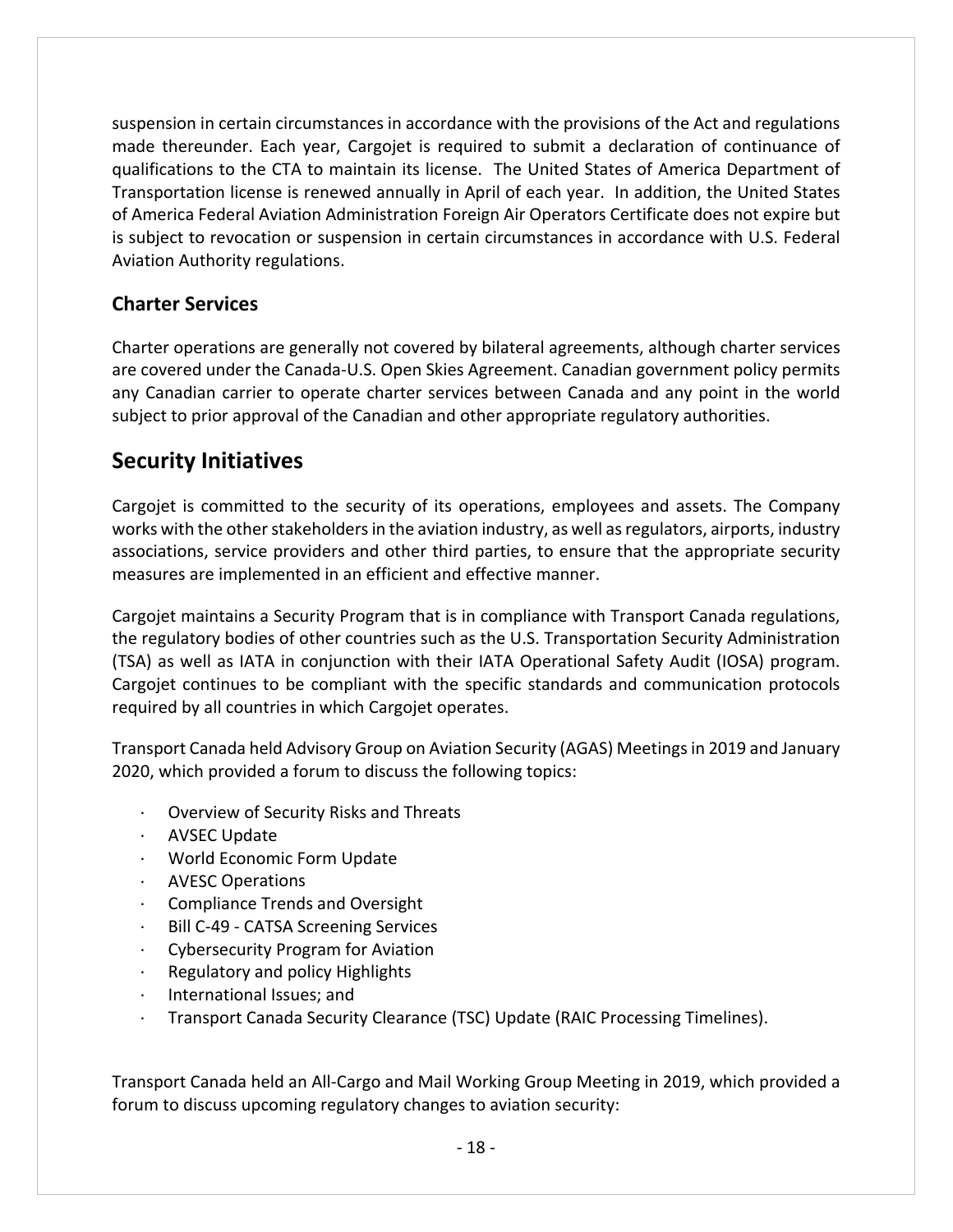suspension in certain circumstances in accordance with the provisions of the Act and regulations made thereunder. Each year, Cargojet is required to submit a declaration of continuance of qualifications to the CTA to maintain its license. The United States of America Department of Transportation license is renewed annually in April of each year. In addition, the United States of America Federal Aviation Administration Foreign Air Operators Certificate does not expire but is subject to revocation or suspension in certain circumstances in accordance with U.S. Federal Aviation Authority regulations.

### Charter Services

Charter operations are generally not covered by bilateral agreements, although charter services are covered under the Canada-U.S. Open Skies Agreement. Canadian government policy permits any Canadian carrier to operate charter services between Canada and any point in the world subject to prior approval of the Canadian and other appropriate regulatory authorities.

## Security Initiatives

Cargojet is committed to the security of its operations, employees and assets. The Company works with the other stakeholders in the aviation industry, as well as regulators, airports, industry associations, service providers and other third parties, to ensure that the appropriate security measures are implemented in an efficient and effective manner.

Cargojet maintains a Security Program that is in compliance with Transport Canada regulations, the regulatory bodies of other countries such as the U.S. Transportation Security Administration (TSA) as well as IATA in conjunction with their IATA Operational Safety Audit (IOSA) program. Cargojet continues to be compliant with the specific standards and communication protocols required by all countries in which Cargojet operates.

Transport Canada held Advisory Group on Aviation Security (AGAS) Meetings in 2019 and January 2020, which provided a forum to discuss the following topics:

- Overview of Security Risks and Threats
- AVSEC Update
- World Economic Form Update
- AVESC Operations
- Compliance Trends and Oversight
- Bill C-49 - CATSA Screening Services
- Cybersecurity Program for Aviation
- Regulatory and policy Highlights
- International Issues; and
- Transport Canada Security Clearance (TSC) Update (RAIC Processing Timelines).

Transport Canada held an All-Cargo and Mail Working Group Meeting in 2019, which provided a forum to discuss upcoming regulatory changes to aviation security: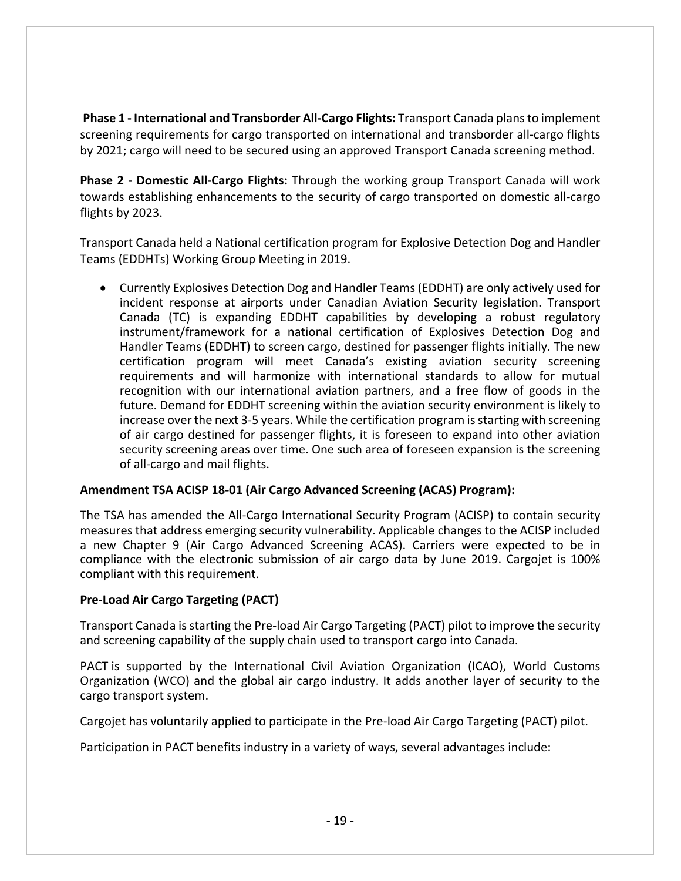**Phase 1 - International and Transborder All-Cargo Flights:** Transport Canada plans to implement screening requirements for cargo transported on international and transborder all-cargo flights by 2021; cargo will need to be secured using an approved Transport Canada screening method.

**Phase 2 - Domestic All-Cargo Flights:** Through the working group Transport Canada will work towards establishing enhancements to the security of cargo transported on domestic all-cargo flights by 2023.

Transport Canada held a National certification program for Explosive Detection Dog and Handler Teams (EDDHTs) Working Group Meeting in 2019.

- Currently Explosives Detection Dog and Handler Teams (EDDHT) are only actively used for incident response at airports under Canadian Aviation Security legislation. Transport Canada (TC) is expanding EDDHT capabilities by developing a robust regulatory instrument/framework for a national certification of Explosives Detection Dog and Handler Teams (EDDHT) to screen cargo, destined for passenger flights initially. The new certification program will meet Canada's existing aviation security screening requirements and will harmonize with international standards to allow for mutual recognition with our international aviation partners, and a free flow of goods in the future. Demand for EDDHT screening within the aviation security environment is likely to increase over the next 3-5 years. While the certification program is starting with screening of air cargo destined for passenger flights, it is foreseen to expand into other aviation security screening areas over time. One such area of foreseen expansion is the screening of all-cargo and mail flights.

**Amendment TSA ACISP 18-01 (Air Cargo Advanced Screening (ACAS) Program):**

The TSA has amended the All-Cargo International Security Program (ACISP) to contain security measures that address emerging security vulnerability. Applicable changes to the ACISP included a new Chapter 9 (Air Cargo Advanced Screening ACAS). Carriers were expected to be in compliance with the electronic submission of air cargo data by June 2019. Cargojet is 100% compliant with this requirement.

**Pre-Load Air Cargo Targeting (PACT)**

Transport Canada is starting the Pre-load Air Cargo Targeting (PACT) pilot to improve the security and screening capability of the supply chain used to transport cargo into Canada.

PACT is supported by the International Civil Aviation Organization (ICAO), World Customs Organization (WCO) and the global air cargo industry. It adds another layer of security to the cargo transport system.

Cargojet has voluntarily applied to participate in the Pre-load Air Cargo Targeting (PACT) pilot.

Participation in PACT benefits industry in a variety of ways, several advantages include: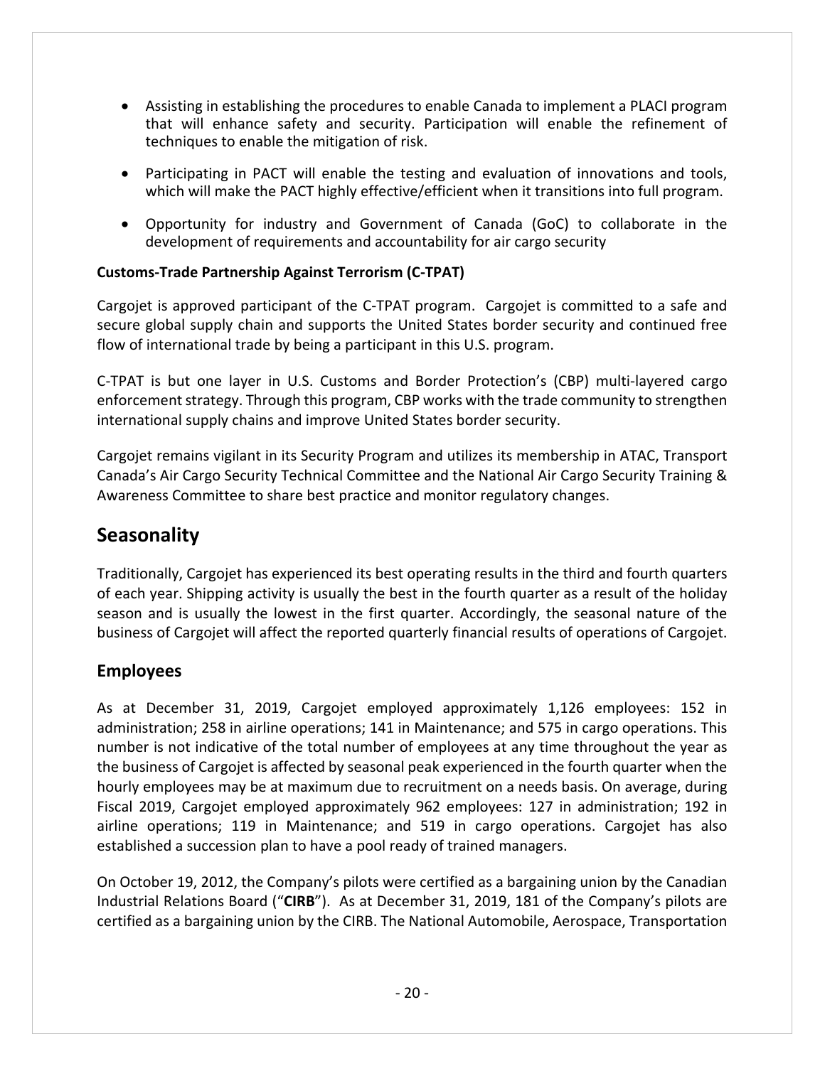- Assisting in establishing the procedures to enable Canada to implement a PLACI program that will enhance safety and security. Participation will enable the refinement of techniques to enable the mitigation of risk.
- Participating in PACT will enable the testing and evaluation of innovations and tools, which will make the PACT highly effective/efficient when it transitions into full program.
- Opportunity for industry and Government of Canada (GoC) to collaborate in the development of requirements and accountability for air cargo security

**Customs-Trade Partnership Against Terrorism (C-TPAT)**

Cargojet is approved participant of the C-TPAT program. Cargojet is committed to a safe and secure global supply chain and supports the United States border security and continued free flow of international trade by being a participant in this U.S. program.

C-TPAT is but one layer in U.S. Customs and Border Protection's (CBP) multi-layered cargo enforcement strategy. Through this program, CBP works with the trade community to strengthen international supply chains and improve United States border security.

Cargojet remains vigilant in its Security Program and utilizes its membership in ATAC, Transport Canada's Air Cargo Security Technical Committee and the National Air Cargo Security Training & Awareness Committee to share best practice and monitor regulatory changes.

# Seasonality

Traditionally, Cargojet has experienced its best operating results in the third and fourth quarters of each year. Shipping activity is usually the best in the fourth quarter as a result of the holiday season and is usually the lowest in the first quarter. Accordingly, the seasonal nature of the business of Cargojet will affect the reported quarterly financial results of operations of Cargojet.

## Employees

As at December 31, 2019, Cargojet employed approximately 1,126 employees: 152 in administration; 258 in airline operations; 141 in Maintenance; and 575 in cargo operations. This number is not indicative of the total number of employees at any time throughout the year as the business of Cargojet is affected by seasonal peak experienced in the fourth quarter when the hourly employees may be at maximum due to recruitment on a needs basis. On average, during Fiscal 2019, Cargojet employed approximately 962 employees: 127 in administration; 192 in airline operations; 119 in Maintenance; and 519 in cargo operations. Cargojet has also established a succession plan to have a pool ready of trained managers.

On October 19, 2012, the Company's pilots were certified as a bargaining union by the Canadian Industrial Relations Board ("**CIRB**"). As at December 31, 2019, 181 of the Company's pilots are certified as a bargaining union by the CIRB. The National Automobile, Aerospace, Transportation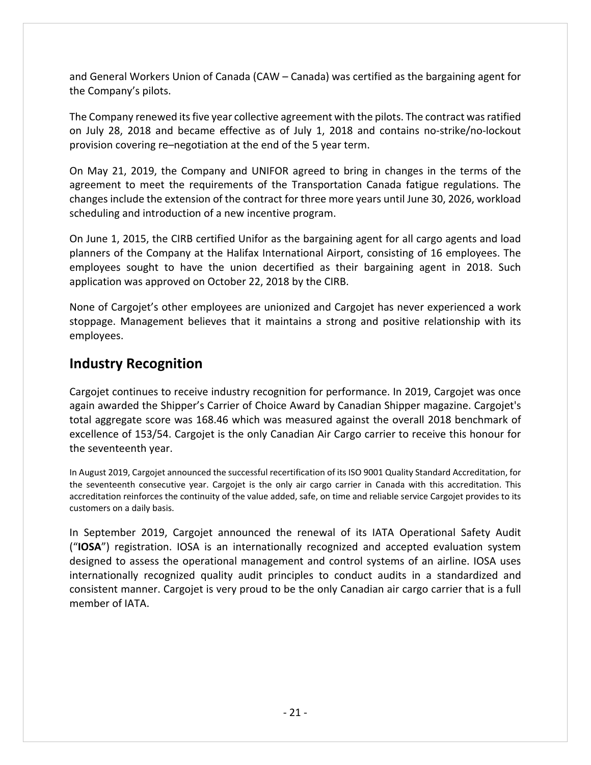and General Workers Union of Canada (CAW – Canada) was certified as the bargaining agent for the Company's pilots.

The Company renewed its five year collective agreement with the pilots. The contract was ratified on July 28, 2018 and became effective as of July 1, 2018 and contains no-strike/no-lockout provision covering re–negotiation at the end of the 5 year term.

On May 21, 2019, the Company and UNIFOR agreed to bring in changes in the terms of the agreement to meet the requirements of the Transportation Canada fatigue regulations. The changes include the extension of the contract for three more years until June 30, 2026, workload scheduling and introduction of a new incentive program.

On June 1, 2015, the CIRB certified Unifor as the bargaining agent for all cargo agents and load planners of the Company at the Halifax International Airport, consisting of 16 employees. The employees sought to have the union decertified as their bargaining agent in 2018. Such application was approved on October 22, 2018 by the CIRB.

None of Cargojet's other employees are unionized and Cargojet has never experienced a work stoppage. Management believes that it maintains a strong and positive relationship with its employees.

## Industry Recognition

Cargojet continues to receive industry recognition for performance. In 2019, Cargojet was once again awarded the Shipper's Carrier of Choice Award by Canadian Shipper magazine. Cargojet's total aggregate score was 168.46 which was measured against the overall 2018 benchmark of excellence of 153/54. Cargojet is the only Canadian Air Cargo carrier to receive this honour for the seventeenth year.

In August 2019, Cargojet announced the successful recertification of its ISO 9001 Quality Standard Accreditation, for the seventeenth consecutive year. Cargojet is the only air cargo carrier in Canada with this accreditation. This accreditation reinforces the continuity of the value added, safe, on time and reliable service Cargojet provides to its customers on a daily basis.

In September 2019, Cargojet announced the renewal of its IATA Operational Safety Audit ("**IOSA**") registration. IOSA is an internationally recognized and accepted evaluation system designed to assess the operational management and control systems of an airline. IOSA uses internationally recognized quality audit principles to conduct audits in a standardized and consistent manner. Cargojet is very proud to be the only Canadian air cargo carrier that is a full member of IATA.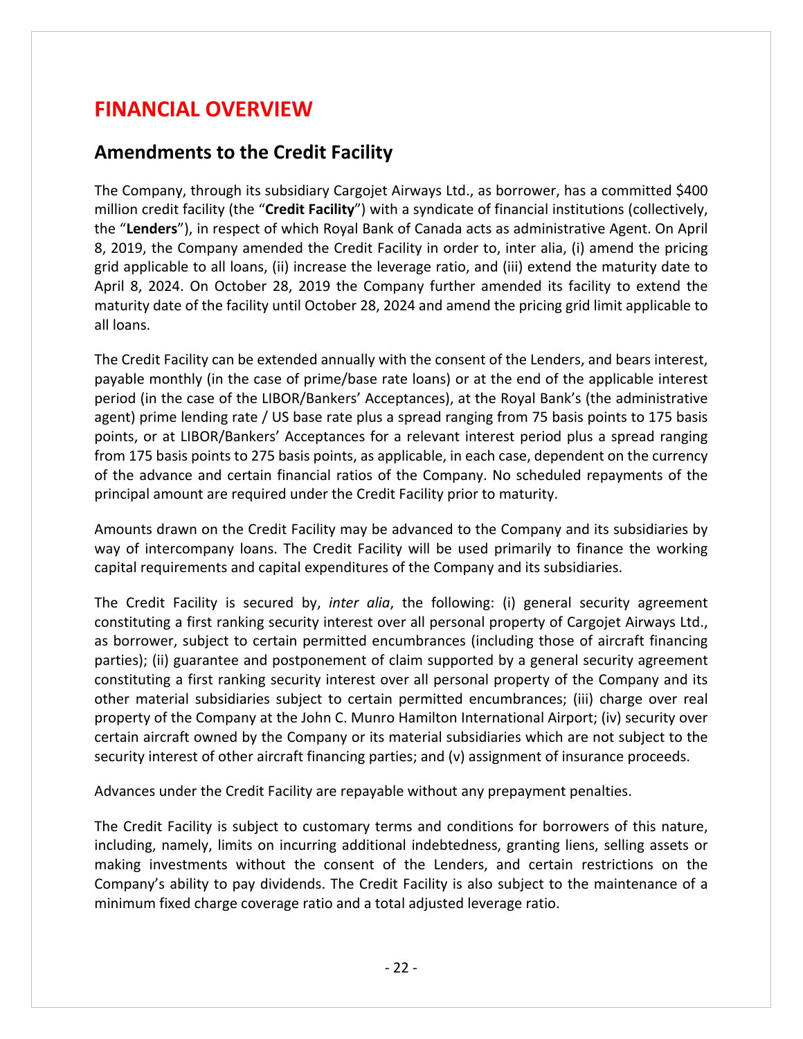# FINANCIAL OVERVIEW

## Amendments to the Credit Facility

The Company, through its subsidiary Cargojet Airways Ltd., as borrower, has a committed $400 million credit facility (the "**Credit Facility**") with a syndicate of financial institutions (collectively, the "**Lenders**"), in respect of which Royal Bank of Canada acts as administrative Agent. On April 8, 2019, the Company amended the Credit Facility in order to, inter alia, (i) amend the pricing grid applicable to all loans, (ii) increase the leverage ratio, and (iii) extend the maturity date to April 8, 2024. On October 28, 2019 the Company further amended its facility to extend the maturity date of the facility until October 28, 2024 and amend the pricing grid limit applicable to all loans.

The Credit Facility can be extended annually with the consent of the Lenders, and bears interest, payable monthly (in the case of prime/base rate loans) or at the end of the applicable interest period (in the case of the LIBOR/Bankers' Acceptances), at the Royal Bank's (the administrative agent) prime lending rate / US base rate plus a spread ranging from 75 basis points to 175 basis points, or at LIBOR/Bankers' Acceptances for a relevant interest period plus a spread ranging from 175 basis points to 275 basis points, as applicable, in each case, dependent on the currency of the advance and certain financial ratios of the Company. No scheduled repayments of the principal amount are required under the Credit Facility prior to maturity.

Amounts drawn on the Credit Facility may be advanced to the Company and its subsidiaries by way of intercompany loans. The Credit Facility will be used primarily to finance the working capital requirements and capital expenditures of the Company and its subsidiaries.

The Credit Facility is secured by, *inter alia*, the following: (i) general security agreement constituting a first ranking security interest over all personal property of Cargojet Airways Ltd., as borrower, subject to certain permitted encumbrances (including those of aircraft financing parties); (ii) guarantee and postponement of claim supported by a general security agreement constituting a first ranking security interest over all personal property of the Company and its other material subsidiaries subject to certain permitted encumbrances; (iii) charge over real property of the Company at the John C. Munro Hamilton International Airport; (iv) security over certain aircraft owned by the Company or its material subsidiaries which are not subject to the security interest of other aircraft financing parties; and (v) assignment of insurance proceeds.

Advances under the Credit Facility are repayable without any prepayment penalties.

The Credit Facility is subject to customary terms and conditions for borrowers of this nature, including, namely, limits on incurring additional indebtedness, granting liens, selling assets or making investments without the consent of the Lenders, and certain restrictions on the Company's ability to pay dividends. The Credit Facility is also subject to the maintenance of a minimum fixed charge coverage ratio and a total adjusted leverage ratio.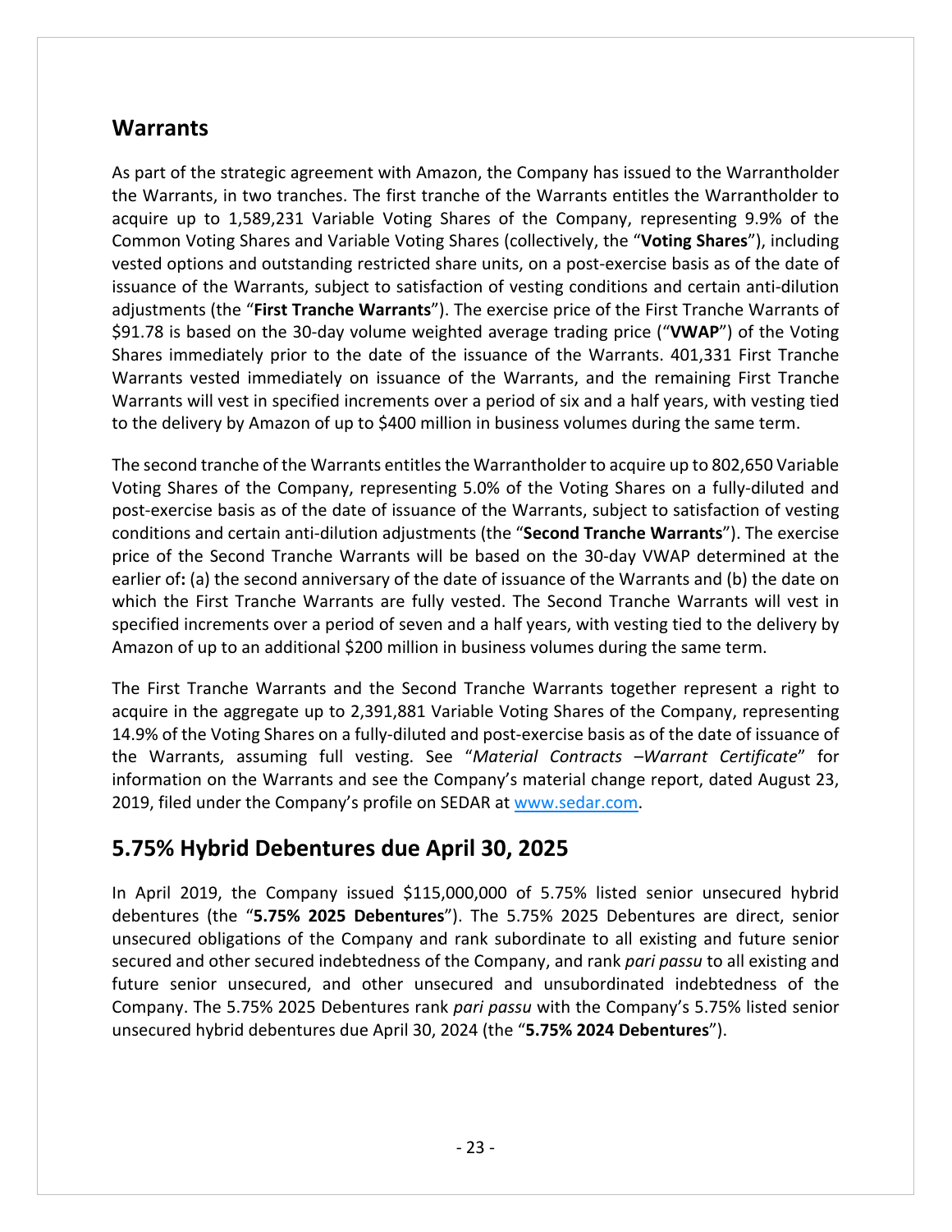## Warrants

As part of the strategic agreement with Amazon, the Company has issued to the Warrantholder the Warrants, in two tranches. The first tranche of the Warrants entitles the Warrantholder to acquire up to 1,589,231 Variable Voting Shares of the Company, representing 9.9% of the Common Voting Shares and Variable Voting Shares (collectively, the "**Voting Shares**"), including vested options and outstanding restricted share units, on a post-exercise basis as of the date of issuance of the Warrants, subject to satisfaction of vesting conditions and certain anti-dilution adjustments (the "**First Tranche Warrants**"). The exercise price of the First Tranche Warrants of $91.78 is based on the 30-day volume weighted average trading price ("**VWAP**") of the Voting Shares immediately prior to the date of the issuance of the Warrants. 401,331 First Tranche Warrants vested immediately on issuance of the Warrants, and the remaining First Tranche Warrants will vest in specified increments over a period of six and a half years, with vesting tied to the delivery by Amazon of up to $400 million in business volumes during the same term.

The second tranche of the Warrants entitles the Warrantholder to acquire up to 802,650 Variable Voting Shares of the Company, representing 5.0% of the Voting Shares on a fully-diluted and post-exercise basis as of the date of issuance of the Warrants, subject to satisfaction of vesting conditions and certain anti-dilution adjustments (the "**Second Tranche Warrants**"). The exercise price of the Second Tranche Warrants will be based on the 30-day VWAP determined at the earlier of**:** (a) the second anniversary of the date of issuance of the Warrants and (b) the date on which the First Tranche Warrants are fully vested. The Second Tranche Warrants will vest in specified increments over a period of seven and a half years, with vesting tied to the delivery by Amazon of up to an additional $200 million in business volumes during the same term.

The First Tranche Warrants and the Second Tranche Warrants together represent a right to acquire in the aggregate up to 2,391,881 Variable Voting Shares of the Company, representing 14.9% of the Voting Shares on a fully-diluted and post-exercise basis as of the date of issuance of the Warrants, assuming full vesting. See "*Material Contracts –Warrant Certificate*" for information on the Warrants and see the Company's material change report, dated August 23, 2019, filed under the Company's profile on SEDAR at www.sedar.com.

## 5.75% Hybrid Debentures due April 30, 2025

In April 2019, the Company issued $115,000,000 of 5.75% listed senior unsecured hybrid debentures (the "**5.75% 2025 Debentures**"). The 5.75% 2025 Debentures are direct, senior unsecured obligations of the Company and rank subordinate to all existing and future senior secured and other secured indebtedness of the Company, and rank *pari passu* to all existing and future senior unsecured, and other unsecured and unsubordinated indebtedness of the Company. The 5.75% 2025 Debentures rank *pari passu* with the Company's 5.75% listed senior unsecured hybrid debentures due April 30, 2024 (the "**5.75% 2024 Debentures**").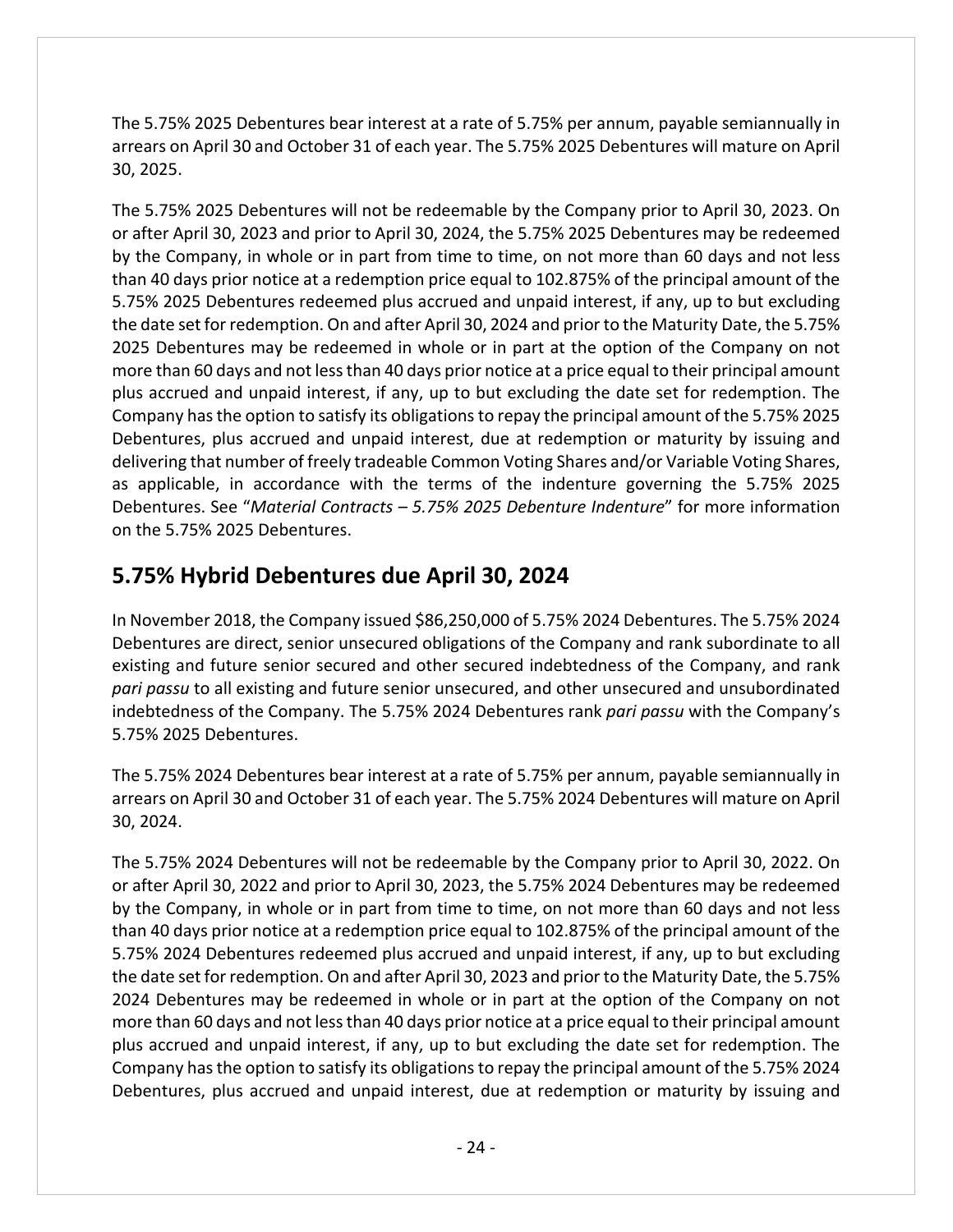The 5.75% 2025 Debentures bear interest at a rate of 5.75% per annum, payable semiannually in arrears on April 30 and October 31 of each year. The 5.75% 2025 Debentures will mature on April 30, 2025.

The 5.75% 2025 Debentures will not be redeemable by the Company prior to April 30, 2023. On or after April 30, 2023 and prior to April 30, 2024, the 5.75% 2025 Debentures may be redeemed by the Company, in whole or in part from time to time, on not more than 60 days and not less than 40 days prior notice at a redemption price equal to 102.875% of the principal amount of the 5.75% 2025 Debentures redeemed plus accrued and unpaid interest, if any, up to but excluding the date set for redemption. On and after April 30, 2024 and prior to the Maturity Date, the 5.75% 2025 Debentures may be redeemed in whole or in part at the option of the Company on not more than 60 days and not less than 40 days prior notice at a price equal to their principal amount plus accrued and unpaid interest, if any, up to but excluding the date set for redemption. The Company has the option to satisfy its obligations to repay the principal amount of the 5.75% 2025 Debentures, plus accrued and unpaid interest, due at redemption or maturity by issuing and delivering that number of freely tradeable Common Voting Shares and/or Variable Voting Shares, as applicable, in accordance with the terms of the indenture governing the 5.75% 2025 Debentures. See "*Material Contracts – 5.75% 2025 Debenture Indenture*" for more information on the 5.75% 2025 Debentures.

## 5.75% Hybrid Debentures due April 30, 2024

In November 2018, the Company issued $86,250,000 of 5.75% 2024 Debentures. The 5.75% 2024 Debentures are direct, senior unsecured obligations of the Company and rank subordinate to all existing and future senior secured and other secured indebtedness of the Company, and rank *pari passu* to all existing and future senior unsecured, and other unsecured and unsubordinated indebtedness of the Company. The 5.75% 2024 Debentures rank *pari passu* with the Company's 5.75% 2025 Debentures.

The 5.75% 2024 Debentures bear interest at a rate of 5.75% per annum, payable semiannually in arrears on April 30 and October 31 of each year. The 5.75% 2024 Debentures will mature on April 30, 2024.

The 5.75% 2024 Debentures will not be redeemable by the Company prior to April 30, 2022. On or after April 30, 2022 and prior to April 30, 2023, the 5.75% 2024 Debentures may be redeemed by the Company, in whole or in part from time to time, on not more than 60 days and not less than 40 days prior notice at a redemption price equal to 102.875% of the principal amount of the 5.75% 2024 Debentures redeemed plus accrued and unpaid interest, if any, up to but excluding the date set for redemption. On and after April 30, 2023 and prior to the Maturity Date, the 5.75% 2024 Debentures may be redeemed in whole or in part at the option of the Company on not more than 60 days and not less than 40 days prior notice at a price equal to their principal amount plus accrued and unpaid interest, if any, up to but excluding the date set for redemption. The Company has the option to satisfy its obligations to repay the principal amount of the 5.75% 2024 Debentures, plus accrued and unpaid interest, due at redemption or maturity by issuing and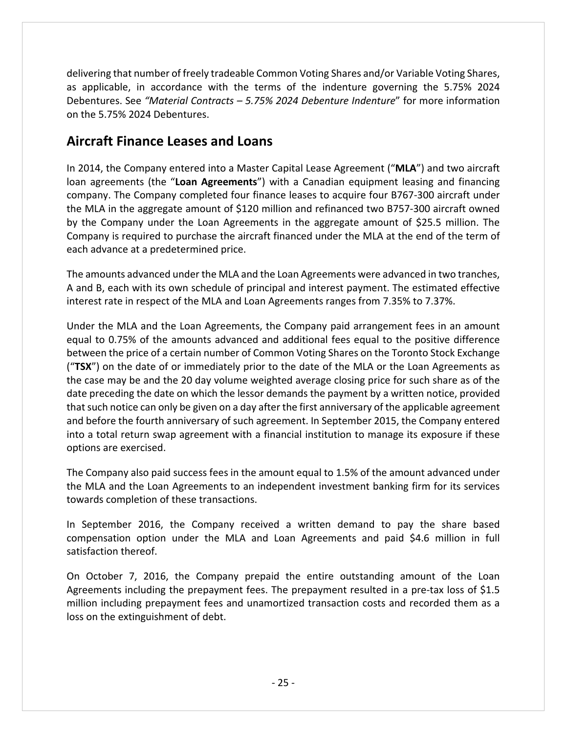delivering that number of freely tradeable Common Voting Shares and/or Variable Voting Shares, as applicable, in accordance with the terms of the indenture governing the 5.75% 2024 Debentures. See *"Material Contracts – 5.75% 2024 Debenture Indenture*" for more information on the 5.75% 2024 Debentures.

## Aircraft Finance Leases and Loans

In 2014, the Company entered into a Master Capital Lease Agreement ("**MLA**") and two aircraft loan agreements (the "**Loan Agreements**") with a Canadian equipment leasing and financing company. The Company completed four finance leases to acquire four B767-300 aircraft under the MLA in the aggregate amount of $120 million and refinanced two B757-300 aircraft owned by the Company under the Loan Agreements in the aggregate amount of $25.5 million. The Company is required to purchase the aircraft financed under the MLA at the end of the term of each advance at a predetermined price.

The amounts advanced under the MLA and the Loan Agreements were advanced in two tranches, A and B, each with its own schedule of principal and interest payment. The estimated effective interest rate in respect of the MLA and Loan Agreements ranges from 7.35% to 7.37%.

Under the MLA and the Loan Agreements, the Company paid arrangement fees in an amount equal to 0.75% of the amounts advanced and additional fees equal to the positive difference between the price of a certain number of Common Voting Shares on the Toronto Stock Exchange ("**TSX**") on the date of or immediately prior to the date of the MLA or the Loan Agreements as the case may be and the 20 day volume weighted average closing price for such share as of the date preceding the date on which the lessor demands the payment by a written notice, provided that such notice can only be given on a day after the first anniversary of the applicable agreement and before the fourth anniversary of such agreement. In September 2015, the Company entered into a total return swap agreement with a financial institution to manage its exposure if these options are exercised.

The Company also paid success fees in the amount equal to 1.5% of the amount advanced under the MLA and the Loan Agreements to an independent investment banking firm for its services towards completion of these transactions.

In September 2016, the Company received a written demand to pay the share based compensation option under the MLA and Loan Agreements and paid $4.6 million in full satisfaction thereof.

On October 7, 2016, the Company prepaid the entire outstanding amount of the Loan Agreements including the prepayment fees. The prepayment resulted in a pre-tax loss of $1.5 million including prepayment fees and unamortized transaction costs and recorded them as a loss on the extinguishment of debt.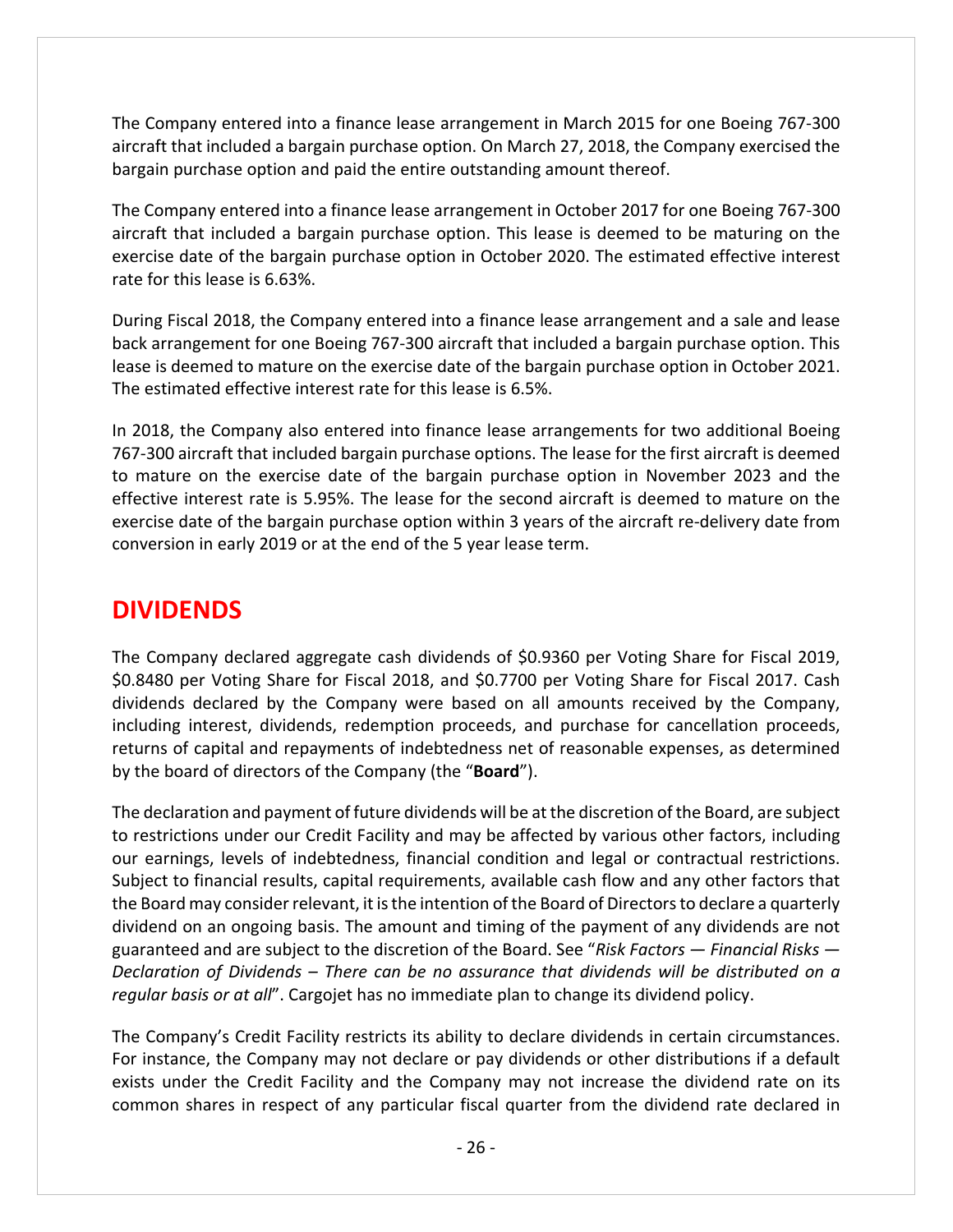The Company entered into a finance lease arrangement in March 2015 for one Boeing 767-300 aircraft that included a bargain purchase option. On March 27, 2018, the Company exercised the bargain purchase option and paid the entire outstanding amount thereof.

The Company entered into a finance lease arrangement in October 2017 for one Boeing 767-300 aircraft that included a bargain purchase option. This lease is deemed to be maturing on the exercise date of the bargain purchase option in October 2020. The estimated effective interest rate for this lease is 6.63%.

During Fiscal 2018, the Company entered into a finance lease arrangement and a sale and lease back arrangement for one Boeing 767-300 aircraft that included a bargain purchase option. This lease is deemed to mature on the exercise date of the bargain purchase option in October 2021. The estimated effective interest rate for this lease is 6.5%.

In 2018, the Company also entered into finance lease arrangements for two additional Boeing 767-300 aircraft that included bargain purchase options. The lease for the first aircraft is deemed to mature on the exercise date of the bargain purchase option in November 2023 and the effective interest rate is 5.95%. The lease for the second aircraft is deemed to mature on the exercise date of the bargain purchase option within 3 years of the aircraft re-delivery date from conversion in early 2019 or at the end of the 5 year lease term.

# DIVIDENDS

The Company declared aggregate cash dividends of $0.9360 per Voting Share for Fiscal 2019, $0.8480 per Voting Share for Fiscal 2018, and $0.7700 per Voting Share for Fiscal 2017. Cash dividends declared by the Company were based on all amounts received by the Company, including interest, dividends, redemption proceeds, and purchase for cancellation proceeds, returns of capital and repayments of indebtedness net of reasonable expenses, as determined by the board of directors of the Company (the "**Board**").

The declaration and payment of future dividends will be at the discretion of the Board, are subject to restrictions under our Credit Facility and may be affected by various other factors, including our earnings, levels of indebtedness, financial condition and legal or contractual restrictions. Subject to financial results, capital requirements, available cash flow and any other factors that the Board may consider relevant, it is the intention of the Board of Directors to declare a quarterly dividend on an ongoing basis. The amount and timing of the payment of any dividends are not guaranteed and are subject to the discretion of the Board. See "*Risk Factors — Financial Risks — Declaration of Dividends – There can be no assurance that dividends will be distributed on a regular basis or at all*". Cargojet has no immediate plan to change its dividend policy.

The Company's Credit Facility restricts its ability to declare dividends in certain circumstances. For instance, the Company may not declare or pay dividends or other distributions if a default exists under the Credit Facility and the Company may not increase the dividend rate on its common shares in respect of any particular fiscal quarter from the dividend rate declared in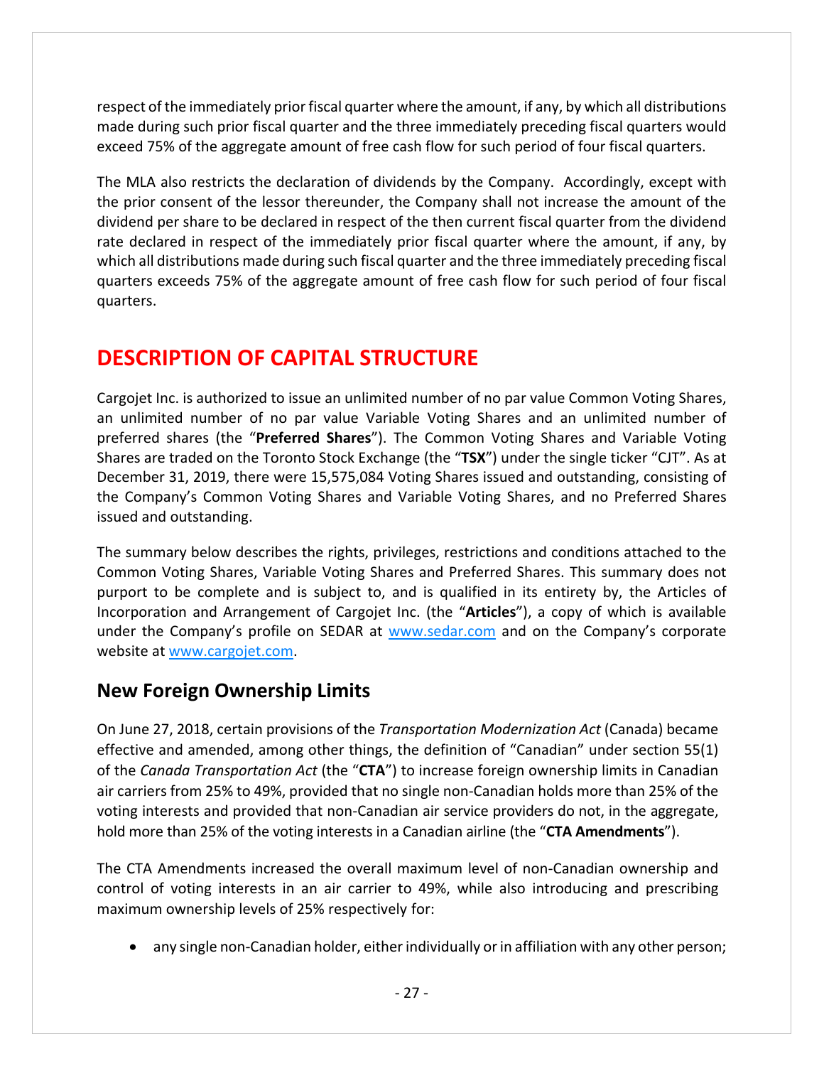respect of the immediately prior fiscal quarter where the amount, if any, by which all distributions made during such prior fiscal quarter and the three immediately preceding fiscal quarters would exceed 75% of the aggregate amount of free cash flow for such period of four fiscal quarters.

The MLA also restricts the declaration of dividends by the Company. Accordingly, except with the prior consent of the lessor thereunder, the Company shall not increase the amount of the dividend per share to be declared in respect of the then current fiscal quarter from the dividend rate declared in respect of the immediately prior fiscal quarter where the amount, if any, by which all distributions made during such fiscal quarter and the three immediately preceding fiscal quarters exceeds 75% of the aggregate amount of free cash flow for such period of four fiscal quarters.

# DESCRIPTION OF CAPITAL STRUCTURE

Cargojet Inc. is authorized to issue an unlimited number of no par value Common Voting Shares, an unlimited number of no par value Variable Voting Shares and an unlimited number of preferred shares (the "**Preferred Shares**"). The Common Voting Shares and Variable Voting Shares are traded on the Toronto Stock Exchange (the "**TSX**") under the single ticker "CJT". As at December 31, 2019, there were 15,575,084 Voting Shares issued and outstanding, consisting of the Company's Common Voting Shares and Variable Voting Shares, and no Preferred Shares issued and outstanding.

The summary below describes the rights, privileges, restrictions and conditions attached to the Common Voting Shares, Variable Voting Shares and Preferred Shares. This summary does not purport to be complete and is subject to, and is qualified in its entirety by, the Articles of Incorporation and Arrangement of Cargojet Inc. (the "**Articles**"), a copy of which is available under the Company's profile on SEDAR at www.sedar.com and on the Company's corporate website at www.cargojet.com.

## New Foreign Ownership Limits

On June 27, 2018, certain provisions of the *Transportation Modernization Act* (Canada) became effective and amended, among other things, the definition of "Canadian" under section 55(1) of the *Canada Transportation Act* (the "**CTA**") to increase foreign ownership limits in Canadian air carriers from 25% to 49%, provided that no single non-Canadian holds more than 25% of the voting interests and provided that non-Canadian air service providers do not, in the aggregate, hold more than 25% of the voting interests in a Canadian airline (the "**CTA Amendments**").

The CTA Amendments increased the overall maximum level of non-Canadian ownership and control of voting interests in an air carrier to 49%, while also introducing and prescribing maximum ownership levels of 25% respectively for:

- any single non-Canadian holder, either individually or in affiliation with any other person;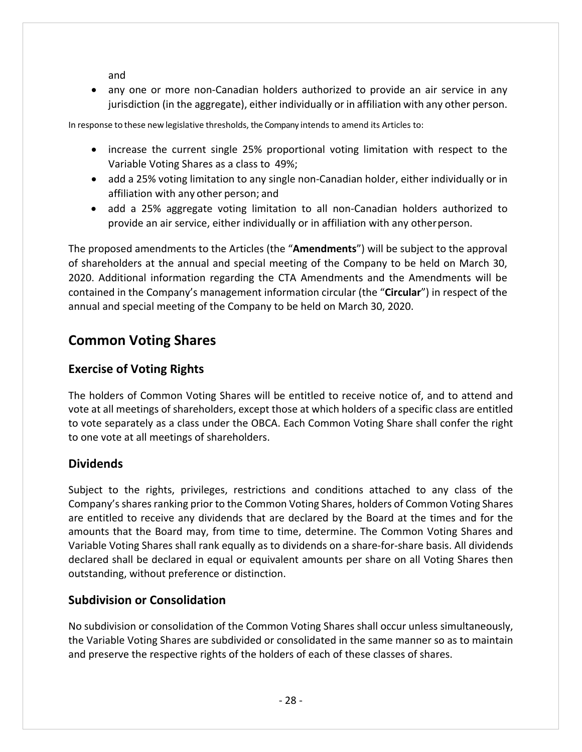and

- any one or more non-Canadian holders authorized to provide an air service in any jurisdiction (in the aggregate), either individually or in affiliation with any other person.

In response to these new legislative thresholds, the Company intends to amend its Articles to:

- increase the current single 25% proportional voting limitation with respect to the Variable Voting Shares as a class to 49%;
- add a 25% voting limitation to any single non-Canadian holder, either individually or in affiliation with any other person; and
- add a 25% aggregate voting limitation to all non-Canadian holders authorized to provide an air service, either individually or in affiliation with any other person.

The proposed amendments to the Articles (the "**Amendments**") will be subject to the approval of shareholders at the annual and special meeting of the Company to be held on March 30, 2020. Additional information regarding the CTA Amendments and the Amendments will be contained in the Company's management information circular (the "**Circular**") in respect of the annual and special meeting of the Company to be held on March 30, 2020.

## Common Voting Shares

### Exercise of Voting Rights

The holders of Common Voting Shares will be entitled to receive notice of, and to attend and vote at all meetings of shareholders, except those at which holders of a specific class are entitled to vote separately as a class under the OBCA. Each Common Voting Share shall confer the right to one vote at all meetings of shareholders.

### Dividends

Subject to the rights, privileges, restrictions and conditions attached to any class of the Company's shares ranking prior to the Common Voting Shares, holders of Common Voting Shares are entitled to receive any dividends that are declared by the Board at the times and for the amounts that the Board may, from time to time, determine. The Common Voting Shares and Variable Voting Shares shall rank equally as to dividends on a share-for-share basis. All dividends declared shall be declared in equal or equivalent amounts per share on all Voting Shares then outstanding, without preference or distinction.

### Subdivision or Consolidation

No subdivision or consolidation of the Common Voting Shares shall occur unless simultaneously, the Variable Voting Shares are subdivided or consolidated in the same manner so as to maintain and preserve the respective rights of the holders of each of these classes of shares.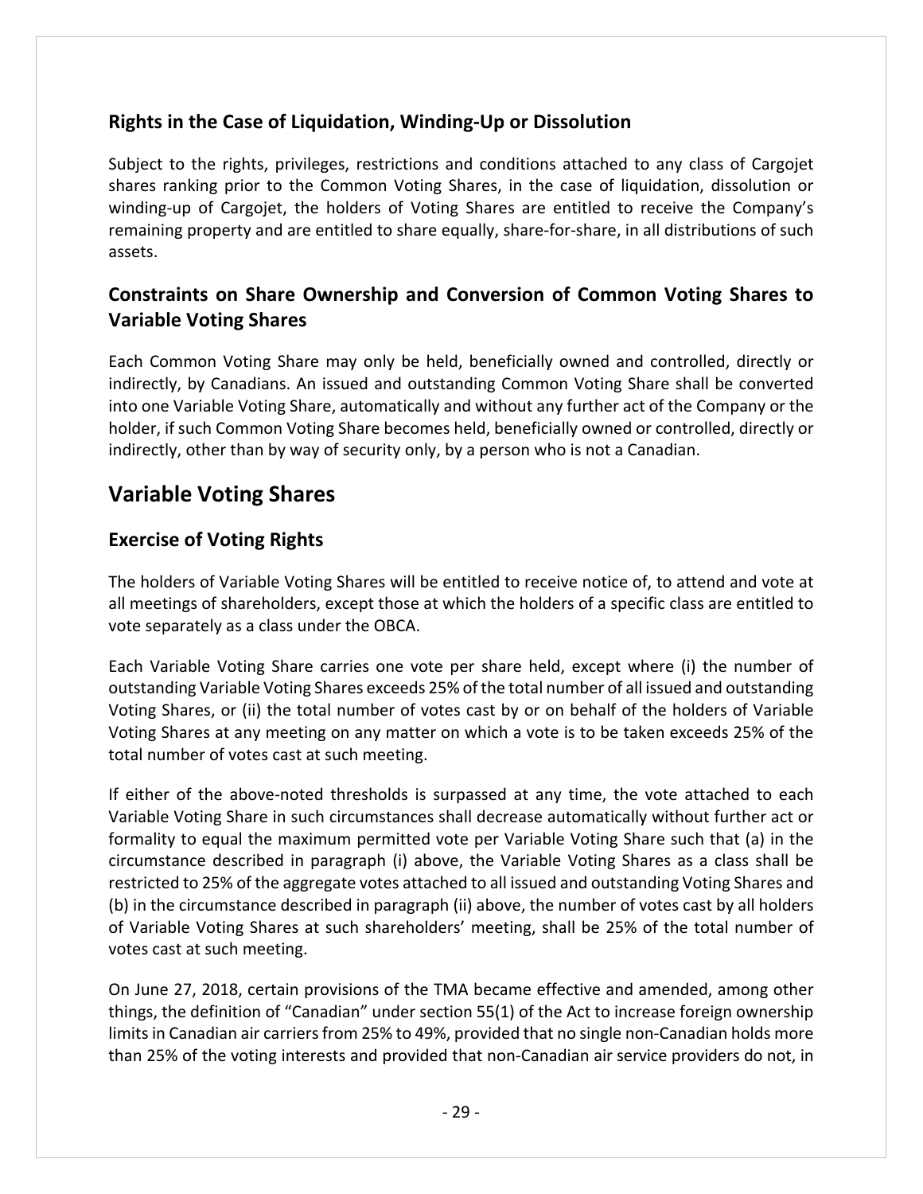### Rights in the Case of Liquidation, Winding-Up or Dissolution

Subject to the rights, privileges, restrictions and conditions attached to any class of Cargojet shares ranking prior to the Common Voting Shares, in the case of liquidation, dissolution or winding-up of Cargojet, the holders of Voting Shares are entitled to receive the Company's remaining property and are entitled to share equally, share-for-share, in all distributions of such assets.

### Constraints on Share Ownership and Conversion of Common Voting Shares to Variable Voting Shares

Each Common Voting Share may only be held, beneficially owned and controlled, directly or indirectly, by Canadians. An issued and outstanding Common Voting Share shall be converted into one Variable Voting Share, automatically and without any further act of the Company or the holder, if such Common Voting Share becomes held, beneficially owned or controlled, directly or indirectly, other than by way of security only, by a person who is not a Canadian.

## Variable Voting Shares

### Exercise of Voting Rights

The holders of Variable Voting Shares will be entitled to receive notice of, to attend and vote at all meetings of shareholders, except those at which the holders of a specific class are entitled to vote separately as a class under the OBCA.

Each Variable Voting Share carries one vote per share held, except where (i) the number of outstanding Variable Voting Shares exceeds 25% of the total number of all issued and outstanding Voting Shares, or (ii) the total number of votes cast by or on behalf of the holders of Variable Voting Shares at any meeting on any matter on which a vote is to be taken exceeds 25% of the total number of votes cast at such meeting.

If either of the above-noted thresholds is surpassed at any time, the vote attached to each Variable Voting Share in such circumstances shall decrease automatically without further act or formality to equal the maximum permitted vote per Variable Voting Share such that (a) in the circumstance described in paragraph (i) above, the Variable Voting Shares as a class shall be restricted to 25% of the aggregate votes attached to all issued and outstanding Voting Shares and (b) in the circumstance described in paragraph (ii) above, the number of votes cast by all holders of Variable Voting Shares at such shareholders' meeting, shall be 25% of the total number of votes cast at such meeting.

On June 27, 2018, certain provisions of the TMA became effective and amended, among other things, the definition of "Canadian" under section 55(1) of the Act to increase foreign ownership limits in Canadian air carriers from 25% to 49%, provided that no single non-Canadian holds more than 25% of the voting interests and provided that non-Canadian air service providers do not, in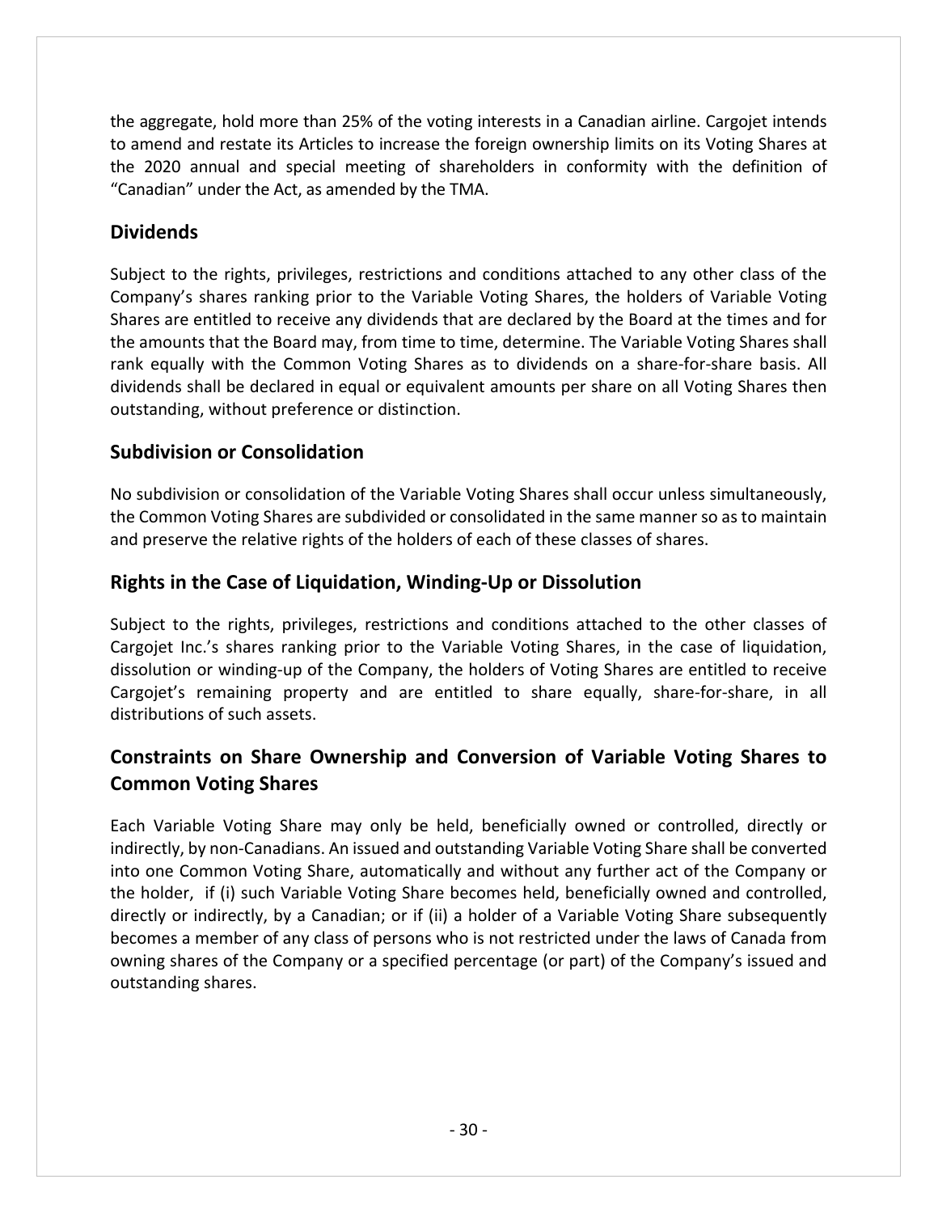the aggregate, hold more than 25% of the voting interests in a Canadian airline. Cargojet intends to amend and restate its Articles to increase the foreign ownership limits on its Voting Shares at the 2020 annual and special meeting of shareholders in conformity with the definition of "Canadian" under the Act, as amended by the TMA.

## Dividends

Subject to the rights, privileges, restrictions and conditions attached to any other class of the Company's shares ranking prior to the Variable Voting Shares, the holders of Variable Voting Shares are entitled to receive any dividends that are declared by the Board at the times and for the amounts that the Board may, from time to time, determine. The Variable Voting Shares shall rank equally with the Common Voting Shares as to dividends on a share-for-share basis. All dividends shall be declared in equal or equivalent amounts per share on all Voting Shares then outstanding, without preference or distinction.

## Subdivision or Consolidation

No subdivision or consolidation of the Variable Voting Shares shall occur unless simultaneously, the Common Voting Shares are subdivided or consolidated in the same manner so as to maintain and preserve the relative rights of the holders of each of these classes of shares.

## Rights in the Case of Liquidation, Winding-Up or Dissolution

Subject to the rights, privileges, restrictions and conditions attached to the other classes of Cargojet Inc.'s shares ranking prior to the Variable Voting Shares, in the case of liquidation, dissolution or winding-up of the Company, the holders of Voting Shares are entitled to receive Cargojet's remaining property and are entitled to share equally, share-for-share, in all distributions of such assets.

## Constraints on Share Ownership and Conversion of Variable Voting Shares to Common Voting Shares

Each Variable Voting Share may only be held, beneficially owned or controlled, directly or indirectly, by non-Canadians. An issued and outstanding Variable Voting Share shall be converted into one Common Voting Share, automatically and without any further act of the Company or the holder, if (i) such Variable Voting Share becomes held, beneficially owned and controlled, directly or indirectly, by a Canadian; or if (ii) a holder of a Variable Voting Share subsequently becomes a member of any class of persons who is not restricted under the laws of Canada from owning shares of the Company or a specified percentage (or part) of the Company's issued and outstanding shares.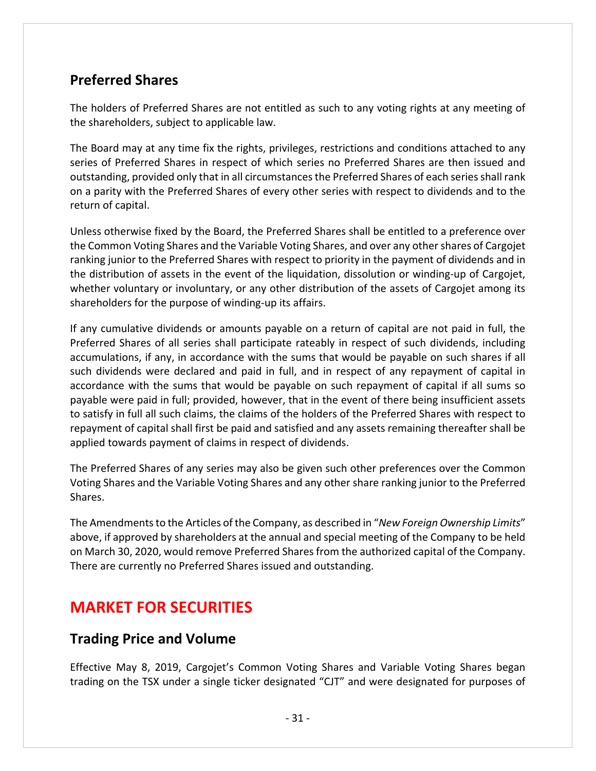## Preferred Shares

The holders of Preferred Shares are not entitled as such to any voting rights at any meeting of the shareholders, subject to applicable law.

The Board may at any time fix the rights, privileges, restrictions and conditions attached to any series of Preferred Shares in respect of which series no Preferred Shares are then issued and outstanding, provided only that in all circumstances the Preferred Shares of each series shall rank on a parity with the Preferred Shares of every other series with respect to dividends and to the return of capital.

Unless otherwise fixed by the Board, the Preferred Shares shall be entitled to a preference over the Common Voting Shares and the Variable Voting Shares, and over any other shares of Cargojet ranking junior to the Preferred Shares with respect to priority in the payment of dividends and in the distribution of assets in the event of the liquidation, dissolution or winding-up of Cargojet, whether voluntary or involuntary, or any other distribution of the assets of Cargojet among its shareholders for the purpose of winding-up its affairs.

If any cumulative dividends or amounts payable on a return of capital are not paid in full, the Preferred Shares of all series shall participate rateably in respect of such dividends, including accumulations, if any, in accordance with the sums that would be payable on such shares if all such dividends were declared and paid in full, and in respect of any repayment of capital in accordance with the sums that would be payable on such repayment of capital if all sums so payable were paid in full; provided, however, that in the event of there being insufficient assets to satisfy in full all such claims, the claims of the holders of the Preferred Shares with respect to repayment of capital shall first be paid and satisfied and any assets remaining thereafter shall be applied towards payment of claims in respect of dividends.

The Preferred Shares of any series may also be given such other preferences over the Common Voting Shares and the Variable Voting Shares and any other share ranking junior to the Preferred Shares.

The Amendments to the Articles of the Company, as described in "*New Foreign Ownership Limits*" above, if approved by shareholders at the annual and special meeting of the Company to be held on March 30, 2020, would remove Preferred Shares from the authorized capital of the Company. There are currently no Preferred Shares issued and outstanding.

# MARKET FOR SECURITIES

## Trading Price and Volume

Effective May 8, 2019, Cargojet's Common Voting Shares and Variable Voting Shares began trading on the TSX under a single ticker designated "CJT" and were designated for purposes of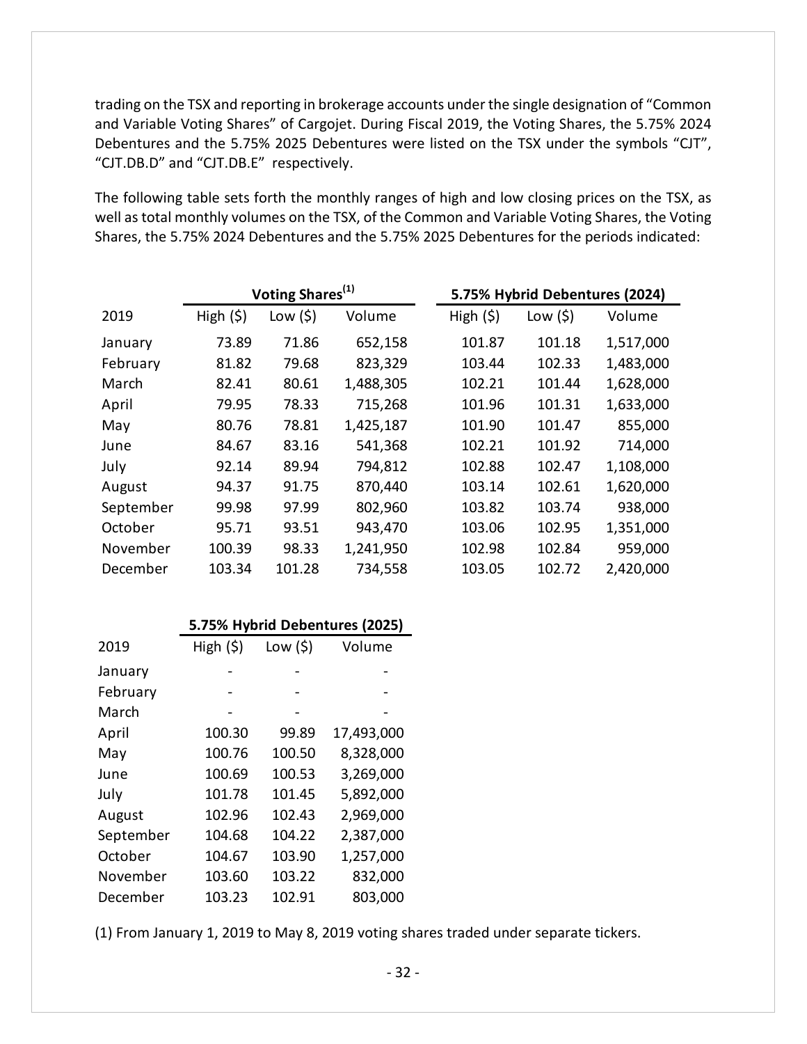trading on the TSX and reporting in brokerage accounts under the single designation of "Common and Variable Voting Shares" of Cargojet. During Fiscal 2019, the Voting Shares, the 5.75% 2024 Debentures and the 5.75% 2025 Debentures were listed on the TSX under the symbols "CJT", "CJT.DB.D" and "CJT.DB.E" respectively.

The following table sets forth the monthly ranges of high and low closing prices on the TSX, as well as total monthly volumes on the TSX, of the Common and Variable Voting Shares, the Voting Shares, the 5.75% 2024 Debentures and the 5.75% 2025 Debentures for the periods indicated:

| | Voting Shares[(1)] | | | 5.75% Hybrid Debentures (2024) | | |
|---|---|---|---|---|---|---|
| 2019 | High ($) | Low ($) | Volume | High ($) | Low ($) | Volume |
| January | 73.89 | 71.86 | 652,158 | 101.87 | 101.18 | 1,517,000 |
| February | 81.82 | 79.68 | 823,329 | 103.44 | 102.33 | 1,483,000 |
| March | 82.41 | 80.61 | 1,488,305 | 102.21 | 101.44 | 1,628,000 |
| April | 79.95 | 78.33 | 715,268 | 101.96 | 101.31 | 1,633,000 |
| May | 80.76 | 78.81 | 1,425,187 | 101.90 | 101.47 | 855,000 |
| June | 84.67 | 83.16 | 541,368 | 102.21 | 101.92 | 714,000 |
| July | 92.14 | 89.94 | 794,812 | 102.88 | 102.47 | 1,108,000 |
| August | 94.37 | 91.75 | 870,440 | 103.14 | 102.61 | 1,620,000 |
| September | 99.98 | 97.99 | 802,960 | 103.82 | 103.74 | 938,000 |
| October | 95.71 | 93.51 | 943,470 | 103.06 | 102.95 | 1,351,000 |
| November | 100.39 | 98.33 | 1,241,950 | 102.98 | 102.84 | 959,000 |
| December | 103.34 | 101.28 | 734,558 | 103.05 | 102.72 | 2,420,000 |

| | 5.75% Hybrid Debentures (2025) | | |
|---|---|---|---|
| 2019 | High ($) | Low ($) | Volume |
| January | - | - | - |
| February | - | - | - |
| March | - | - | - |
| April | 100.30 | 99.89 | 17,493,000 |
| May | 100.76 | 100.50 | 8,328,000 |
| June | 100.69 | 100.53 | 3,269,000 |
| July | 101.78 | 101.45 | 5,892,000 |
| August | 102.96 | 102.43 | 2,969,000 |
| September | 104.68 | 104.22 | 2,387,000 |
| October | 104.67 | 103.90 | 1,257,000 |
| November | 103.60 | 103.22 | 832,000 |
| December | 103.23 | 102.91 | 803,000 |

(1) From January 1, 2019 to May 8, 2019 voting shares traded under separate tickers.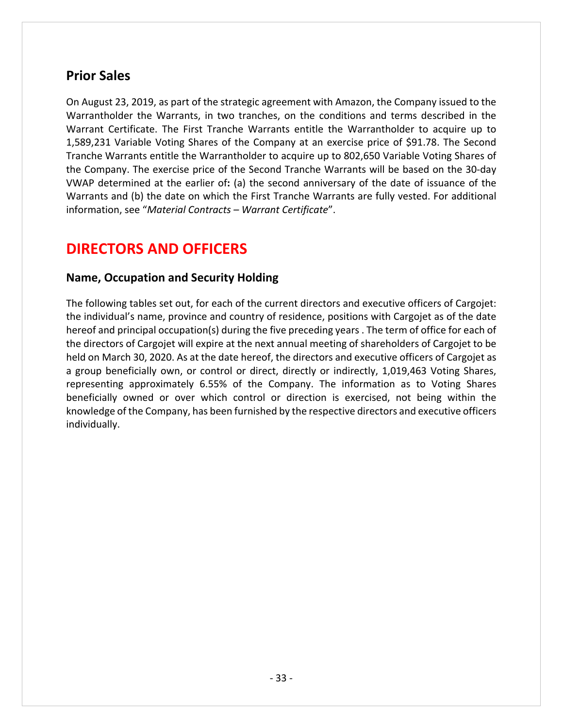## Prior Sales

On August 23, 2019, as part of the strategic agreement with Amazon, the Company issued to the Warrantholder the Warrants, in two tranches, on the conditions and terms described in the Warrant Certificate. The First Tranche Warrants entitle the Warrantholder to acquire up to 1,589,231 Variable Voting Shares of the Company at an exercise price of $91.78. The Second Tranche Warrants entitle the Warrantholder to acquire up to 802,650 Variable Voting Shares of the Company. The exercise price of the Second Tranche Warrants will be based on the 30-day VWAP determined at the earlier of**:** (a) the second anniversary of the date of issuance of the Warrants and (b) the date on which the First Tranche Warrants are fully vested. For additional information, see "*Material Contracts – Warrant Certificate*".

# DIRECTORS AND OFFICERS

## Name, Occupation and Security Holding

The following tables set out, for each of the current directors and executive officers of Cargojet: the individual's name, province and country of residence, positions with Cargojet as of the date hereof and principal occupation(s) during the five preceding years . The term of office for each of the directors of Cargojet will expire at the next annual meeting of shareholders of Cargojet to be held on March 30, 2020. As at the date hereof, the directors and executive officers of Cargojet as a group beneficially own, or control or direct, directly or indirectly, 1,019,463 Voting Shares, representing approximately 6.55% of the Company. The information as to Voting Shares beneficially owned or over which control or direction is exercised, not being within the knowledge of the Company, has been furnished by the respective directors and executive officers individually.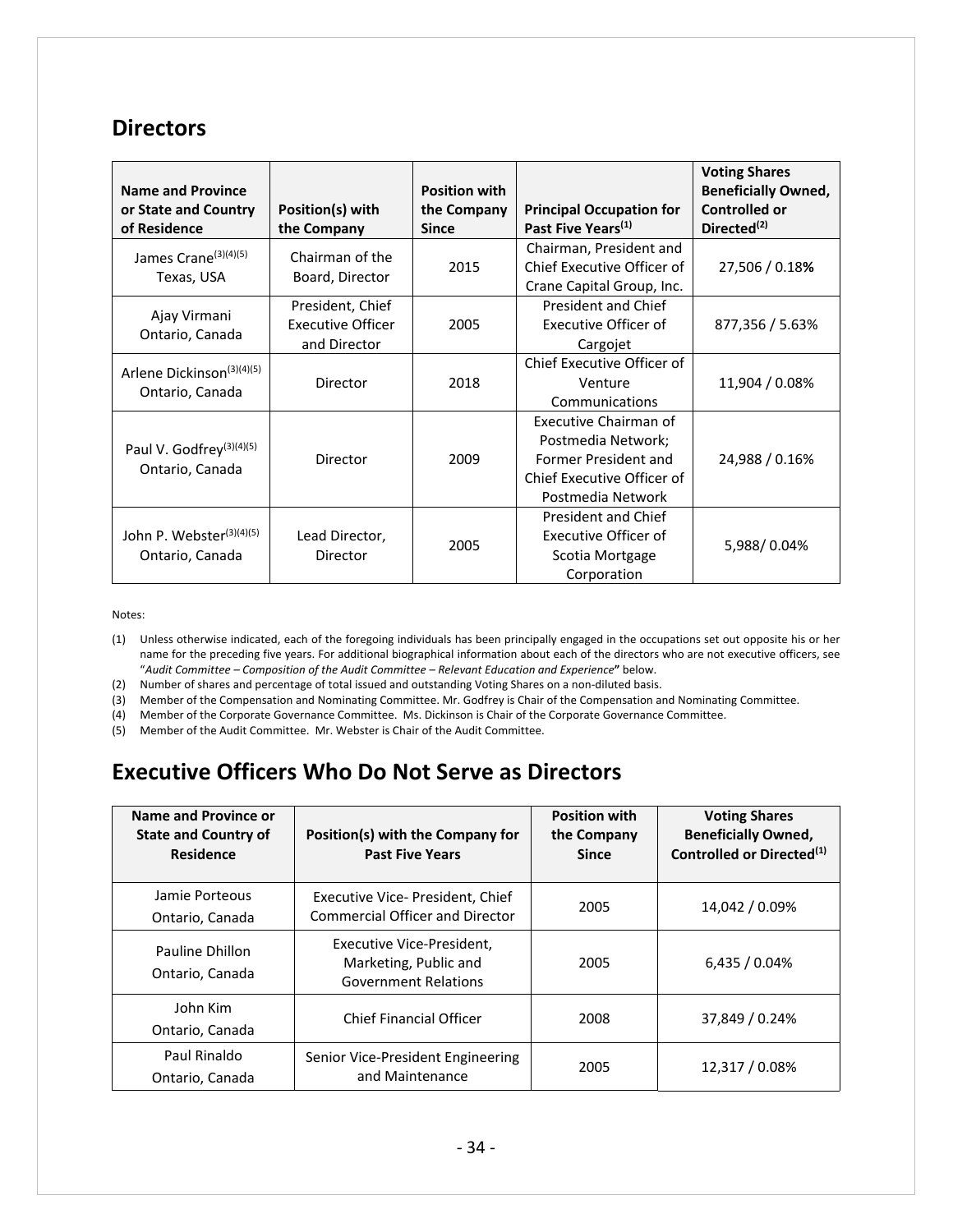## Directors

| Name and Province or State and Country of Residence | Position(s) with the Company | Position with the Company Since | Principal Occupation for Past Five Years[(1)] | Voting Shares Beneficially Owned, Controlled or Directed[(2)] |
|---|---|---|---|---|
| James Crane[(3)(4)(5)] Texas, USA | Chairman of the Board, Director | 2015 | Chairman, President and Chief Executive Officer of Crane Capital Group, Inc. | 27,506 / 0.18**%** |
| Ajay Virmani Ontario, Canada | President, Chief Executive Officer and Director | 2005 | President and Chief Executive Officer of Cargojet | 877,356 / 5.63% |
| Arlene Dickinson[(3)(4)(5)] Ontario, Canada | Director | 2018 | Chief Executive Officer of Venture Communications | 11,904 / 0.08% |
| Paul V. Godfrey[(3)(4)(5)] Ontario, Canada | Director | 2009 | Executive Chairman of Postmedia Network; Former President and Chief Executive Officer of Postmedia Network | 24,988 / 0.16% |
| John P. Webster[(3)(4)(5)] Ontario, Canada | Lead Director, Director | 2005 | President and Chief Executive Officer of Scotia Mortgage Corporation | 5,988/ 0.04% |

Notes:

(1) Unless otherwise indicated, each of the foregoing individuals has been principally engaged in the occupations set out opposite his or her name for the preceding five years. For additional biographical information about each of the directors who are not executive officers, see "*Audit Committee – Composition of the Audit Committee – Relevant Education and Experience*" below.

(2) Number of shares and percentage of total issued and outstanding Voting Shares on a non-diluted basis.

(3) Member of the Compensation and Nominating Committee. Mr. Godfrey is Chair of the Compensation and Nominating Committee.

(4) Member of the Corporate Governance Committee. Ms. Dickinson is Chair of the Corporate Governance Committee.

(5) Member of the Audit Committee. Mr. Webster is Chair of the Audit Committee.

## Executive Officers Who Do Not Serve as Directors

| Name and Province or State and Country of Residence | Position(s) with the Company for Past Five Years | Position with the Company Since | Voting Shares Beneficially Owned, Controlled or Directed[(1)] |
|---|---|---|---|
| Jamie Porteous Ontario, Canada | Executive Vice- President, Chief Commercial Officer and Director | 2005 | 14,042 / 0.09% |
| Pauline Dhillon Ontario, Canada | Executive Vice-President, Marketing, Public and Government Relations | 2005 | 6,435 / 0.04% |
| John Kim Ontario, Canada | Chief Financial Officer | 2008 | 37,849 / 0.24% |
| Paul Rinaldo Ontario, Canada | Senior Vice-President Engineering and Maintenance | 2005 | 12,317 / 0.08% |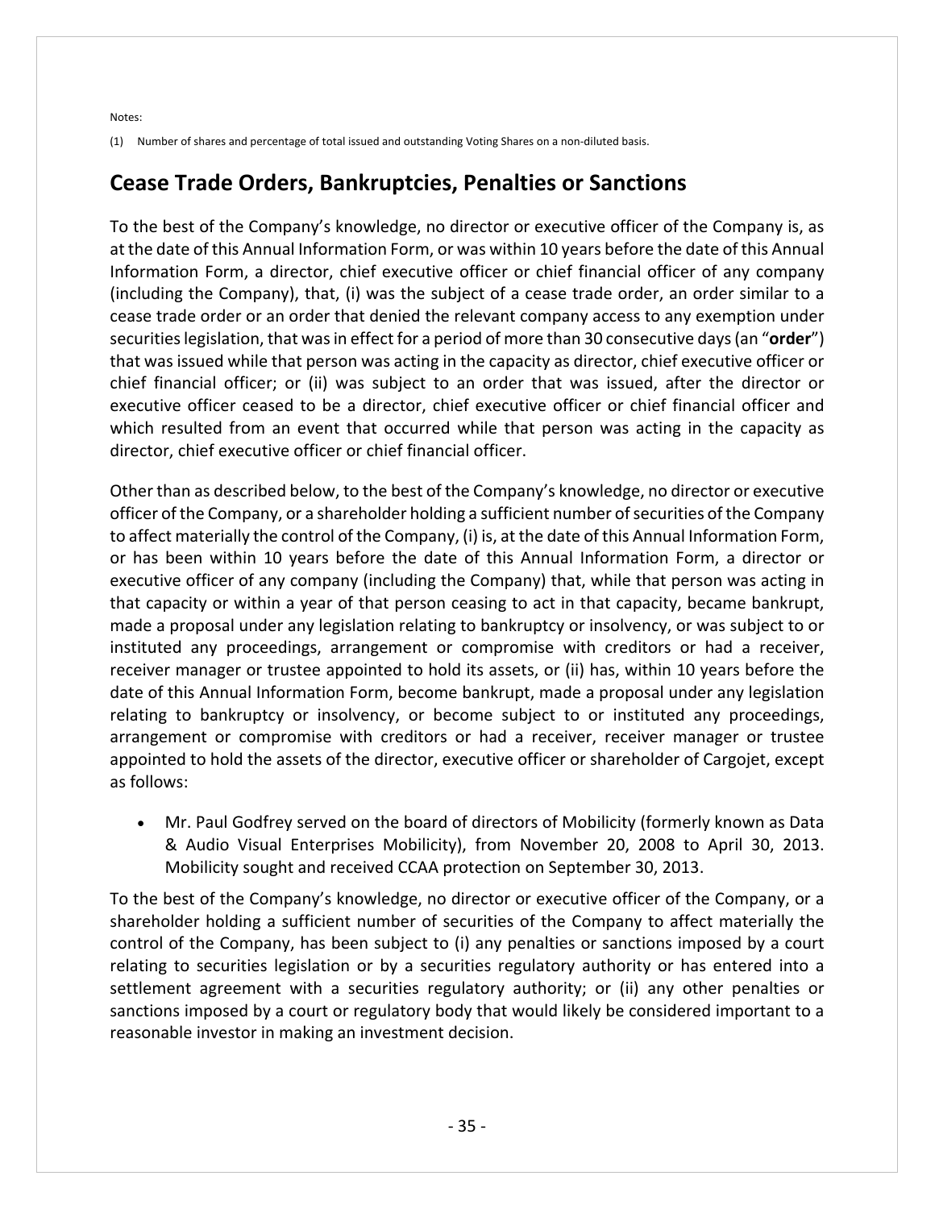Notes:

(1) Number of shares and percentage of total issued and outstanding Voting Shares on a non-diluted basis.

## Cease Trade Orders, Bankruptcies, Penalties or Sanctions

To the best of the Company's knowledge, no director or executive officer of the Company is, as at the date of this Annual Information Form, or was within 10 years before the date of this Annual Information Form, a director, chief executive officer or chief financial officer of any company (including the Company), that, (i) was the subject of a cease trade order, an order similar to a cease trade order or an order that denied the relevant company access to any exemption under securities legislation, that was in effect for a period of more than 30 consecutive days (an "**order**") that was issued while that person was acting in the capacity as director, chief executive officer or chief financial officer; or (ii) was subject to an order that was issued, after the director or executive officer ceased to be a director, chief executive officer or chief financial officer and which resulted from an event that occurred while that person was acting in the capacity as director, chief executive officer or chief financial officer.

Other than as described below, to the best of the Company's knowledge, no director or executive officer of the Company, or a shareholder holding a sufficient number of securities of the Company to affect materially the control of the Company, (i) is, at the date of this Annual Information Form, or has been within 10 years before the date of this Annual Information Form, a director or executive officer of any company (including the Company) that, while that person was acting in that capacity or within a year of that person ceasing to act in that capacity, became bankrupt, made a proposal under any legislation relating to bankruptcy or insolvency, or was subject to or instituted any proceedings, arrangement or compromise with creditors or had a receiver, receiver manager or trustee appointed to hold its assets, or (ii) has, within 10 years before the date of this Annual Information Form, become bankrupt, made a proposal under any legislation relating to bankruptcy or insolvency, or become subject to or instituted any proceedings, arrangement or compromise with creditors or had a receiver, receiver manager or trustee appointed to hold the assets of the director, executive officer or shareholder of Cargojet, except as follows:

- Mr. Paul Godfrey served on the board of directors of Mobilicity (formerly known as Data & Audio Visual Enterprises Mobilicity), from November 20, 2008 to April 30, 2013. Mobilicity sought and received CCAA protection on September 30, 2013.

To the best of the Company's knowledge, no director or executive officer of the Company, or a shareholder holding a sufficient number of securities of the Company to affect materially the control of the Company, has been subject to (i) any penalties or sanctions imposed by a court relating to securities legislation or by a securities regulatory authority or has entered into a settlement agreement with a securities regulatory authority; or (ii) any other penalties or sanctions imposed by a court or regulatory body that would likely be considered important to a reasonable investor in making an investment decision.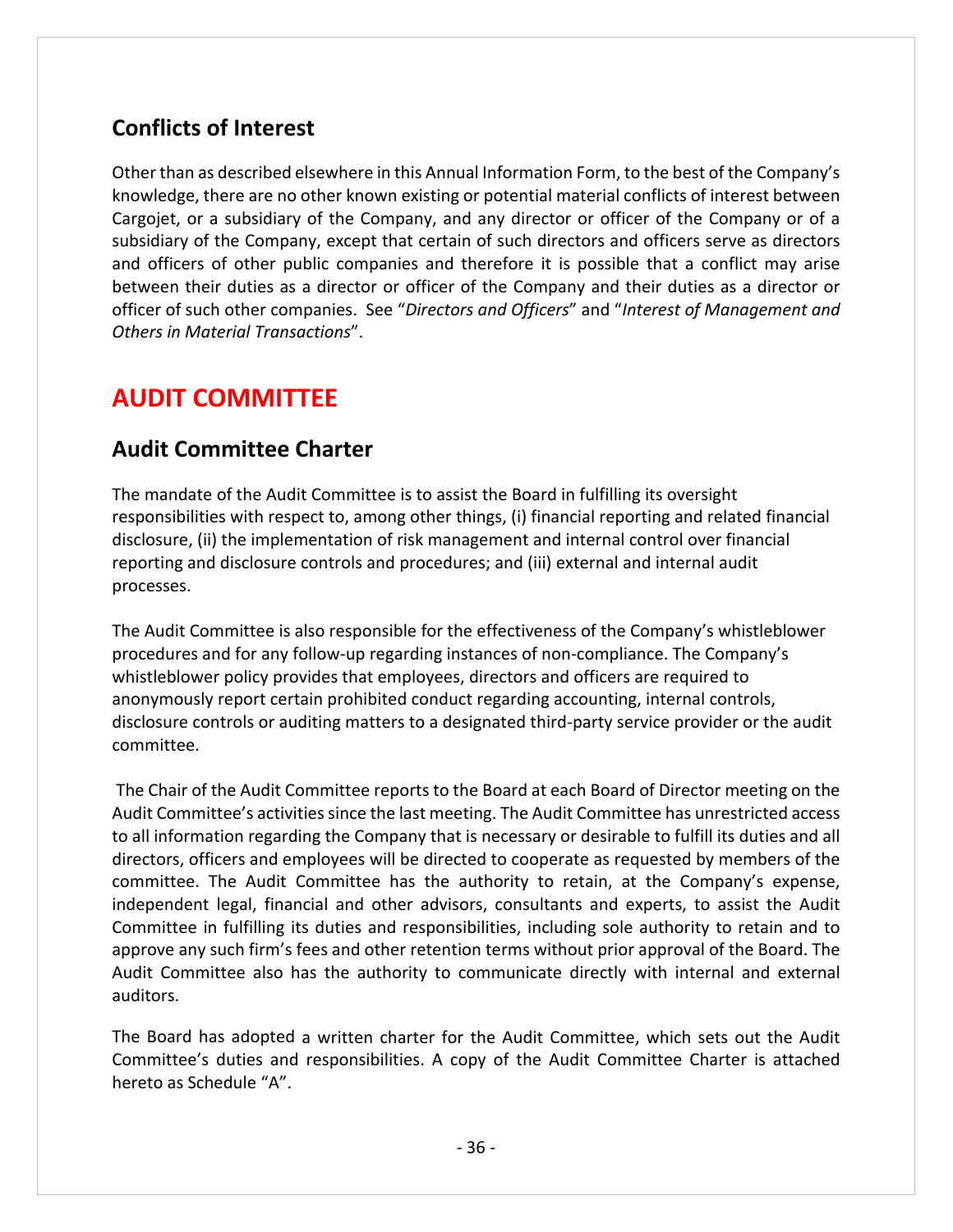## Conflicts of Interest

Other than as described elsewhere in this Annual Information Form, to the best of the Company's knowledge, there are no other known existing or potential material conflicts of interest between Cargojet, or a subsidiary of the Company, and any director or officer of the Company or of a subsidiary of the Company, except that certain of such directors and officers serve as directors and officers of other public companies and therefore it is possible that a conflict may arise between their duties as a director or officer of the Company and their duties as a director or officer of such other companies. See "*Directors and Officers*" and "*Interest of Management and Others in Material Transactions*".

# AUDIT COMMITTEE

## Audit Committee Charter

The mandate of the Audit Committee is to assist the Board in fulfilling its oversight responsibilities with respect to, among other things, (i) financial reporting and related financial disclosure, (ii) the implementation of risk management and internal control over financial reporting and disclosure controls and procedures; and (iii) external and internal audit processes.

The Audit Committee is also responsible for the effectiveness of the Company's whistleblower procedures and for any follow-up regarding instances of non-compliance. The Company's whistleblower policy provides that employees, directors and officers are required to anonymously report certain prohibited conduct regarding accounting, internal controls, disclosure controls or auditing matters to a designated third-party service provider or the audit committee.

The Chair of the Audit Committee reports to the Board at each Board of Director meeting on the Audit Committee's activities since the last meeting. The Audit Committee has unrestricted access to all information regarding the Company that is necessary or desirable to fulfill its duties and all directors, officers and employees will be directed to cooperate as requested by members of the committee. The Audit Committee has the authority to retain, at the Company's expense, independent legal, financial and other advisors, consultants and experts, to assist the Audit Committee in fulfilling its duties and responsibilities, including sole authority to retain and to approve any such firm's fees and other retention terms without prior approval of the Board. The Audit Committee also has the authority to communicate directly with internal and external auditors.

The Board has adopted a written charter for the Audit Committee, which sets out the Audit Committee's duties and responsibilities. A copy of the Audit Committee Charter is attached hereto as Schedule "A".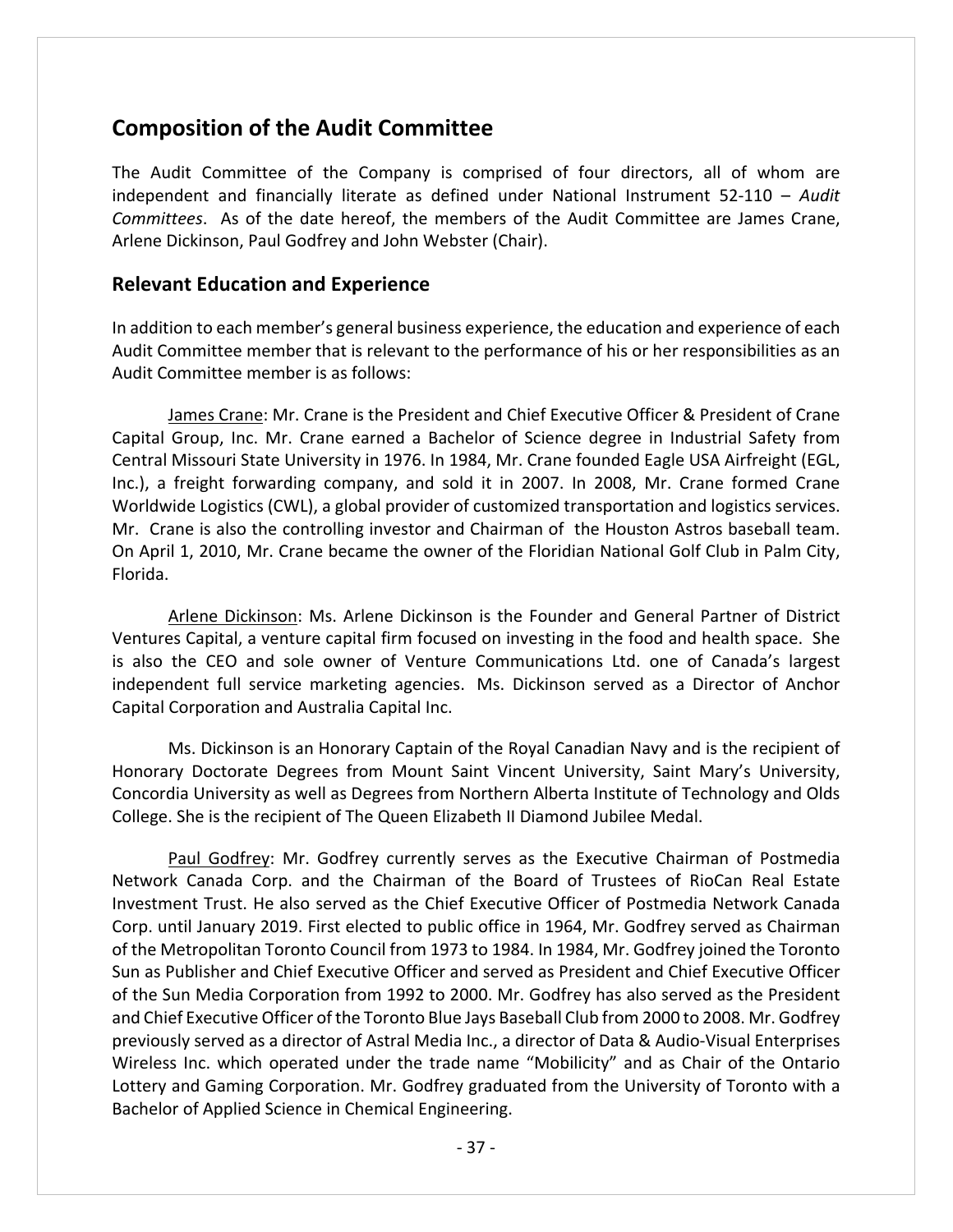## Composition of the Audit Committee

The Audit Committee of the Company is comprised of four directors, all of whom are independent and financially literate as defined under National Instrument 52-110 – *Audit Committees*. As of the date hereof, the members of the Audit Committee are James Crane, Arlene Dickinson, Paul Godfrey and John Webster (Chair).

### Relevant Education and Experience

In addition to each member's general business experience, the education and experience of each Audit Committee member that is relevant to the performance of his or her responsibilities as an Audit Committee member is as follows:

James Crane: Mr. Crane is the President and Chief Executive Officer & President of Crane Capital Group, Inc. Mr. Crane earned a Bachelor of Science degree in Industrial Safety from Central Missouri State University in 1976. In 1984, Mr. Crane founded Eagle USA Airfreight (EGL, Inc.), a freight forwarding company, and sold it in 2007. In 2008, Mr. Crane formed Crane Worldwide Logistics (CWL), a global provider of customized transportation and logistics services. Mr. Crane is also the controlling investor and Chairman of the Houston Astros baseball team. On April 1, 2010, Mr. Crane became the owner of the Floridian National Golf Club in Palm City, Florida.

Arlene Dickinson: Ms. Arlene Dickinson is the Founder and General Partner of District Ventures Capital, a venture capital firm focused on investing in the food and health space. She is also the CEO and sole owner of Venture Communications Ltd. one of Canada's largest independent full service marketing agencies. Ms. Dickinson served as a Director of Anchor Capital Corporation and Australia Capital Inc.

Ms. Dickinson is an Honorary Captain of the Royal Canadian Navy and is the recipient of Honorary Doctorate Degrees from Mount Saint Vincent University, Saint Mary's University, Concordia University as well as Degrees from Northern Alberta Institute of Technology and Olds College. She is the recipient of The Queen Elizabeth II Diamond Jubilee Medal.

Paul Godfrey: Mr. Godfrey currently serves as the Executive Chairman of Postmedia Network Canada Corp. and the Chairman of the Board of Trustees of RioCan Real Estate Investment Trust. He also served as the Chief Executive Officer of Postmedia Network Canada Corp. until January 2019. First elected to public office in 1964, Mr. Godfrey served as Chairman of the Metropolitan Toronto Council from 1973 to 1984. In 1984, Mr. Godfrey joined the Toronto Sun as Publisher and Chief Executive Officer and served as President and Chief Executive Officer of the Sun Media Corporation from 1992 to 2000. Mr. Godfrey has also served as the President and Chief Executive Officer of the Toronto Blue Jays Baseball Club from 2000 to 2008. Mr. Godfrey previously served as a director of Astral Media Inc., a director of Data & Audio-Visual Enterprises Wireless Inc. which operated under the trade name "Mobilicity" and as Chair of the Ontario Lottery and Gaming Corporation. Mr. Godfrey graduated from the University of Toronto with a Bachelor of Applied Science in Chemical Engineering.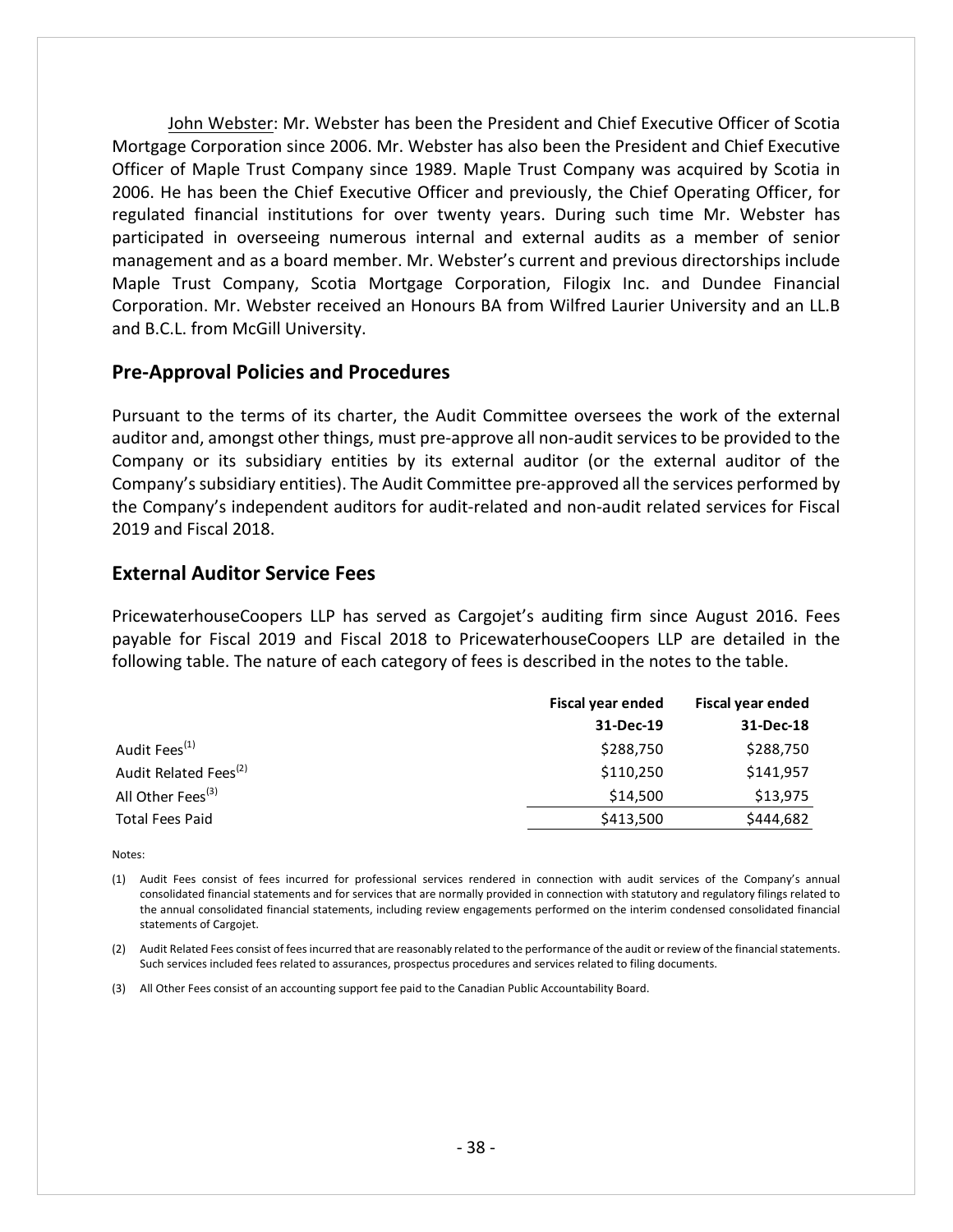John Webster: Mr. Webster has been the President and Chief Executive Officer of Scotia Mortgage Corporation since 2006. Mr. Webster has also been the President and Chief Executive Officer of Maple Trust Company since 1989. Maple Trust Company was acquired by Scotia in 2006. He has been the Chief Executive Officer and previously, the Chief Operating Officer, for regulated financial institutions for over twenty years. During such time Mr. Webster has participated in overseeing numerous internal and external audits as a member of senior management and as a board member. Mr. Webster's current and previous directorships include Maple Trust Company, Scotia Mortgage Corporation, Filogix Inc. and Dundee Financial Corporation. Mr. Webster received an Honours BA from Wilfred Laurier University and an LL.B and B.C.L. from McGill University.

## Pre-Approval Policies and Procedures

Pursuant to the terms of its charter, the Audit Committee oversees the work of the external auditor and, amongst other things, must pre-approve all non-audit services to be provided to the Company or its subsidiary entities by its external auditor (or the external auditor of the Company's subsidiary entities). The Audit Committee pre-approved all the services performed by the Company's independent auditors for audit-related and non-audit related services for Fiscal 2019 and Fiscal 2018.

## External Auditor Service Fees

PricewaterhouseCoopers LLP has served as Cargojet's auditing firm since August 2016. Fees payable for Fiscal 2019 and Fiscal 2018 to PricewaterhouseCoopers LLP are detailed in the following table. The nature of each category of fees is described in the notes to the table.

| | Fiscal year ended 31-Dec-19 | Fiscal year ended 31-Dec-18 |
|---|---|---|
| Audit Fees[(1)] | $288,750 | $288,750 |
| Audit Related Fees[(2)] | $110,250 | $141,957 |
| All Other Fees[(3)] | $14,500 | $13,975 |
| Total Fees Paid | $413,500 | $444,682 |

Notes:

(1) Audit Fees consist of fees incurred for professional services rendered in connection with audit services of the Company's annual consolidated financial statements and for services that are normally provided in connection with statutory and regulatory filings related to the annual consolidated financial statements, including review engagements performed on the interim condensed consolidated financial statements of Cargojet.

(2) Audit Related Fees consist of fees incurred that are reasonably related to the performance of the audit or review of the financial statements. Such services included fees related to assurances, prospectus procedures and services related to filing documents.

(3) All Other Fees consist of an accounting support fee paid to the Canadian Public Accountability Board.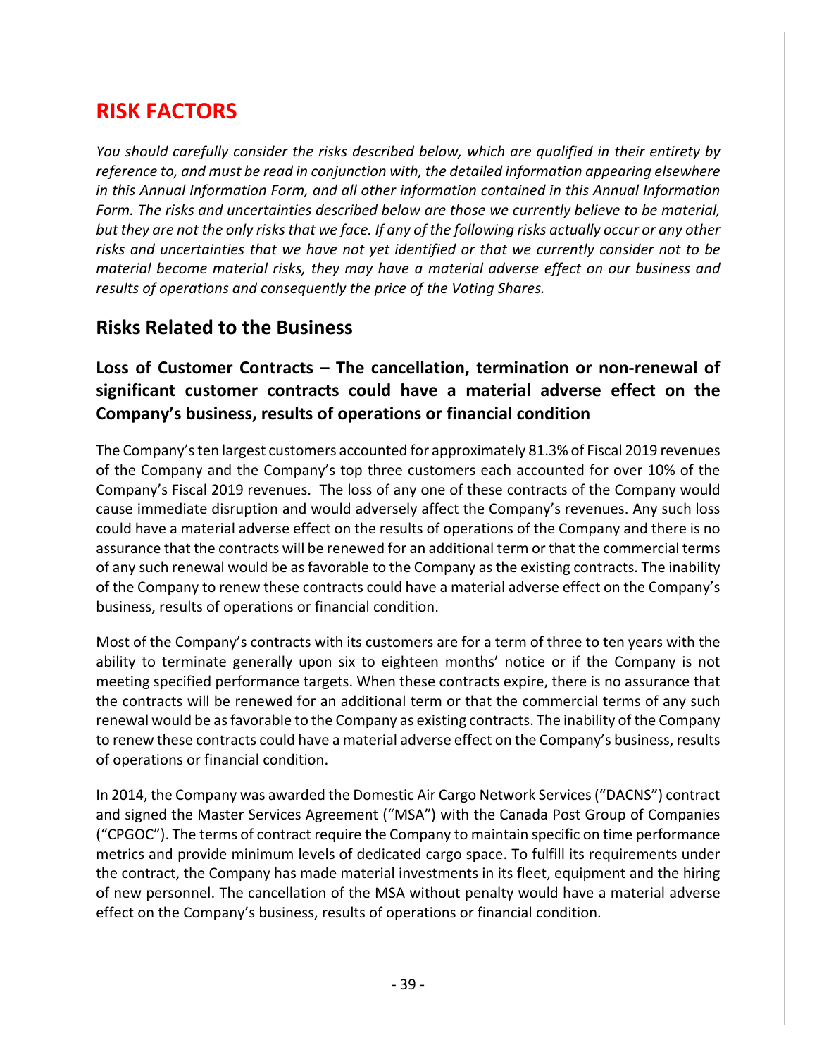# RISK FACTORS

*You should carefully consider the risks described below, which are qualified in their entirety by reference to, and must be read in conjunction with, the detailed information appearing elsewhere in this Annual Information Form, and all other information contained in this Annual Information Form. The risks and uncertainties described below are those we currently believe to be material, but they are not the only risks that we face. If any of the following risks actually occur or any other risks and uncertainties that we have not yet identified or that we currently consider not to be material become material risks, they may have a material adverse effect on our business and results of operations and consequently the price of the Voting Shares.*

## Risks Related to the Business

### Loss of Customer Contracts – The cancellation, termination or non-renewal of significant customer contracts could have a material adverse effect on the Company's business, results of operations or financial condition

The Company's ten largest customers accounted for approximately 81.3% of Fiscal 2019 revenues of the Company and the Company's top three customers each accounted for over 10% of the Company's Fiscal 2019 revenues. The loss of any one of these contracts of the Company would cause immediate disruption and would adversely affect the Company's revenues. Any such loss could have a material adverse effect on the results of operations of the Company and there is no assurance that the contracts will be renewed for an additional term or that the commercial terms of any such renewal would be as favorable to the Company as the existing contracts. The inability of the Company to renew these contracts could have a material adverse effect on the Company's business, results of operations or financial condition.

Most of the Company's contracts with its customers are for a term of three to ten years with the ability to terminate generally upon six to eighteen months' notice or if the Company is not meeting specified performance targets. When these contracts expire, there is no assurance that the contracts will be renewed for an additional term or that the commercial terms of any such renewal would be as favorable to the Company as existing contracts. The inability of the Company to renew these contracts could have a material adverse effect on the Company's business, results of operations or financial condition.

In 2014, the Company was awarded the Domestic Air Cargo Network Services ("DACNS") contract and signed the Master Services Agreement ("MSA") with the Canada Post Group of Companies ("CPGOC"). The terms of contract require the Company to maintain specific on time performance metrics and provide minimum levels of dedicated cargo space. To fulfill its requirements under the contract, the Company has made material investments in its fleet, equipment and the hiring of new personnel. The cancellation of the MSA without penalty would have a material adverse effect on the Company's business, results of operations or financial condition.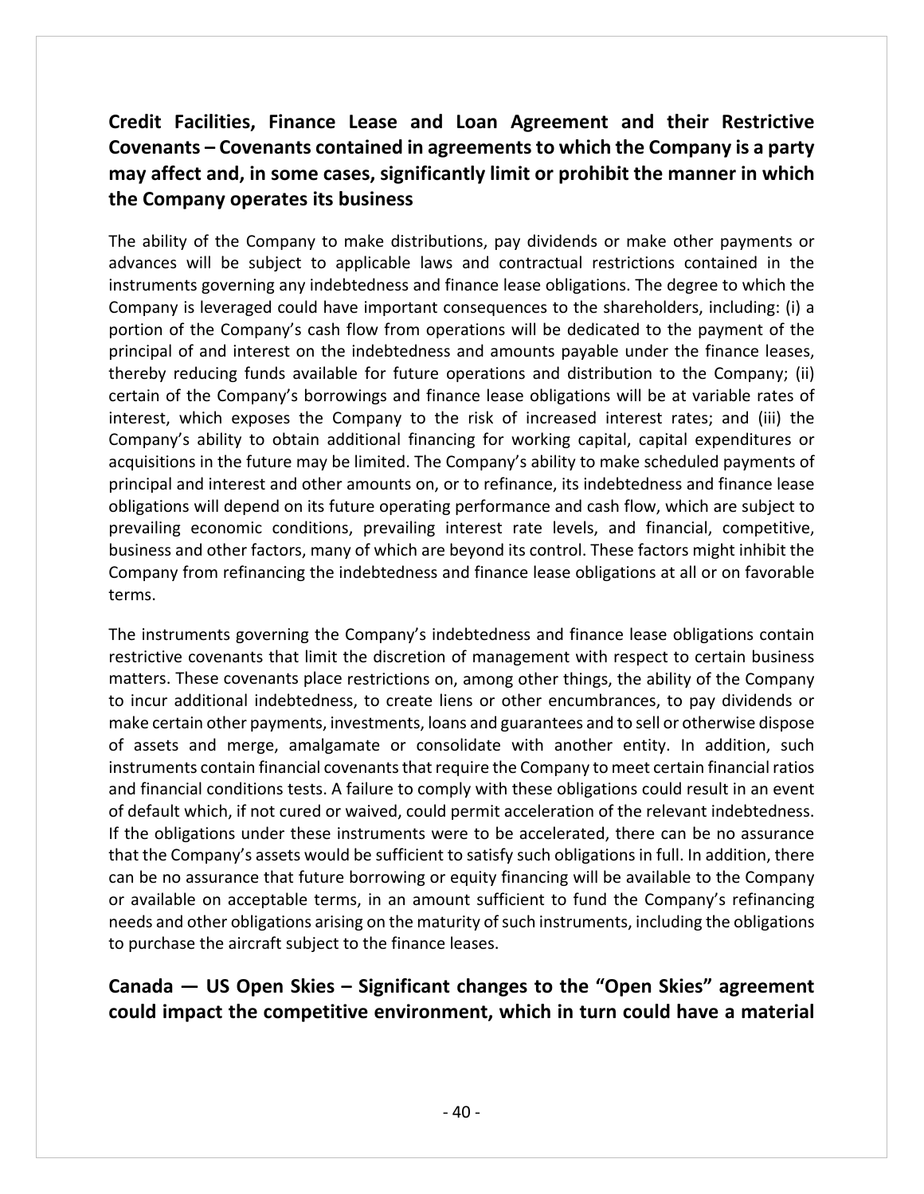### Credit Facilities, Finance Lease and Loan Agreement and their Restrictive Covenants – Covenants contained in agreements to which the Company is a party may affect and, in some cases, significantly limit or prohibit the manner in which the Company operates its business

The ability of the Company to make distributions, pay dividends or make other payments or advances will be subject to applicable laws and contractual restrictions contained in the instruments governing any indebtedness and finance lease obligations. The degree to which the Company is leveraged could have important consequences to the shareholders, including: (i) a portion of the Company's cash flow from operations will be dedicated to the payment of the principal of and interest on the indebtedness and amounts payable under the finance leases, thereby reducing funds available for future operations and distribution to the Company; (ii) certain of the Company's borrowings and finance lease obligations will be at variable rates of interest, which exposes the Company to the risk of increased interest rates; and (iii) the Company's ability to obtain additional financing for working capital, capital expenditures or acquisitions in the future may be limited. The Company's ability to make scheduled payments of principal and interest and other amounts on, or to refinance, its indebtedness and finance lease obligations will depend on its future operating performance and cash flow, which are subject to prevailing economic conditions, prevailing interest rate levels, and financial, competitive, business and other factors, many of which are beyond its control. These factors might inhibit the Company from refinancing the indebtedness and finance lease obligations at all or on favorable terms.

The instruments governing the Company's indebtedness and finance lease obligations contain restrictive covenants that limit the discretion of management with respect to certain business matters. These covenants place restrictions on, among other things, the ability of the Company to incur additional indebtedness, to create liens or other encumbrances, to pay dividends or make certain other payments, investments, loans and guarantees and to sell or otherwise dispose of assets and merge, amalgamate or consolidate with another entity. In addition, such instruments contain financial covenants that require the Company to meet certain financial ratios and financial conditions tests. A failure to comply with these obligations could result in an event of default which, if not cured or waived, could permit acceleration of the relevant indebtedness. If the obligations under these instruments were to be accelerated, there can be no assurance that the Company's assets would be sufficient to satisfy such obligations in full. In addition, there can be no assurance that future borrowing or equity financing will be available to the Company or available on acceptable terms, in an amount sufficient to fund the Company's refinancing needs and other obligations arising on the maturity of such instruments, including the obligations to purchase the aircraft subject to the finance leases.

### Canada — US Open Skies – Significant changes to the "Open Skies" agreement could impact the competitive environment, which in turn could have a material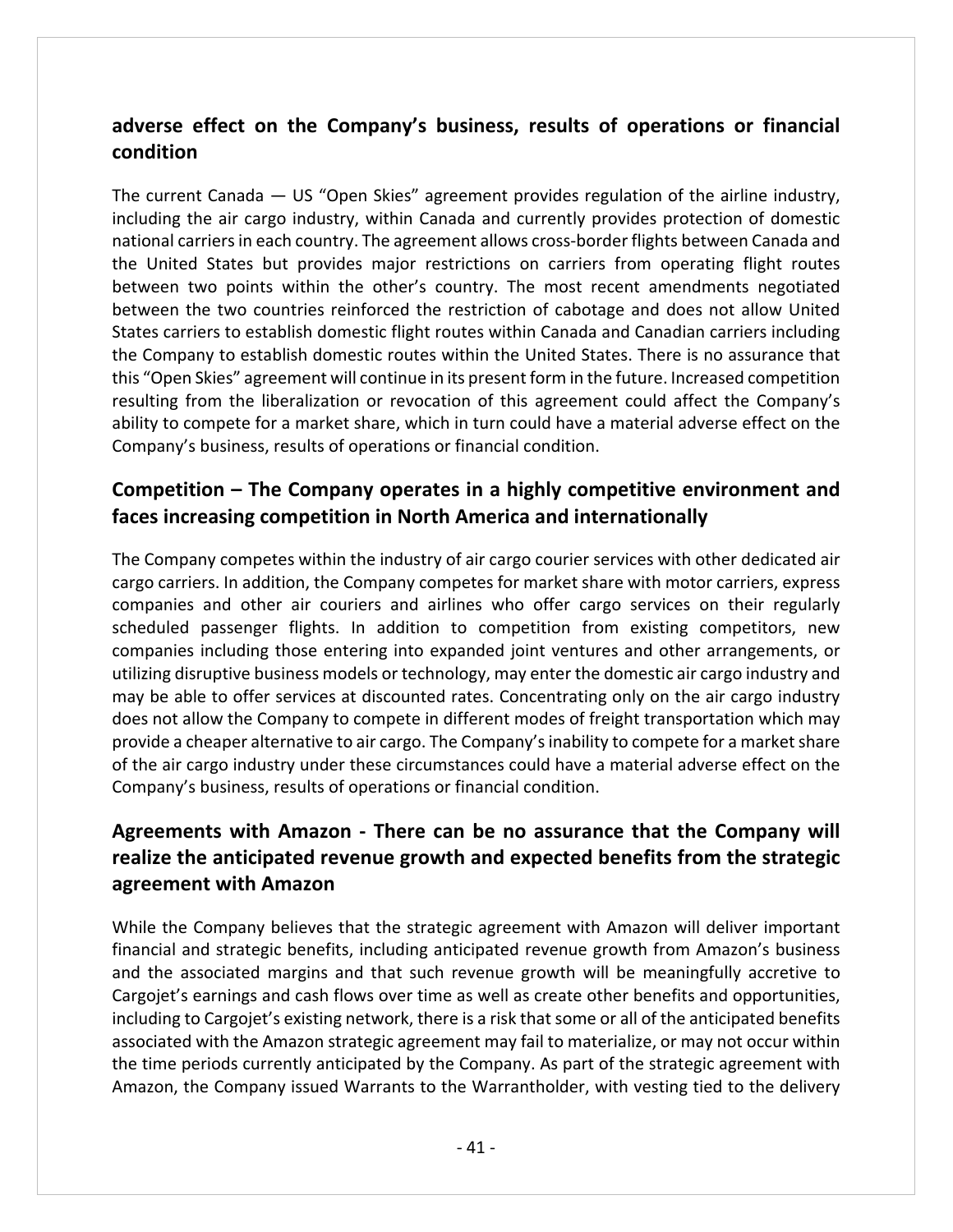## adverse effect on the Company's business, results of operations or financial condition

The current Canada — US "Open Skies" agreement provides regulation of the airline industry, including the air cargo industry, within Canada and currently provides protection of domestic national carriers in each country. The agreement allows cross-border flights between Canada and the United States but provides major restrictions on carriers from operating flight routes between two points within the other's country. The most recent amendments negotiated between the two countries reinforced the restriction of cabotage and does not allow United States carriers to establish domestic flight routes within Canada and Canadian carriers including the Company to establish domestic routes within the United States. There is no assurance that this "Open Skies" agreement will continue in its present form in the future. Increased competition resulting from the liberalization or revocation of this agreement could affect the Company's ability to compete for a market share, which in turn could have a material adverse effect on the Company's business, results of operations or financial condition.

## Competition – The Company operates in a highly competitive environment and faces increasing competition in North America and internationally

The Company competes within the industry of air cargo courier services with other dedicated air cargo carriers. In addition, the Company competes for market share with motor carriers, express companies and other air couriers and airlines who offer cargo services on their regularly scheduled passenger flights. In addition to competition from existing competitors, new companies including those entering into expanded joint ventures and other arrangements, or utilizing disruptive business models or technology, may enter the domestic air cargo industry and may be able to offer services at discounted rates. Concentrating only on the air cargo industry does not allow the Company to compete in different modes of freight transportation which may provide a cheaper alternative to air cargo. The Company's inability to compete for a market share of the air cargo industry under these circumstances could have a material adverse effect on the Company's business, results of operations or financial condition.

## Agreements with Amazon - There can be no assurance that the Company will realize the anticipated revenue growth and expected benefits from the strategic agreement with Amazon

While the Company believes that the strategic agreement with Amazon will deliver important financial and strategic benefits, including anticipated revenue growth from Amazon's business and the associated margins and that such revenue growth will be meaningfully accretive to Cargojet's earnings and cash flows over time as well as create other benefits and opportunities, including to Cargojet's existing network, there is a risk that some or all of the anticipated benefits associated with the Amazon strategic agreement may fail to materialize, or may not occur within the time periods currently anticipated by the Company. As part of the strategic agreement with Amazon, the Company issued Warrants to the Warrantholder, with vesting tied to the delivery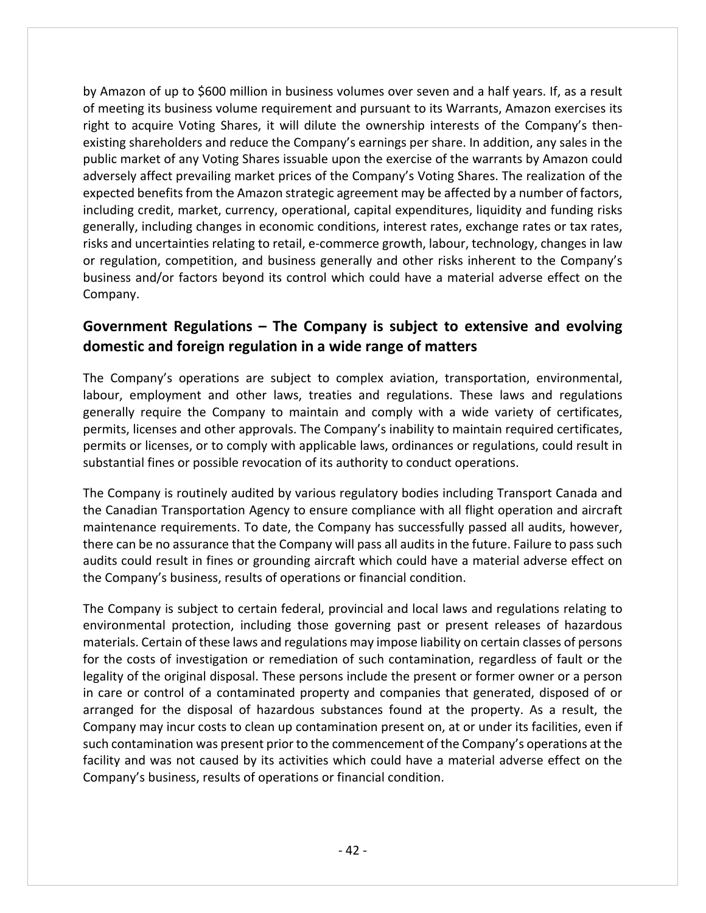by Amazon of up to $600 million in business volumes over seven and a half years. If, as a result of meeting its business volume requirement and pursuant to its Warrants, Amazon exercises its right to acquire Voting Shares, it will dilute the ownership interests of the Company's then-existing shareholders and reduce the Company's earnings per share. In addition, any sales in the public market of any Voting Shares issuable upon the exercise of the warrants by Amazon could adversely affect prevailing market prices of the Company's Voting Shares. The realization of the expected benefits from the Amazon strategic agreement may be affected by a number of factors, including credit, market, currency, operational, capital expenditures, liquidity and funding risks generally, including changes in economic conditions, interest rates, exchange rates or tax rates, risks and uncertainties relating to retail, e-commerce growth, labour, technology, changes in law or regulation, competition, and business generally and other risks inherent to the Company's business and/or factors beyond its control which could have a material adverse effect on the Company.

## Government Regulations – The Company is subject to extensive and evolving domestic and foreign regulation in a wide range of matters

The Company's operations are subject to complex aviation, transportation, environmental, labour, employment and other laws, treaties and regulations. These laws and regulations generally require the Company to maintain and comply with a wide variety of certificates, permits, licenses and other approvals. The Company's inability to maintain required certificates, permits or licenses, or to comply with applicable laws, ordinances or regulations, could result in substantial fines or possible revocation of its authority to conduct operations.

The Company is routinely audited by various regulatory bodies including Transport Canada and the Canadian Transportation Agency to ensure compliance with all flight operation and aircraft maintenance requirements. To date, the Company has successfully passed all audits, however, there can be no assurance that the Company will pass all audits in the future. Failure to pass such audits could result in fines or grounding aircraft which could have a material adverse effect on the Company's business, results of operations or financial condition.

The Company is subject to certain federal, provincial and local laws and regulations relating to environmental protection, including those governing past or present releases of hazardous materials. Certain of these laws and regulations may impose liability on certain classes of persons for the costs of investigation or remediation of such contamination, regardless of fault or the legality of the original disposal. These persons include the present or former owner or a person in care or control of a contaminated property and companies that generated, disposed of or arranged for the disposal of hazardous substances found at the property. As a result, the Company may incur costs to clean up contamination present on, at or under its facilities, even if such contamination was present prior to the commencement of the Company's operations at the facility and was not caused by its activities which could have a material adverse effect on the Company's business, results of operations or financial condition.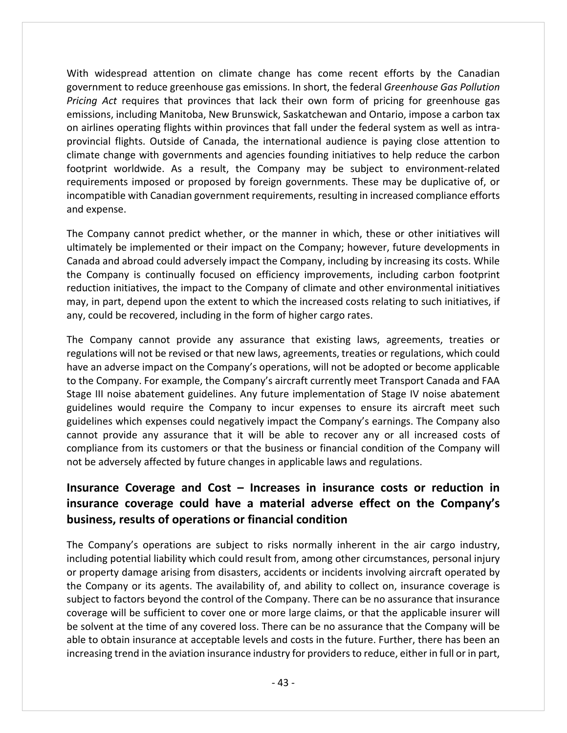With widespread attention on climate change has come recent efforts by the Canadian government to reduce greenhouse gas emissions. In short, the federal *Greenhouse Gas Pollution Pricing Act* requires that provinces that lack their own form of pricing for greenhouse gas emissions, including Manitoba, New Brunswick, Saskatchewan and Ontario, impose a carbon tax on airlines operating flights within provinces that fall under the federal system as well as intra-provincial flights. Outside of Canada, the international audience is paying close attention to climate change with governments and agencies founding initiatives to help reduce the carbon footprint worldwide. As a result, the Company may be subject to environment-related requirements imposed or proposed by foreign governments. These may be duplicative of, or incompatible with Canadian government requirements, resulting in increased compliance efforts and expense.

The Company cannot predict whether, or the manner in which, these or other initiatives will ultimately be implemented or their impact on the Company; however, future developments in Canada and abroad could adversely impact the Company, including by increasing its costs. While the Company is continually focused on efficiency improvements, including carbon footprint reduction initiatives, the impact to the Company of climate and other environmental initiatives may, in part, depend upon the extent to which the increased costs relating to such initiatives, if any, could be recovered, including in the form of higher cargo rates.

The Company cannot provide any assurance that existing laws, agreements, treaties or regulations will not be revised or that new laws, agreements, treaties or regulations, which could have an adverse impact on the Company's operations, will not be adopted or become applicable to the Company. For example, the Company's aircraft currently meet Transport Canada and FAA Stage III noise abatement guidelines. Any future implementation of Stage IV noise abatement guidelines would require the Company to incur expenses to ensure its aircraft meet such guidelines which expenses could negatively impact the Company's earnings. The Company also cannot provide any assurance that it will be able to recover any or all increased costs of compliance from its customers or that the business or financial condition of the Company will not be adversely affected by future changes in applicable laws and regulations.

## Insurance Coverage and Cost – Increases in insurance costs or reduction in insurance coverage could have a material adverse effect on the Company's business, results of operations or financial condition

The Company's operations are subject to risks normally inherent in the air cargo industry, including potential liability which could result from, among other circumstances, personal injury or property damage arising from disasters, accidents or incidents involving aircraft operated by the Company or its agents. The availability of, and ability to collect on, insurance coverage is subject to factors beyond the control of the Company. There can be no assurance that insurance coverage will be sufficient to cover one or more large claims, or that the applicable insurer will be solvent at the time of any covered loss. There can be no assurance that the Company will be able to obtain insurance at acceptable levels and costs in the future. Further, there has been an increasing trend in the aviation insurance industry for providers to reduce, either in full or in part,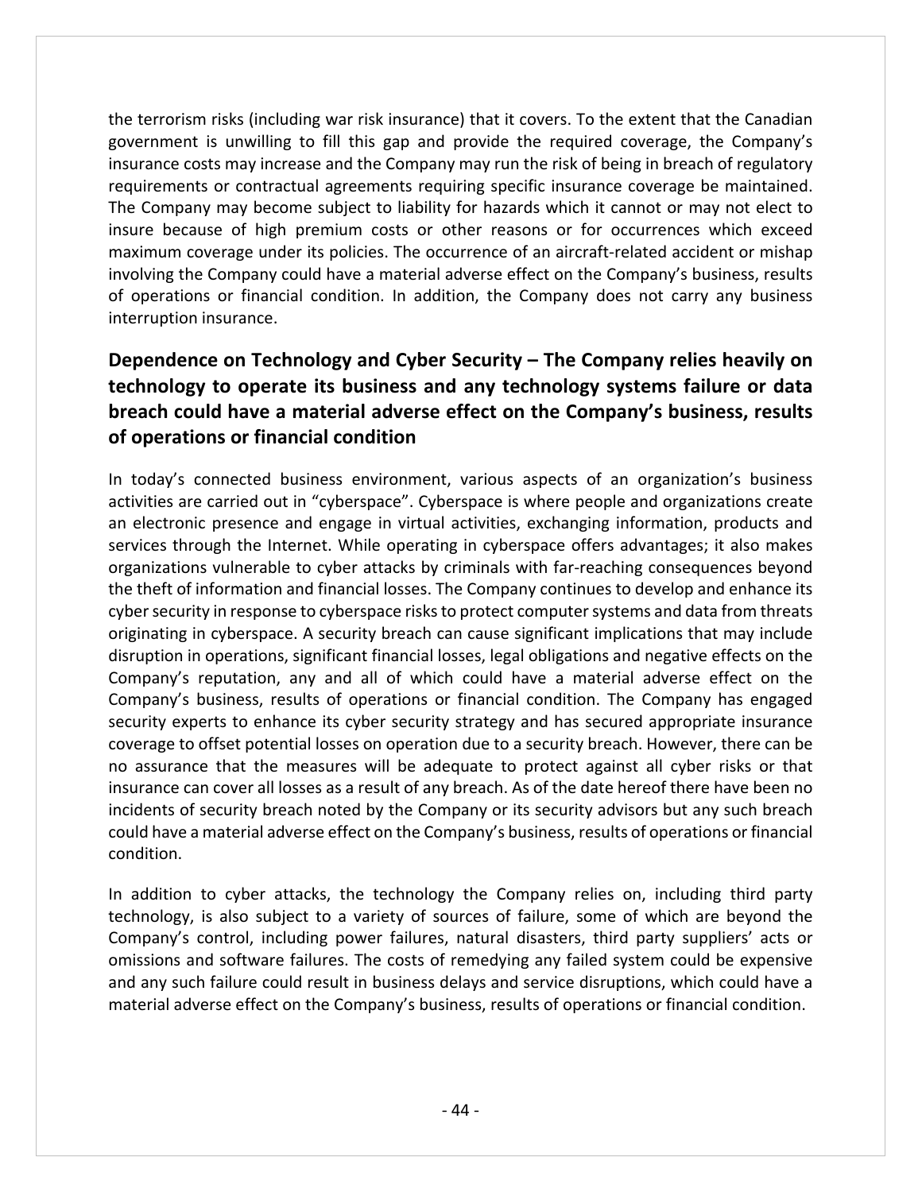the terrorism risks (including war risk insurance) that it covers. To the extent that the Canadian government is unwilling to fill this gap and provide the required coverage, the Company's insurance costs may increase and the Company may run the risk of being in breach of regulatory requirements or contractual agreements requiring specific insurance coverage be maintained. The Company may become subject to liability for hazards which it cannot or may not elect to insure because of high premium costs or other reasons or for occurrences which exceed maximum coverage under its policies. The occurrence of an aircraft-related accident or mishap involving the Company could have a material adverse effect on the Company's business, results of operations or financial condition. In addition, the Company does not carry any business interruption insurance.

## Dependence on Technology and Cyber Security – The Company relies heavily on technology to operate its business and any technology systems failure or data breach could have a material adverse effect on the Company's business, results of operations or financial condition

In today's connected business environment, various aspects of an organization's business activities are carried out in "cyberspace". Cyberspace is where people and organizations create an electronic presence and engage in virtual activities, exchanging information, products and services through the Internet. While operating in cyberspace offers advantages; it also makes organizations vulnerable to cyber attacks by criminals with far-reaching consequences beyond the theft of information and financial losses. The Company continues to develop and enhance its cyber security in response to cyberspace risks to protect computer systems and data from threats originating in cyberspace. A security breach can cause significant implications that may include disruption in operations, significant financial losses, legal obligations and negative effects on the Company's reputation, any and all of which could have a material adverse effect on the Company's business, results of operations or financial condition. The Company has engaged security experts to enhance its cyber security strategy and has secured appropriate insurance coverage to offset potential losses on operation due to a security breach. However, there can be no assurance that the measures will be adequate to protect against all cyber risks or that insurance can cover all losses as a result of any breach. As of the date hereof there have been no incidents of security breach noted by the Company or its security advisors but any such breach could have a material adverse effect on the Company's business, results of operations or financial condition.

In addition to cyber attacks, the technology the Company relies on, including third party technology, is also subject to a variety of sources of failure, some of which are beyond the Company's control, including power failures, natural disasters, third party suppliers' acts or omissions and software failures. The costs of remedying any failed system could be expensive and any such failure could result in business delays and service disruptions, which could have a material adverse effect on the Company's business, results of operations or financial condition.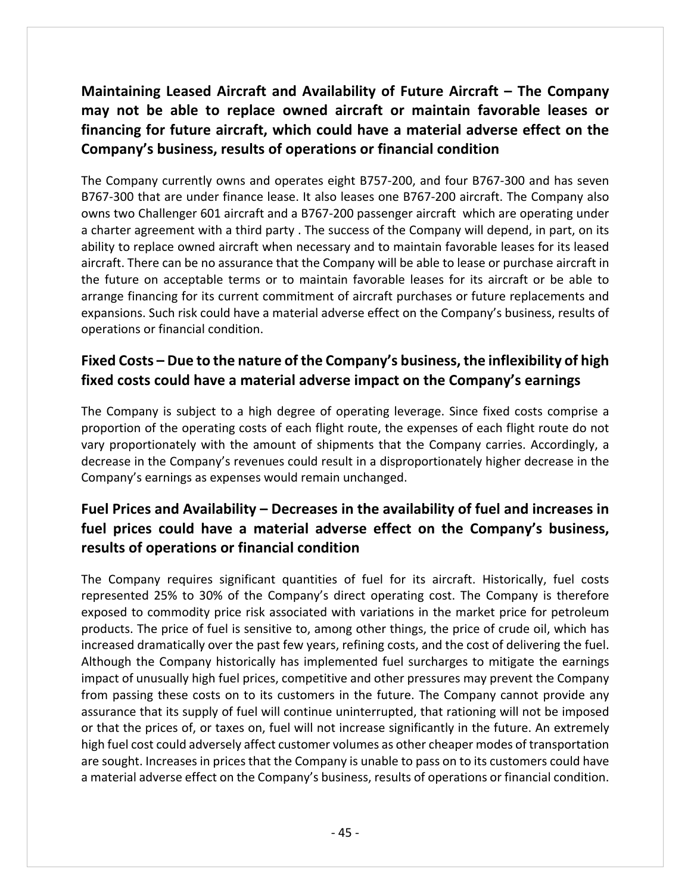### Maintaining Leased Aircraft and Availability of Future Aircraft – The Company may not be able to replace owned aircraft or maintain favorable leases or financing for future aircraft, which could have a material adverse effect on the Company's business, results of operations or financial condition

The Company currently owns and operates eight B757-200, and four B767-300 and has seven B767-300 that are under finance lease. It also leases one B767-200 aircraft. The Company also owns two Challenger 601 aircraft and a B767-200 passenger aircraft which are operating under a charter agreement with a third party . The success of the Company will depend, in part, on its ability to replace owned aircraft when necessary and to maintain favorable leases for its leased aircraft. There can be no assurance that the Company will be able to lease or purchase aircraft in the future on acceptable terms or to maintain favorable leases for its aircraft or be able to arrange financing for its current commitment of aircraft purchases or future replacements and expansions. Such risk could have a material adverse effect on the Company's business, results of operations or financial condition.

### Fixed Costs – Due to the nature of the Company's business, the inflexibility of high fixed costs could have a material adverse impact on the Company's earnings

The Company is subject to a high degree of operating leverage. Since fixed costs comprise a proportion of the operating costs of each flight route, the expenses of each flight route do not vary proportionately with the amount of shipments that the Company carries. Accordingly, a decrease in the Company's revenues could result in a disproportionately higher decrease in the Company's earnings as expenses would remain unchanged.

### Fuel Prices and Availability – Decreases in the availability of fuel and increases in fuel prices could have a material adverse effect on the Company's business, results of operations or financial condition

The Company requires significant quantities of fuel for its aircraft. Historically, fuel costs represented 25% to 30% of the Company's direct operating cost. The Company is therefore exposed to commodity price risk associated with variations in the market price for petroleum products. The price of fuel is sensitive to, among other things, the price of crude oil, which has increased dramatically over the past few years, refining costs, and the cost of delivering the fuel. Although the Company historically has implemented fuel surcharges to mitigate the earnings impact of unusually high fuel prices, competitive and other pressures may prevent the Company from passing these costs on to its customers in the future. The Company cannot provide any assurance that its supply of fuel will continue uninterrupted, that rationing will not be imposed or that the prices of, or taxes on, fuel will not increase significantly in the future. An extremely high fuel cost could adversely affect customer volumes as other cheaper modes of transportation are sought. Increases in prices that the Company is unable to pass on to its customers could have a material adverse effect on the Company's business, results of operations or financial condition.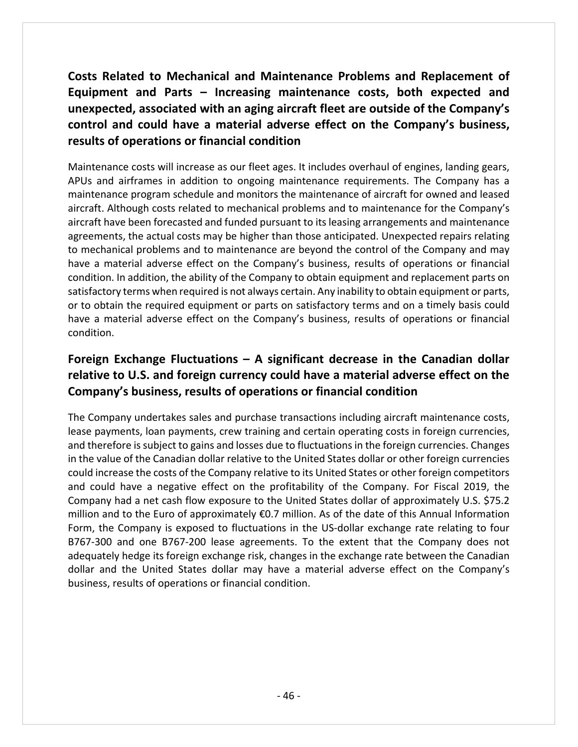### Costs Related to Mechanical and Maintenance Problems and Replacement of Equipment and Parts – Increasing maintenance costs, both expected and unexpected, associated with an aging aircraft fleet are outside of the Company's control and could have a material adverse effect on the Company's business, results of operations or financial condition

Maintenance costs will increase as our fleet ages. It includes overhaul of engines, landing gears, APUs and airframes in addition to ongoing maintenance requirements. The Company has a maintenance program schedule and monitors the maintenance of aircraft for owned and leased aircraft. Although costs related to mechanical problems and to maintenance for the Company's aircraft have been forecasted and funded pursuant to its leasing arrangements and maintenance agreements, the actual costs may be higher than those anticipated. Unexpected repairs relating to mechanical problems and to maintenance are beyond the control of the Company and may have a material adverse effect on the Company's business, results of operations or financial condition. In addition, the ability of the Company to obtain equipment and replacement parts on satisfactory terms when required is not always certain. Any inability to obtain equipment or parts, or to obtain the required equipment or parts on satisfactory terms and on a timely basis could have a material adverse effect on the Company's business, results of operations or financial condition.

### Foreign Exchange Fluctuations – A significant decrease in the Canadian dollar relative to U.S. and foreign currency could have a material adverse effect on the Company's business, results of operations or financial condition

The Company undertakes sales and purchase transactions including aircraft maintenance costs, lease payments, loan payments, crew training and certain operating costs in foreign currencies, and therefore is subject to gains and losses due to fluctuations in the foreign currencies. Changes in the value of the Canadian dollar relative to the United States dollar or other foreign currencies could increase the costs of the Company relative to its United States or other foreign competitors and could have a negative effect on the profitability of the Company. For Fiscal 2019, the Company had a net cash flow exposure to the United States dollar of approximately U.S. $75.2 million and to the Euro of approximately €0.7 million. As of the date of this Annual Information Form, the Company is exposed to fluctuations in the US-dollar exchange rate relating to four B767-300 and one B767-200 lease agreements. To the extent that the Company does not adequately hedge its foreign exchange risk, changes in the exchange rate between the Canadian dollar and the United States dollar may have a material adverse effect on the Company's business, results of operations or financial condition.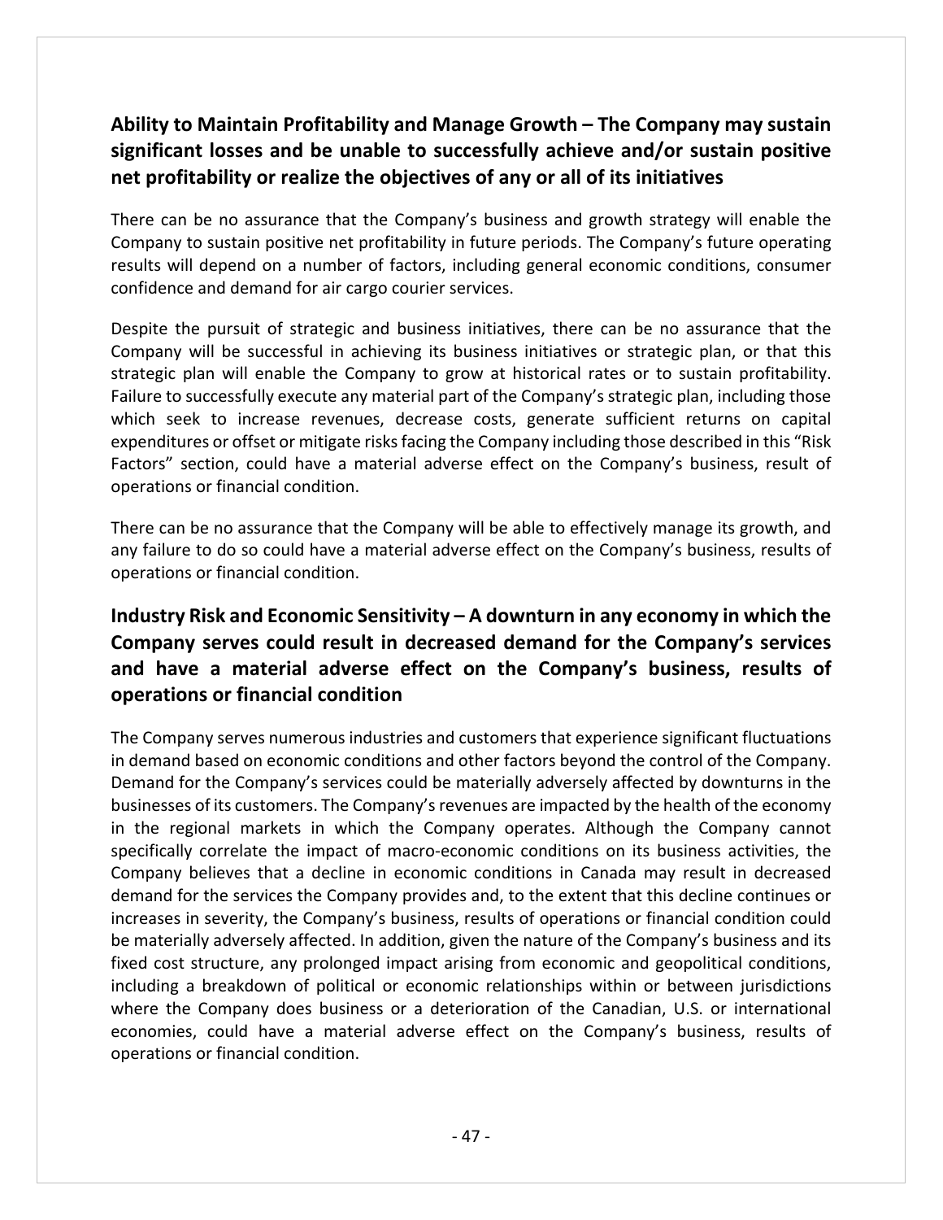### Ability to Maintain Profitability and Manage Growth – The Company may sustain significant losses and be unable to successfully achieve and/or sustain positive net profitability or realize the objectives of any or all of its initiatives

There can be no assurance that the Company's business and growth strategy will enable the Company to sustain positive net profitability in future periods. The Company's future operating results will depend on a number of factors, including general economic conditions, consumer confidence and demand for air cargo courier services.

Despite the pursuit of strategic and business initiatives, there can be no assurance that the Company will be successful in achieving its business initiatives or strategic plan, or that this strategic plan will enable the Company to grow at historical rates or to sustain profitability. Failure to successfully execute any material part of the Company's strategic plan, including those which seek to increase revenues, decrease costs, generate sufficient returns on capital expenditures or offset or mitigate risks facing the Company including those described in this "Risk Factors" section, could have a material adverse effect on the Company's business, result of operations or financial condition.

There can be no assurance that the Company will be able to effectively manage its growth, and any failure to do so could have a material adverse effect on the Company's business, results of operations or financial condition.

### Industry Risk and Economic Sensitivity – A downturn in any economy in which the Company serves could result in decreased demand for the Company's services and have a material adverse effect on the Company's business, results of operations or financial condition

The Company serves numerous industries and customers that experience significant fluctuations in demand based on economic conditions and other factors beyond the control of the Company. Demand for the Company's services could be materially adversely affected by downturns in the businesses of its customers. The Company's revenues are impacted by the health of the economy in the regional markets in which the Company operates. Although the Company cannot specifically correlate the impact of macro-economic conditions on its business activities, the Company believes that a decline in economic conditions in Canada may result in decreased demand for the services the Company provides and, to the extent that this decline continues or increases in severity, the Company's business, results of operations or financial condition could be materially adversely affected. In addition, given the nature of the Company's business and its fixed cost structure, any prolonged impact arising from economic and geopolitical conditions, including a breakdown of political or economic relationships within or between jurisdictions where the Company does business or a deterioration of the Canadian, U.S. or international economies, could have a material adverse effect on the Company's business, results of operations or financial condition.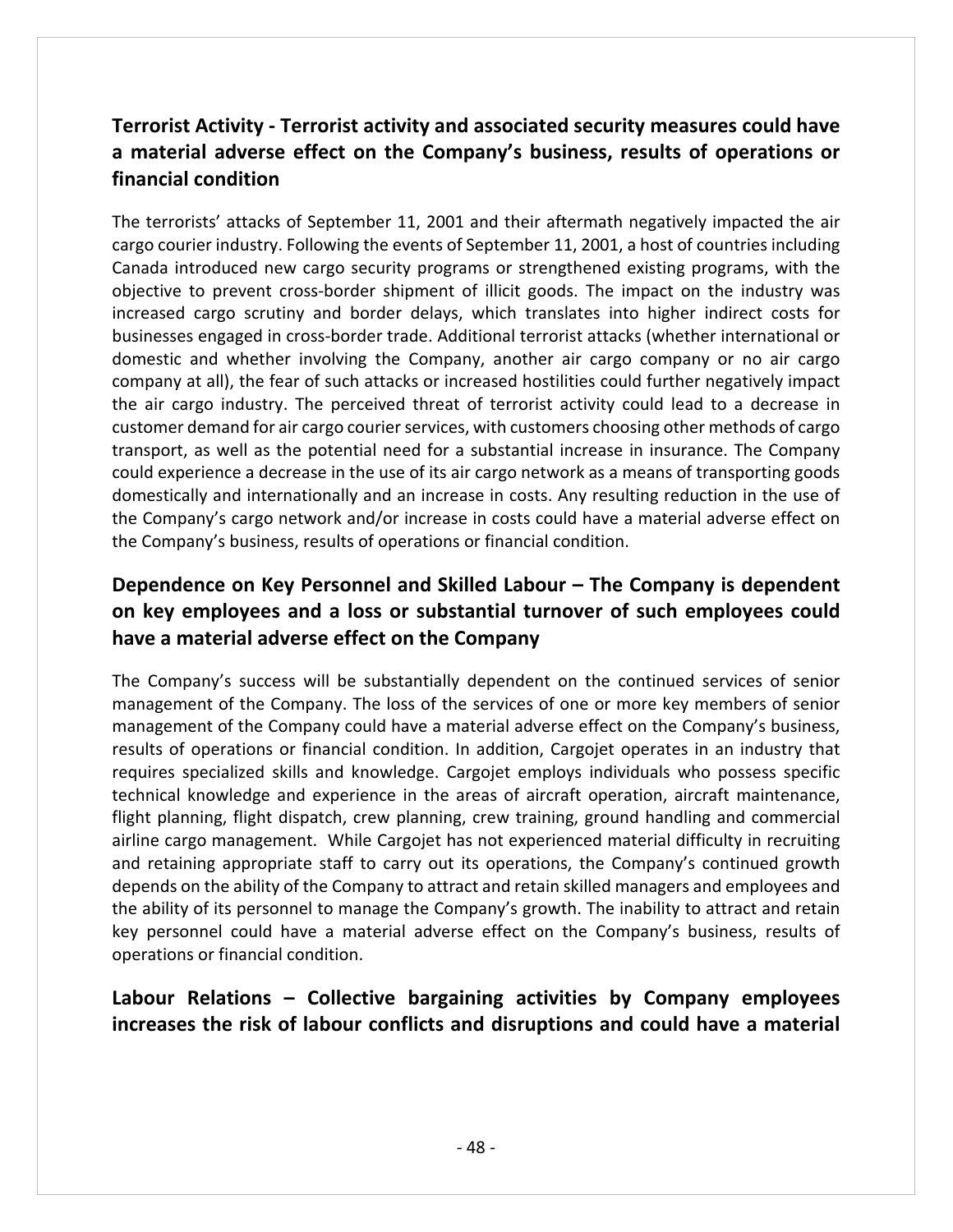## Terrorist Activity - Terrorist activity and associated security measures could have a material adverse effect on the Company's business, results of operations or financial condition

The terrorists' attacks of September 11, 2001 and their aftermath negatively impacted the air cargo courier industry. Following the events of September 11, 2001, a host of countries including Canada introduced new cargo security programs or strengthened existing programs, with the objective to prevent cross-border shipment of illicit goods. The impact on the industry was increased cargo scrutiny and border delays, which translates into higher indirect costs for businesses engaged in cross-border trade. Additional terrorist attacks (whether international or domestic and whether involving the Company, another air cargo company or no air cargo company at all), the fear of such attacks or increased hostilities could further negatively impact the air cargo industry. The perceived threat of terrorist activity could lead to a decrease in customer demand for air cargo courier services, with customers choosing other methods of cargo transport, as well as the potential need for a substantial increase in insurance. The Company could experience a decrease in the use of its air cargo network as a means of transporting goods domestically and internationally and an increase in costs. Any resulting reduction in the use of the Company's cargo network and/or increase in costs could have a material adverse effect on the Company's business, results of operations or financial condition.

## Dependence on Key Personnel and Skilled Labour – The Company is dependent on key employees and a loss or substantial turnover of such employees could have a material adverse effect on the Company

The Company's success will be substantially dependent on the continued services of senior management of the Company. The loss of the services of one or more key members of senior management of the Company could have a material adverse effect on the Company's business, results of operations or financial condition. In addition, Cargojet operates in an industry that requires specialized skills and knowledge. Cargojet employs individuals who possess specific technical knowledge and experience in the areas of aircraft operation, aircraft maintenance, flight planning, flight dispatch, crew planning, crew training, ground handling and commercial airline cargo management. While Cargojet has not experienced material difficulty in recruiting and retaining appropriate staff to carry out its operations, the Company's continued growth depends on the ability of the Company to attract and retain skilled managers and employees and the ability of its personnel to manage the Company's growth. The inability to attract and retain key personnel could have a material adverse effect on the Company's business, results of operations or financial condition.

## Labour Relations – Collective bargaining activities by Company employees increases the risk of labour conflicts and disruptions and could have a material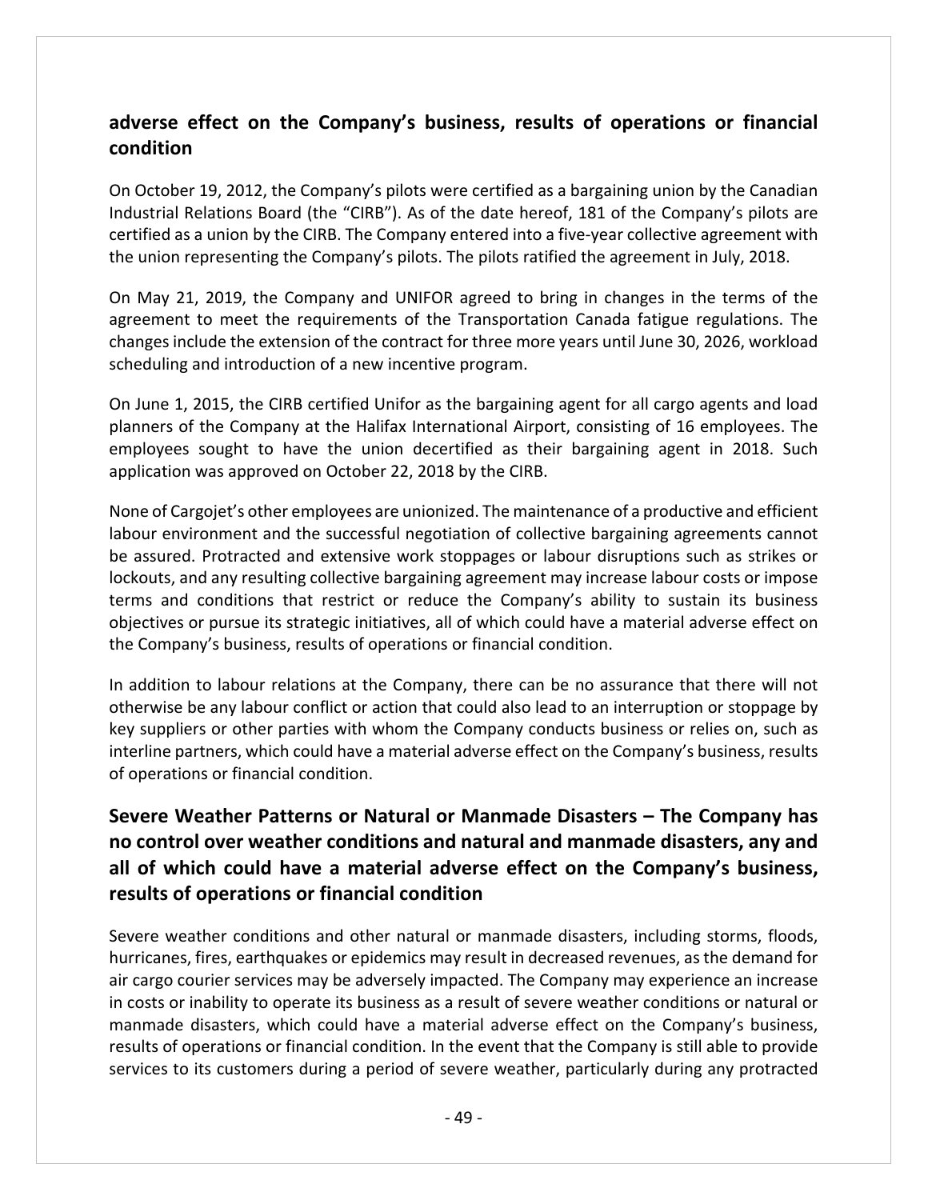## adverse effect on the Company's business, results of operations or financial condition

On October 19, 2012, the Company's pilots were certified as a bargaining union by the Canadian Industrial Relations Board (the "CIRB"). As of the date hereof, 181 of the Company's pilots are certified as a union by the CIRB. The Company entered into a five-year collective agreement with the union representing the Company's pilots. The pilots ratified the agreement in July, 2018.

On May 21, 2019, the Company and UNIFOR agreed to bring in changes in the terms of the agreement to meet the requirements of the Transportation Canada fatigue regulations. The changes include the extension of the contract for three more years until June 30, 2026, workload scheduling and introduction of a new incentive program.

On June 1, 2015, the CIRB certified Unifor as the bargaining agent for all cargo agents and load planners of the Company at the Halifax International Airport, consisting of 16 employees. The employees sought to have the union decertified as their bargaining agent in 2018. Such application was approved on October 22, 2018 by the CIRB.

None of Cargojet's other employees are unionized. The maintenance of a productive and efficient labour environment and the successful negotiation of collective bargaining agreements cannot be assured. Protracted and extensive work stoppages or labour disruptions such as strikes or lockouts, and any resulting collective bargaining agreement may increase labour costs or impose terms and conditions that restrict or reduce the Company's ability to sustain its business objectives or pursue its strategic initiatives, all of which could have a material adverse effect on the Company's business, results of operations or financial condition.

In addition to labour relations at the Company, there can be no assurance that there will not otherwise be any labour conflict or action that could also lead to an interruption or stoppage by key suppliers or other parties with whom the Company conducts business or relies on, such as interline partners, which could have a material adverse effect on the Company's business, results of operations or financial condition.

## Severe Weather Patterns or Natural or Manmade Disasters – The Company has no control over weather conditions and natural and manmade disasters, any and all of which could have a material adverse effect on the Company's business, results of operations or financial condition

Severe weather conditions and other natural or manmade disasters, including storms, floods, hurricanes, fires, earthquakes or epidemics may result in decreased revenues, as the demand for air cargo courier services may be adversely impacted. The Company may experience an increase in costs or inability to operate its business as a result of severe weather conditions or natural or manmade disasters, which could have a material adverse effect on the Company's business, results of operations or financial condition. In the event that the Company is still able to provide services to its customers during a period of severe weather, particularly during any protracted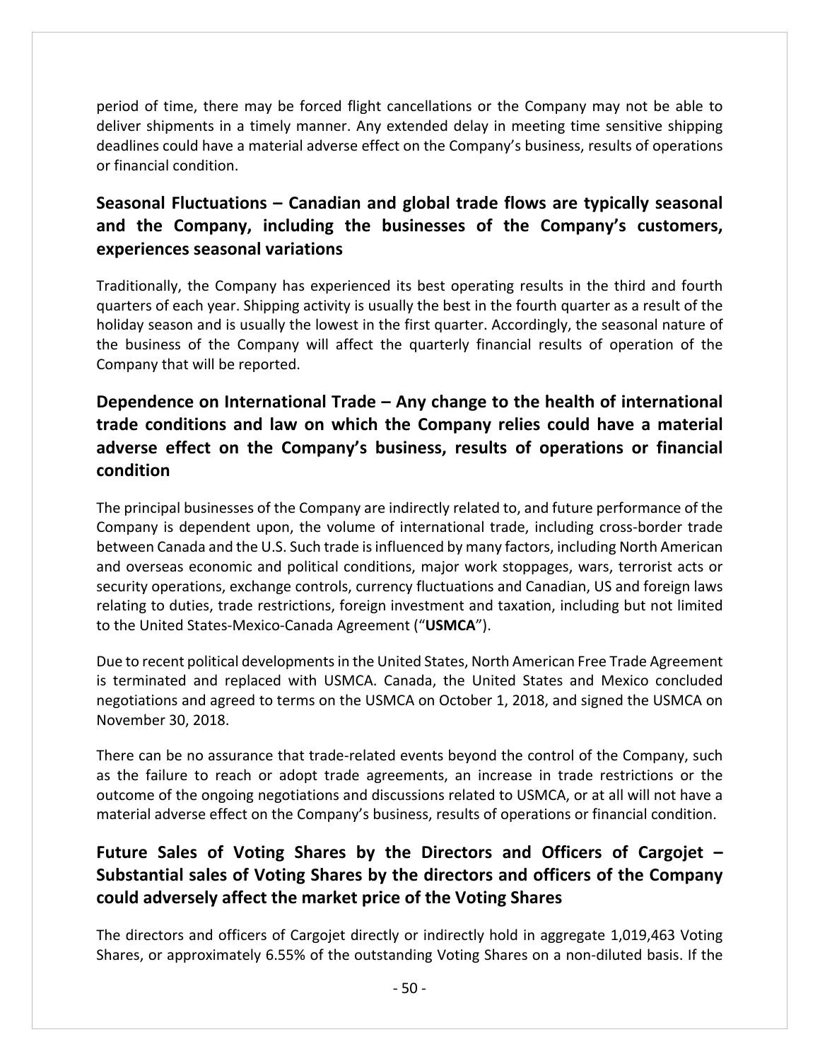period of time, there may be forced flight cancellations or the Company may not be able to deliver shipments in a timely manner. Any extended delay in meeting time sensitive shipping deadlines could have a material adverse effect on the Company's business, results of operations or financial condition.

## Seasonal Fluctuations – Canadian and global trade flows are typically seasonal and the Company, including the businesses of the Company's customers, experiences seasonal variations

Traditionally, the Company has experienced its best operating results in the third and fourth quarters of each year. Shipping activity is usually the best in the fourth quarter as a result of the holiday season and is usually the lowest in the first quarter. Accordingly, the seasonal nature of the business of the Company will affect the quarterly financial results of operation of the Company that will be reported.

## Dependence on International Trade – Any change to the health of international trade conditions and law on which the Company relies could have a material adverse effect on the Company's business, results of operations or financial condition

The principal businesses of the Company are indirectly related to, and future performance of the Company is dependent upon, the volume of international trade, including cross-border trade between Canada and the U.S. Such trade is influenced by many factors, including North American and overseas economic and political conditions, major work stoppages, wars, terrorist acts or security operations, exchange controls, currency fluctuations and Canadian, US and foreign laws relating to duties, trade restrictions, foreign investment and taxation, including but not limited to the United States-Mexico-Canada Agreement ("**USMCA**").

Due to recent political developments in the United States, North American Free Trade Agreement is terminated and replaced with USMCA. Canada, the United States and Mexico concluded negotiations and agreed to terms on the USMCA on October 1, 2018, and signed the USMCA on November 30, 2018.

There can be no assurance that trade-related events beyond the control of the Company, such as the failure to reach or adopt trade agreements, an increase in trade restrictions or the outcome of the ongoing negotiations and discussions related to USMCA, or at all will not have a material adverse effect on the Company's business, results of operations or financial condition.

## Future Sales of Voting Shares by the Directors and Officers of Cargojet – Substantial sales of Voting Shares by the directors and officers of the Company could adversely affect the market price of the Voting Shares

The directors and officers of Cargojet directly or indirectly hold in aggregate 1,019,463 Voting Shares, or approximately 6.55% of the outstanding Voting Shares on a non-diluted basis. If the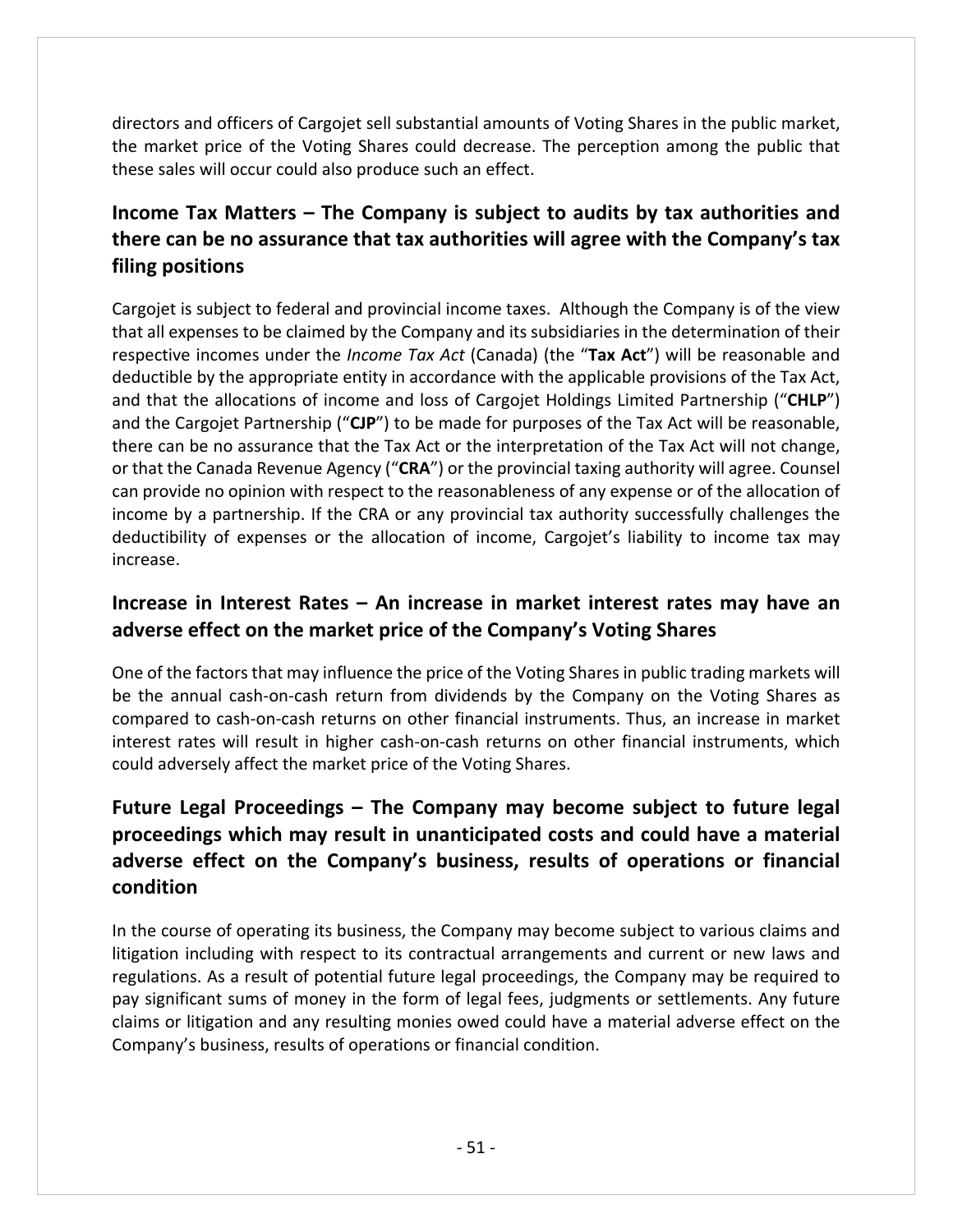directors and officers of Cargojet sell substantial amounts of Voting Shares in the public market, the market price of the Voting Shares could decrease. The perception among the public that these sales will occur could also produce such an effect.

## Income Tax Matters – The Company is subject to audits by tax authorities and there can be no assurance that tax authorities will agree with the Company's tax filing positions

Cargojet is subject to federal and provincial income taxes. Although the Company is of the view that all expenses to be claimed by the Company and its subsidiaries in the determination of their respective incomes under the *Income Tax Act* (Canada) (the "**Tax Act**") will be reasonable and deductible by the appropriate entity in accordance with the applicable provisions of the Tax Act, and that the allocations of income and loss of Cargojet Holdings Limited Partnership ("**CHLP**") and the Cargojet Partnership ("**CJP**") to be made for purposes of the Tax Act will be reasonable, there can be no assurance that the Tax Act or the interpretation of the Tax Act will not change, or that the Canada Revenue Agency ("**CRA**") or the provincial taxing authority will agree. Counsel can provide no opinion with respect to the reasonableness of any expense or of the allocation of income by a partnership. If the CRA or any provincial tax authority successfully challenges the deductibility of expenses or the allocation of income, Cargojet's liability to income tax may increase.

## Increase in Interest Rates – An increase in market interest rates may have an adverse effect on the market price of the Company's Voting Shares

One of the factors that may influence the price of the Voting Shares in public trading markets will be the annual cash-on-cash return from dividends by the Company on the Voting Shares as compared to cash-on-cash returns on other financial instruments. Thus, an increase in market interest rates will result in higher cash-on-cash returns on other financial instruments, which could adversely affect the market price of the Voting Shares.

## Future Legal Proceedings – The Company may become subject to future legal proceedings which may result in unanticipated costs and could have a material adverse effect on the Company's business, results of operations or financial condition

In the course of operating its business, the Company may become subject to various claims and litigation including with respect to its contractual arrangements and current or new laws and regulations. As a result of potential future legal proceedings, the Company may be required to pay significant sums of money in the form of legal fees, judgments or settlements. Any future claims or litigation and any resulting monies owed could have a material adverse effect on the Company's business, results of operations or financial condition.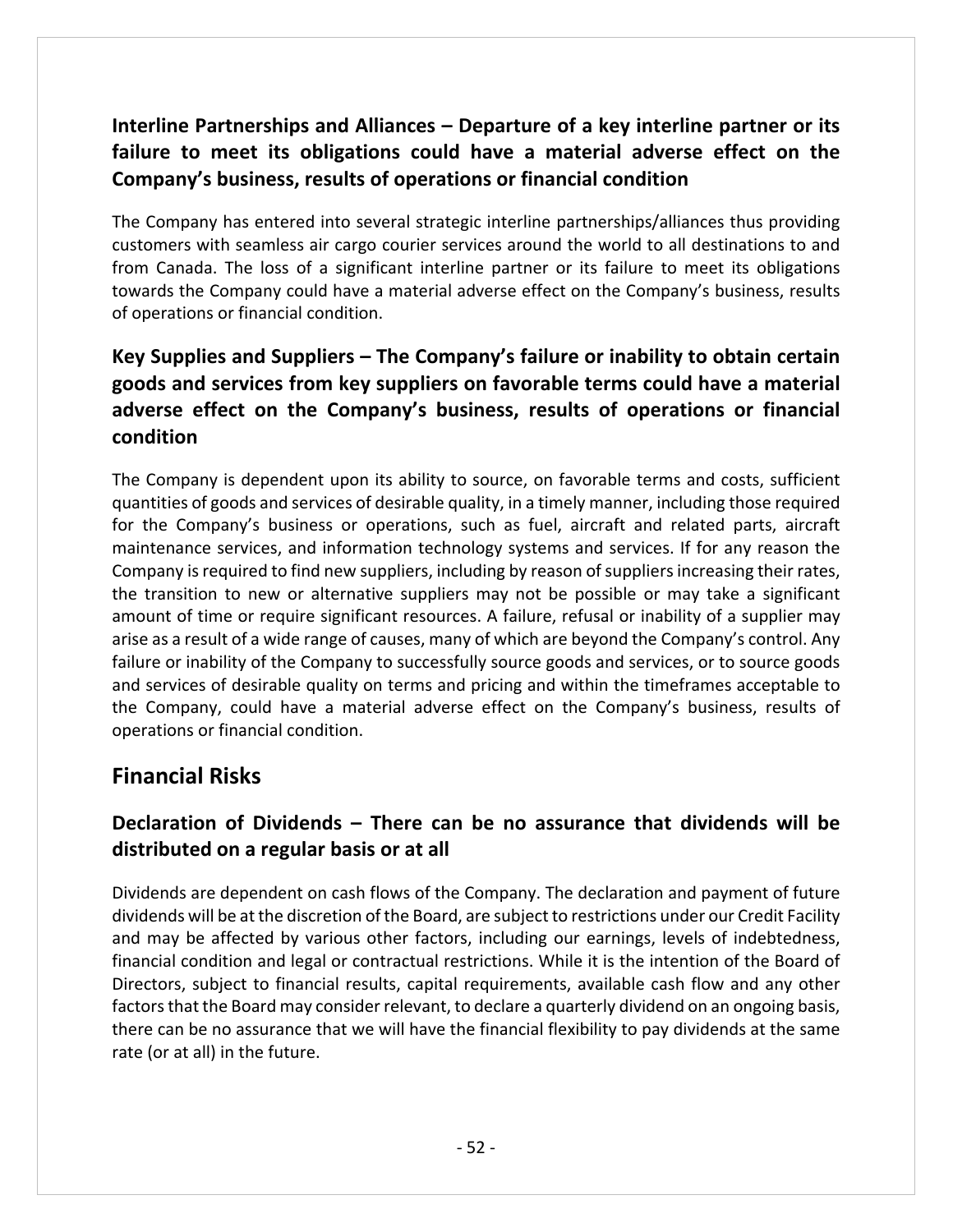### Interline Partnerships and Alliances – Departure of a key interline partner or its failure to meet its obligations could have a material adverse effect on the Company's business, results of operations or financial condition

The Company has entered into several strategic interline partnerships/alliances thus providing customers with seamless air cargo courier services around the world to all destinations to and from Canada. The loss of a significant interline partner or its failure to meet its obligations towards the Company could have a material adverse effect on the Company's business, results of operations or financial condition.

### Key Supplies and Suppliers – The Company's failure or inability to obtain certain goods and services from key suppliers on favorable terms could have a material adverse effect on the Company's business, results of operations or financial condition

The Company is dependent upon its ability to source, on favorable terms and costs, sufficient quantities of goods and services of desirable quality, in a timely manner, including those required for the Company's business or operations, such as fuel, aircraft and related parts, aircraft maintenance services, and information technology systems and services. If for any reason the Company is required to find new suppliers, including by reason of suppliers increasing their rates, the transition to new or alternative suppliers may not be possible or may take a significant amount of time or require significant resources. A failure, refusal or inability of a supplier may arise as a result of a wide range of causes, many of which are beyond the Company's control. Any failure or inability of the Company to successfully source goods and services, or to source goods and services of desirable quality on terms and pricing and within the timeframes acceptable to the Company, could have a material adverse effect on the Company's business, results of operations or financial condition.

## Financial Risks

### Declaration of Dividends – There can be no assurance that dividends will be distributed on a regular basis or at all

Dividends are dependent on cash flows of the Company. The declaration and payment of future dividends will be at the discretion of the Board, are subject to restrictions under our Credit Facility and may be affected by various other factors, including our earnings, levels of indebtedness, financial condition and legal or contractual restrictions. While it is the intention of the Board of Directors, subject to financial results, capital requirements, available cash flow and any other factors that the Board may consider relevant, to declare a quarterly dividend on an ongoing basis, there can be no assurance that we will have the financial flexibility to pay dividends at the same rate (or at all) in the future.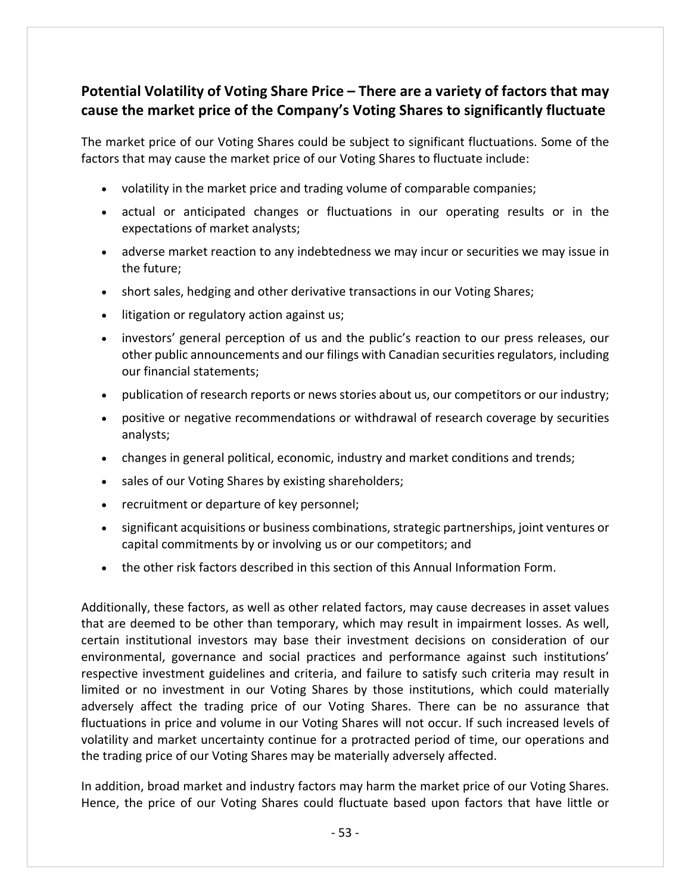## Potential Volatility of Voting Share Price – There are a variety of factors that may cause the market price of the Company's Voting Shares to significantly fluctuate

The market price of our Voting Shares could be subject to significant fluctuations. Some of the factors that may cause the market price of our Voting Shares to fluctuate include:

- volatility in the market price and trading volume of comparable companies;
- actual or anticipated changes or fluctuations in our operating results or in the expectations of market analysts;
- adverse market reaction to any indebtedness we may incur or securities we may issue in the future;
- short sales, hedging and other derivative transactions in our Voting Shares;
- litigation or regulatory action against us;
- investors' general perception of us and the public's reaction to our press releases, our other public announcements and our filings with Canadian securities regulators, including our financial statements;
- publication of research reports or news stories about us, our competitors or our industry;
- positive or negative recommendations or withdrawal of research coverage by securities analysts;
- changes in general political, economic, industry and market conditions and trends;
- sales of our Voting Shares by existing shareholders;
- recruitment or departure of key personnel;
- significant acquisitions or business combinations, strategic partnerships, joint ventures or capital commitments by or involving us or our competitors; and
- the other risk factors described in this section of this Annual Information Form.

Additionally, these factors, as well as other related factors, may cause decreases in asset values that are deemed to be other than temporary, which may result in impairment losses. As well, certain institutional investors may base their investment decisions on consideration of our environmental, governance and social practices and performance against such institutions' respective investment guidelines and criteria, and failure to satisfy such criteria may result in limited or no investment in our Voting Shares by those institutions, which could materially adversely affect the trading price of our Voting Shares. There can be no assurance that fluctuations in price and volume in our Voting Shares will not occur. If such increased levels of volatility and market uncertainty continue for a protracted period of time, our operations and the trading price of our Voting Shares may be materially adversely affected.

In addition, broad market and industry factors may harm the market price of our Voting Shares. Hence, the price of our Voting Shares could fluctuate based upon factors that have little or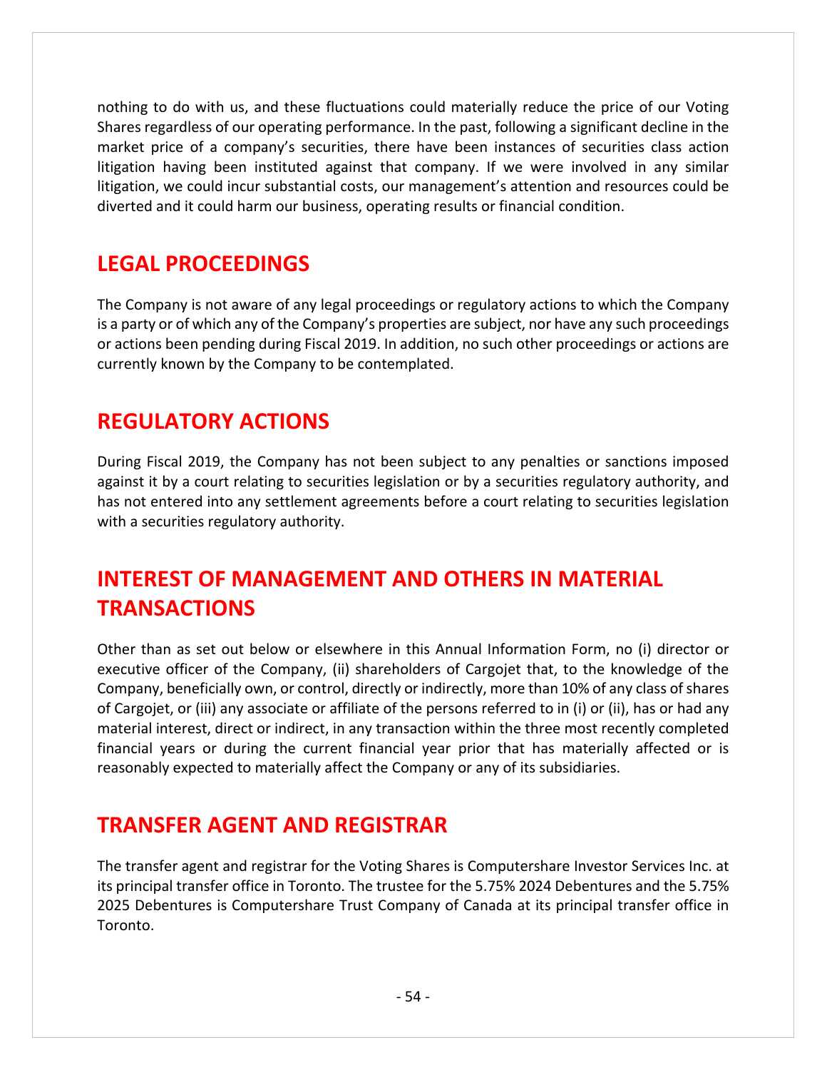nothing to do with us, and these fluctuations could materially reduce the price of our Voting Shares regardless of our operating performance. In the past, following a significant decline in the market price of a company's securities, there have been instances of securities class action litigation having been instituted against that company. If we were involved in any similar litigation, we could incur substantial costs, our management's attention and resources could be diverted and it could harm our business, operating results or financial condition.

## LEGAL PROCEEDINGS

The Company is not aware of any legal proceedings or regulatory actions to which the Company is a party or of which any of the Company's properties are subject, nor have any such proceedings or actions been pending during Fiscal 2019. In addition, no such other proceedings or actions are currently known by the Company to be contemplated.

## REGULATORY ACTIONS

During Fiscal 2019, the Company has not been subject to any penalties or sanctions imposed against it by a court relating to securities legislation or by a securities regulatory authority, and has not entered into any settlement agreements before a court relating to securities legislation with a securities regulatory authority.

## INTEREST OF MANAGEMENT AND OTHERS IN MATERIAL TRANSACTIONS

Other than as set out below or elsewhere in this Annual Information Form, no (i) director or executive officer of the Company, (ii) shareholders of Cargojet that, to the knowledge of the Company, beneficially own, or control, directly or indirectly, more than 10% of any class of shares of Cargojet, or (iii) any associate or affiliate of the persons referred to in (i) or (ii), has or had any material interest, direct or indirect, in any transaction within the three most recently completed financial years or during the current financial year prior that has materially affected or is reasonably expected to materially affect the Company or any of its subsidiaries.

## TRANSFER AGENT AND REGISTRAR

The transfer agent and registrar for the Voting Shares is Computershare Investor Services Inc. at its principal transfer office in Toronto. The trustee for the 5.75% 2024 Debentures and the 5.75% 2025 Debentures is Computershare Trust Company of Canada at its principal transfer office in Toronto.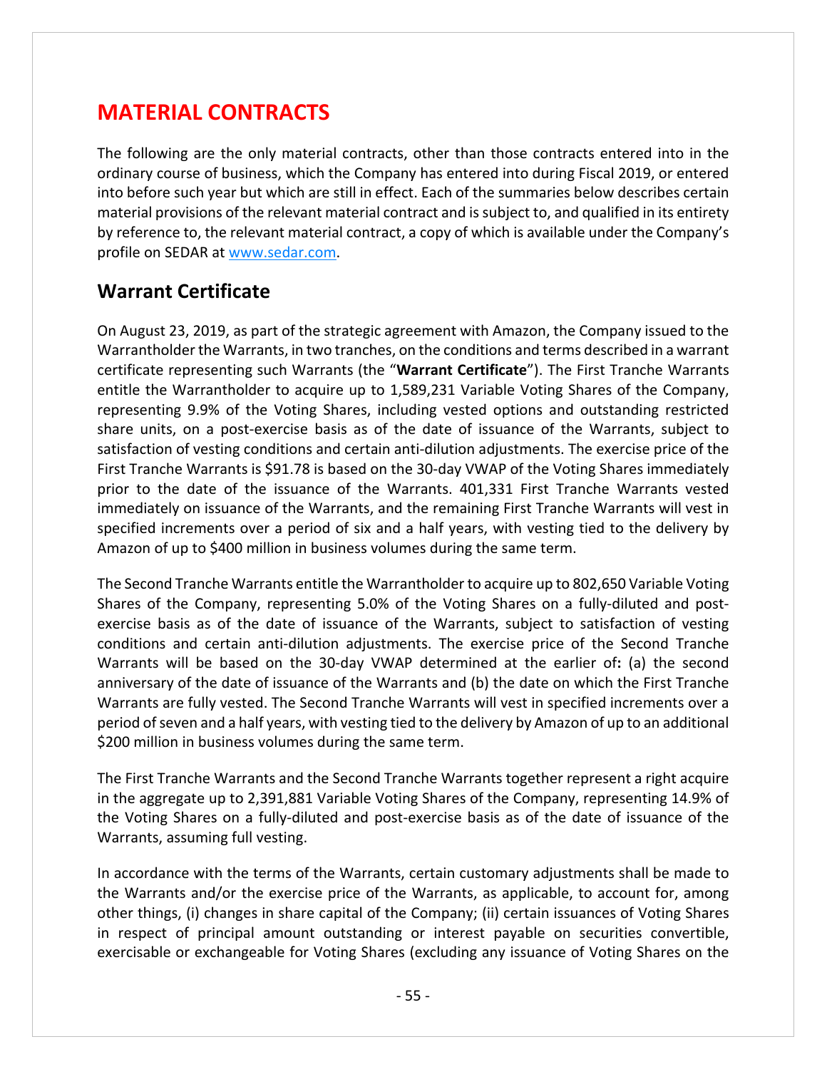# MATERIAL CONTRACTS

The following are the only material contracts, other than those contracts entered into in the ordinary course of business, which the Company has entered into during Fiscal 2019, or entered into before such year but which are still in effect. Each of the summaries below describes certain material provisions of the relevant material contract and is subject to, and qualified in its entirety by reference to, the relevant material contract, a copy of which is available under the Company's profile on SEDAR at www.sedar.com.

## Warrant Certificate

On August 23, 2019, as part of the strategic agreement with Amazon, the Company issued to the Warrantholder the Warrants, in two tranches, on the conditions and terms described in a warrant certificate representing such Warrants (the "**Warrant Certificate**"). The First Tranche Warrants entitle the Warrantholder to acquire up to 1,589,231 Variable Voting Shares of the Company, representing 9.9% of the Voting Shares, including vested options and outstanding restricted share units, on a post-exercise basis as of the date of issuance of the Warrants, subject to satisfaction of vesting conditions and certain anti-dilution adjustments. The exercise price of the First Tranche Warrants is $91.78 is based on the 30-day VWAP of the Voting Shares immediately prior to the date of the issuance of the Warrants. 401,331 First Tranche Warrants vested immediately on issuance of the Warrants, and the remaining First Tranche Warrants will vest in specified increments over a period of six and a half years, with vesting tied to the delivery by Amazon of up to $400 million in business volumes during the same term.

The Second Tranche Warrants entitle the Warrantholder to acquire up to 802,650 Variable Voting Shares of the Company, representing 5.0% of the Voting Shares on a fully-diluted and post-exercise basis as of the date of issuance of the Warrants, subject to satisfaction of vesting conditions and certain anti-dilution adjustments. The exercise price of the Second Tranche Warrants will be based on the 30-day VWAP determined at the earlier of**:** (a) the second anniversary of the date of issuance of the Warrants and (b) the date on which the First Tranche Warrants are fully vested. The Second Tranche Warrants will vest in specified increments over a period of seven and a half years, with vesting tied to the delivery by Amazon of up to an additional $200 million in business volumes during the same term.

The First Tranche Warrants and the Second Tranche Warrants together represent a right acquire in the aggregate up to 2,391,881 Variable Voting Shares of the Company, representing 14.9% of the Voting Shares on a fully-diluted and post-exercise basis as of the date of issuance of the Warrants, assuming full vesting.

In accordance with the terms of the Warrants, certain customary adjustments shall be made to the Warrants and/or the exercise price of the Warrants, as applicable, to account for, among other things, (i) changes in share capital of the Company; (ii) certain issuances of Voting Shares in respect of principal amount outstanding or interest payable on securities convertible, exercisable or exchangeable for Voting Shares (excluding any issuance of Voting Shares on the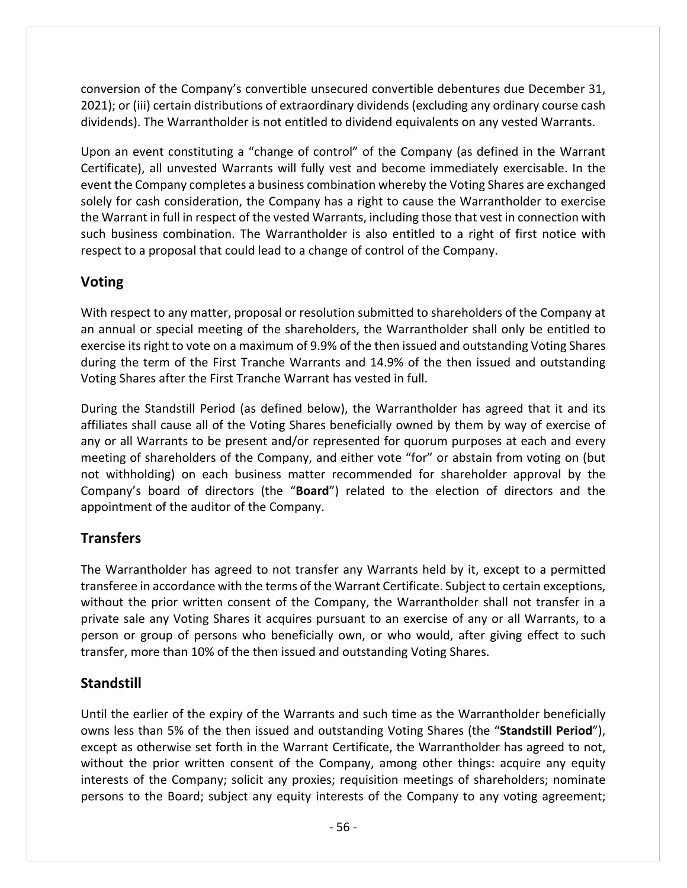conversion of the Company's convertible unsecured convertible debentures due December 31, 2021); or (iii) certain distributions of extraordinary dividends (excluding any ordinary course cash dividends). The Warrantholder is not entitled to dividend equivalents on any vested Warrants.

Upon an event constituting a "change of control" of the Company (as defined in the Warrant Certificate), all unvested Warrants will fully vest and become immediately exercisable. In the event the Company completes a business combination whereby the Voting Shares are exchanged solely for cash consideration, the Company has a right to cause the Warrantholder to exercise the Warrant in full in respect of the vested Warrants, including those that vest in connection with such business combination. The Warrantholder is also entitled to a right of first notice with respect to a proposal that could lead to a change of control of the Company.

## Voting

With respect to any matter, proposal or resolution submitted to shareholders of the Company at an annual or special meeting of the shareholders, the Warrantholder shall only be entitled to exercise its right to vote on a maximum of 9.9% of the then issued and outstanding Voting Shares during the term of the First Tranche Warrants and 14.9% of the then issued and outstanding Voting Shares after the First Tranche Warrant has vested in full.

During the Standstill Period (as defined below), the Warrantholder has agreed that it and its affiliates shall cause all of the Voting Shares beneficially owned by them by way of exercise of any or all Warrants to be present and/or represented for quorum purposes at each and every meeting of shareholders of the Company, and either vote "for" or abstain from voting on (but not withholding) on each business matter recommended for shareholder approval by the Company's board of directors (the "**Board**") related to the election of directors and the appointment of the auditor of the Company.

## Transfers

The Warrantholder has agreed to not transfer any Warrants held by it, except to a permitted transferee in accordance with the terms of the Warrant Certificate. Subject to certain exceptions, without the prior written consent of the Company, the Warrantholder shall not transfer in a private sale any Voting Shares it acquires pursuant to an exercise of any or all Warrants, to a person or group of persons who beneficially own, or who would, after giving effect to such transfer, more than 10% of the then issued and outstanding Voting Shares.

## Standstill

Until the earlier of the expiry of the Warrants and such time as the Warrantholder beneficially owns less than 5% of the then issued and outstanding Voting Shares (the "**Standstill Period**"), except as otherwise set forth in the Warrant Certificate, the Warrantholder has agreed to not, without the prior written consent of the Company, among other things: acquire any equity interests of the Company; solicit any proxies; requisition meetings of shareholders; nominate persons to the Board; subject any equity interests of the Company to any voting agreement;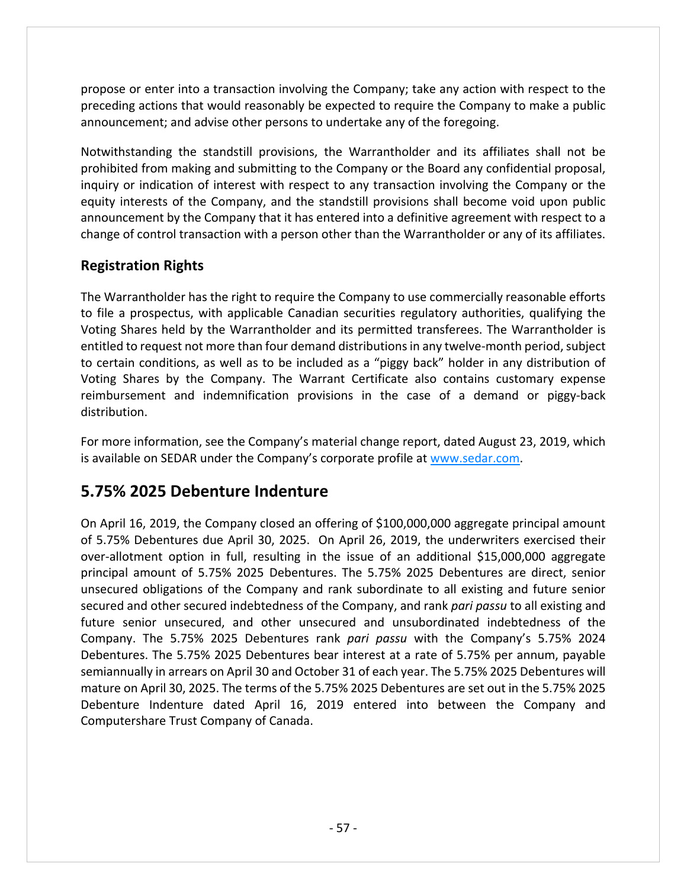propose or enter into a transaction involving the Company; take any action with respect to the preceding actions that would reasonably be expected to require the Company to make a public announcement; and advise other persons to undertake any of the foregoing.

Notwithstanding the standstill provisions, the Warrantholder and its affiliates shall not be prohibited from making and submitting to the Company or the Board any confidential proposal, inquiry or indication of interest with respect to any transaction involving the Company or the equity interests of the Company, and the standstill provisions shall become void upon public announcement by the Company that it has entered into a definitive agreement with respect to a change of control transaction with a person other than the Warrantholder or any of its affiliates.

### Registration Rights

The Warrantholder has the right to require the Company to use commercially reasonable efforts to file a prospectus, with applicable Canadian securities regulatory authorities, qualifying the Voting Shares held by the Warrantholder and its permitted transferees. The Warrantholder is entitled to request not more than four demand distributions in any twelve-month period, subject to certain conditions, as well as to be included as a "piggy back" holder in any distribution of Voting Shares by the Company. The Warrant Certificate also contains customary expense reimbursement and indemnification provisions in the case of a demand or piggy-back distribution.

For more information, see the Company's material change report, dated August 23, 2019, which is available on SEDAR under the Company's corporate profile at www.sedar.com.

## 5.75% 2025 Debenture Indenture

On April 16, 2019, the Company closed an offering of $100,000,000 aggregate principal amount of 5.75% Debentures due April 30, 2025. On April 26, 2019, the underwriters exercised their over-allotment option in full, resulting in the issue of an additional $15,000,000 aggregate principal amount of 5.75% 2025 Debentures. The 5.75% 2025 Debentures are direct, senior unsecured obligations of the Company and rank subordinate to all existing and future senior secured and other secured indebtedness of the Company, and rank *pari passu* to all existing and future senior unsecured, and other unsecured and unsubordinated indebtedness of the Company. The 5.75% 2025 Debentures rank *pari passu* with the Company's 5.75% 2024 Debentures. The 5.75% 2025 Debentures bear interest at a rate of 5.75% per annum, payable semiannually in arrears on April 30 and October 31 of each year. The 5.75% 2025 Debentures will mature on April 30, 2025. The terms of the 5.75% 2025 Debentures are set out in the 5.75% 2025 Debenture Indenture dated April 16, 2019 entered into between the Company and Computershare Trust Company of Canada.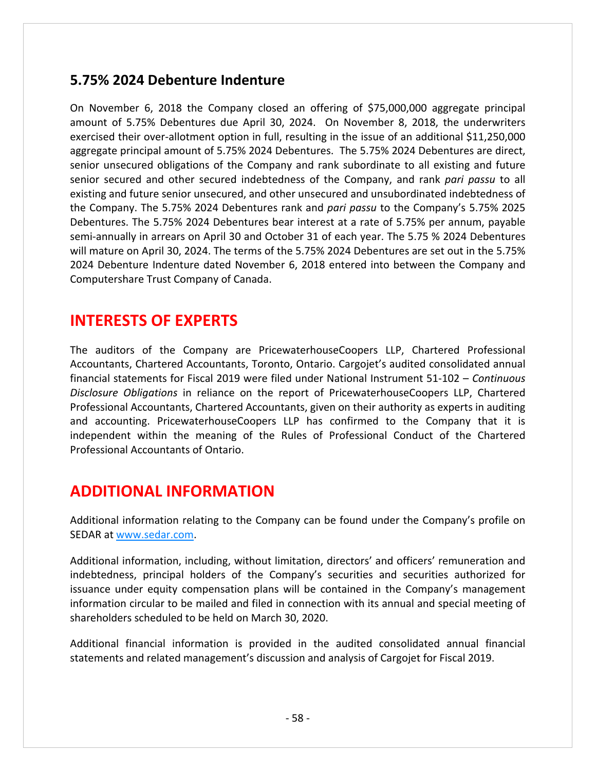### 5.75% 2024 Debenture Indenture

On November 6, 2018 the Company closed an offering of $75,000,000 aggregate principal amount of 5.75% Debentures due April 30, 2024. On November 8, 2018, the underwriters exercised their over-allotment option in full, resulting in the issue of an additional $11,250,000 aggregate principal amount of 5.75% 2024 Debentures. The 5.75% 2024 Debentures are direct, senior unsecured obligations of the Company and rank subordinate to all existing and future senior secured and other secured indebtedness of the Company, and rank *pari passu* to all existing and future senior unsecured, and other unsecured and unsubordinated indebtedness of the Company. The 5.75% 2024 Debentures rank and *pari passu* to the Company's 5.75% 2025 Debentures. The 5.75% 2024 Debentures bear interest at a rate of 5.75% per annum, payable semi-annually in arrears on April 30 and October 31 of each year. The 5.75 % 2024 Debentures will mature on April 30, 2024. The terms of the 5.75% 2024 Debentures are set out in the 5.75% 2024 Debenture Indenture dated November 6, 2018 entered into between the Company and Computershare Trust Company of Canada.

## INTERESTS OF EXPERTS

The auditors of the Company are PricewaterhouseCoopers LLP, Chartered Professional Accountants, Chartered Accountants, Toronto, Ontario. Cargojet's audited consolidated annual financial statements for Fiscal 2019 were filed under National Instrument 51-102 – *Continuous Disclosure Obligations* in reliance on the report of PricewaterhouseCoopers LLP, Chartered Professional Accountants, Chartered Accountants, given on their authority as experts in auditing and accounting. PricewaterhouseCoopers LLP has confirmed to the Company that it is independent within the meaning of the Rules of Professional Conduct of the Chartered Professional Accountants of Ontario.

## ADDITIONAL INFORMATION

Additional information relating to the Company can be found under the Company's profile on SEDAR at www.sedar.com.

Additional information, including, without limitation, directors' and officers' remuneration and indebtedness, principal holders of the Company's securities and securities authorized for issuance under equity compensation plans will be contained in the Company's management information circular to be mailed and filed in connection with its annual and special meeting of shareholders scheduled to be held on March 30, 2020.

Additional financial information is provided in the audited consolidated annual financial statements and related management's discussion and analysis of Cargojet for Fiscal 2019.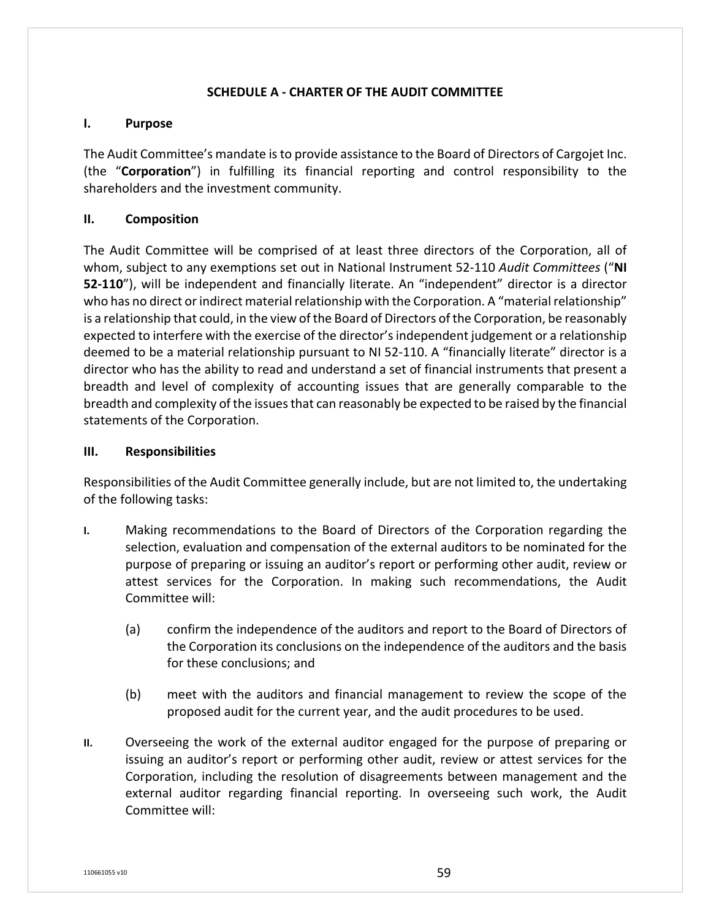## SCHEDULE A - CHARTER OF THE AUDIT COMMITTEE

### I. Purpose

The Audit Committee's mandate is to provide assistance to the Board of Directors of Cargojet Inc. (the "**Corporation**") in fulfilling its financial reporting and control responsibility to the shareholders and the investment community.

### II. Composition

The Audit Committee will be comprised of at least three directors of the Corporation, all of whom, subject to any exemptions set out in National Instrument 52-110 *Audit Committees* ("**NI 52-110**"), will be independent and financially literate. An "independent" director is a director who has no direct or indirect material relationship with the Corporation. A "material relationship" is a relationship that could, in the view of the Board of Directors of the Corporation, be reasonably expected to interfere with the exercise of the director's independent judgement or a relationship deemed to be a material relationship pursuant to NI 52-110. A "financially literate" director is a director who has the ability to read and understand a set of financial instruments that present a breadth and level of complexity of accounting issues that are generally comparable to the breadth and complexity of the issues that can reasonably be expected to be raised by the financial statements of the Corporation.

### III. Responsibilities

Responsibilities of the Audit Committee generally include, but are not limited to, the undertaking of the following tasks:

I. Making recommendations to the Board of Directors of the Corporation regarding the selection, evaluation and compensation of the external auditors to be nominated for the purpose of preparing or issuing an auditor's report or performing other audit, review or attest services for the Corporation. In making such recommendations, the Audit Committee will:

   (a) confirm the independence of the auditors and report to the Board of Directors of the Corporation its conclusions on the independence of the auditors and the basis for these conclusions; and

   (b) meet with the auditors and financial management to review the scope of the proposed audit for the current year, and the audit procedures to be used.

II. Overseeing the work of the external auditor engaged for the purpose of preparing or issuing an auditor's report or performing other audit, review or attest services for the Corporation, including the resolution of disagreements between management and the external auditor regarding financial reporting. In overseeing such work, the Audit Committee will: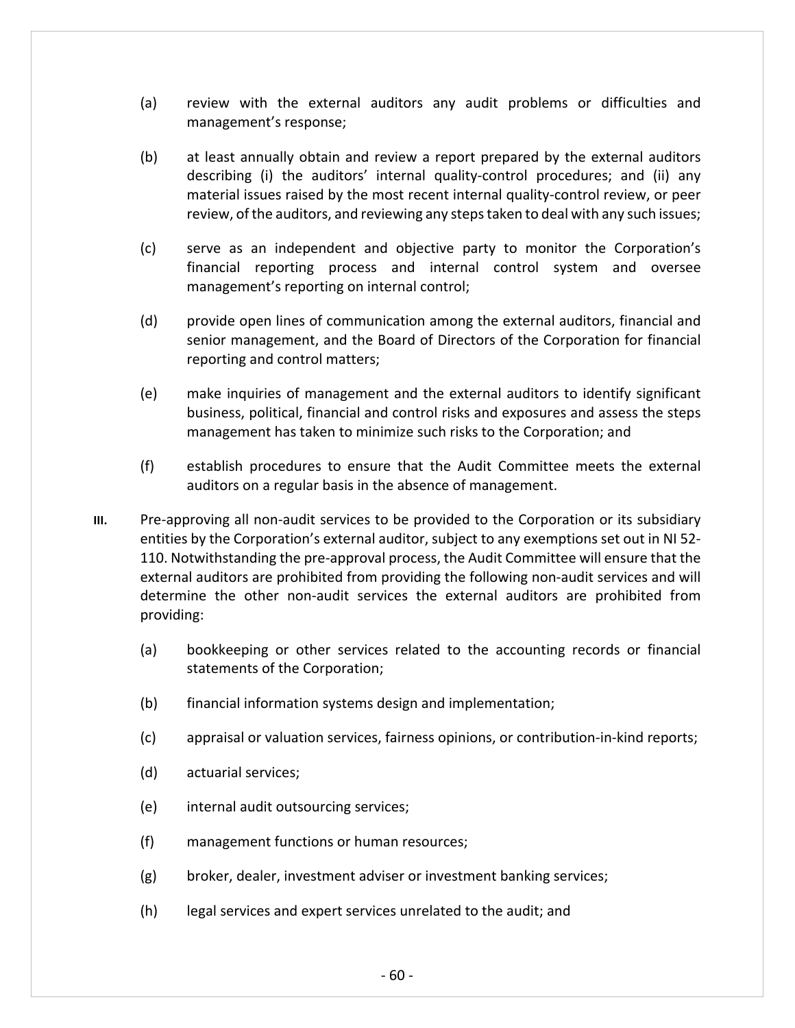(a) review with the external auditors any audit problems or difficulties and management's response;

(b) at least annually obtain and review a report prepared by the external auditors describing (i) the auditors' internal quality-control procedures; and (ii) any material issues raised by the most recent internal quality-control review, or peer review, of the auditors, and reviewing any steps taken to deal with any such issues;

(c) serve as an independent and objective party to monitor the Corporation's financial reporting process and internal control system and oversee management's reporting on internal control;

(d) provide open lines of communication among the external auditors, financial and senior management, and the Board of Directors of the Corporation for financial reporting and control matters;

(e) make inquiries of management and the external auditors to identify significant business, political, financial and control risks and exposures and assess the steps management has taken to minimize such risks to the Corporation; and

(f) establish procedures to ensure that the Audit Committee meets the external auditors on a regular basis in the absence of management.

**III.** Pre-approving all non-audit services to be provided to the Corporation or its subsidiary entities by the Corporation's external auditor, subject to any exemptions set out in NI 52-110. Notwithstanding the pre-approval process, the Audit Committee will ensure that the external auditors are prohibited from providing the following non-audit services and will determine the other non-audit services the external auditors are prohibited from providing:

(a) bookkeeping or other services related to the accounting records or financial statements of the Corporation;

(b) financial information systems design and implementation;

(c) appraisal or valuation services, fairness opinions, or contribution-in-kind reports;

(d) actuarial services;

(e) internal audit outsourcing services;

(f) management functions or human resources;

(g) broker, dealer, investment adviser or investment banking services;

(h) legal services and expert services unrelated to the audit; and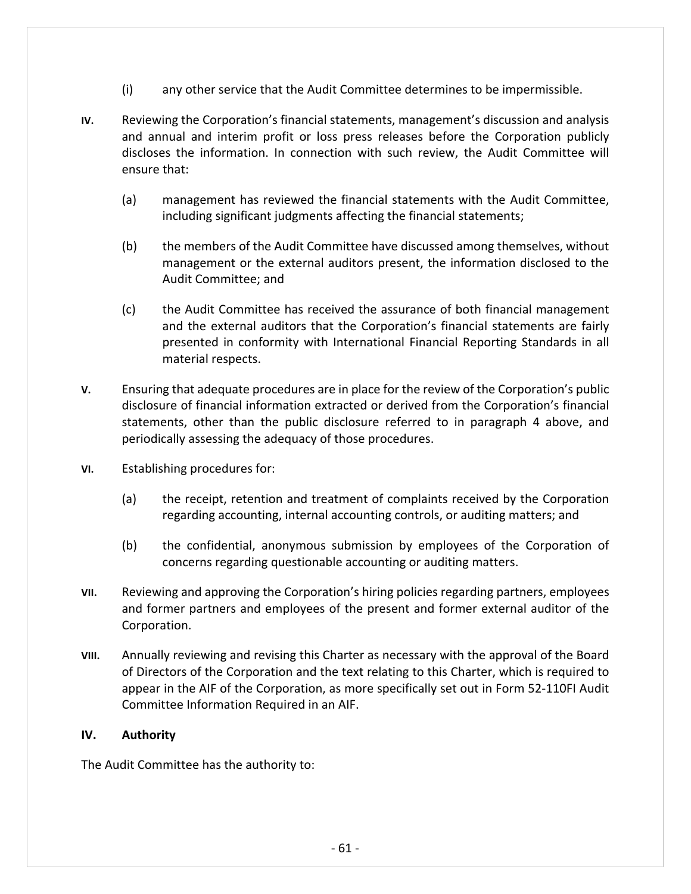(i) any other service that the Audit Committee determines to be impermissible.

**IV.** Reviewing the Corporation's financial statements, management's discussion and analysis and annual and interim profit or loss press releases before the Corporation publicly discloses the information. In connection with such review, the Audit Committee will ensure that:

(a) management has reviewed the financial statements with the Audit Committee, including significant judgments affecting the financial statements;

(b) the members of the Audit Committee have discussed among themselves, without management or the external auditors present, the information disclosed to the Audit Committee; and

(c) the Audit Committee has received the assurance of both financial management and the external auditors that the Corporation's financial statements are fairly presented in conformity with International Financial Reporting Standards in all material respects.

**V.** Ensuring that adequate procedures are in place for the review of the Corporation's public disclosure of financial information extracted or derived from the Corporation's financial statements, other than the public disclosure referred to in paragraph 4 above, and periodically assessing the adequacy of those procedures.

**VI.** Establishing procedures for:

(a) the receipt, retention and treatment of complaints received by the Corporation regarding accounting, internal accounting controls, or auditing matters; and

(b) the confidential, anonymous submission by employees of the Corporation of concerns regarding questionable accounting or auditing matters.

**VII.** Reviewing and approving the Corporation's hiring policies regarding partners, employees and former partners and employees of the present and former external auditor of the Corporation.

**VIII.** Annually reviewing and revising this Charter as necessary with the approval of the Board of Directors of the Corporation and the text relating to this Charter, which is required to appear in the AIF of the Corporation, as more specifically set out in Form 52-110FI Audit Committee Information Required in an AIF.

## IV. Authority

The Audit Committee has the authority to: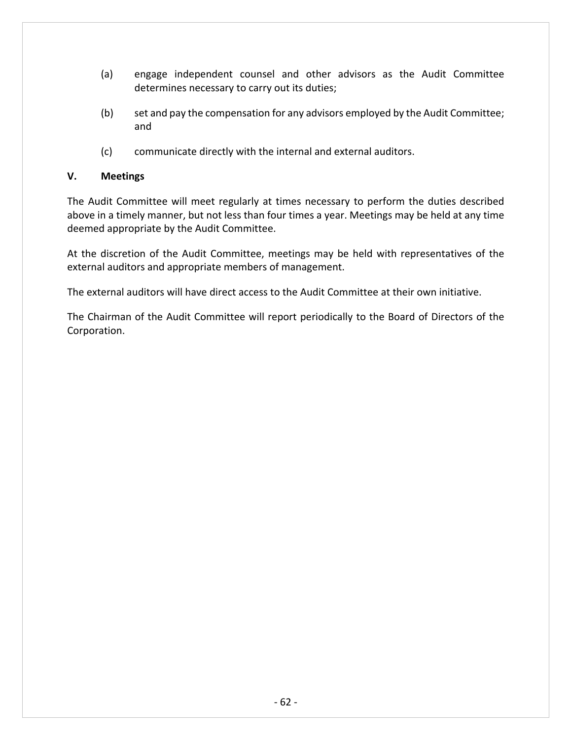(a) engage independent counsel and other advisors as the Audit Committee determines necessary to carry out its duties;

(b) set and pay the compensation for any advisors employed by the Audit Committee; and

(c) communicate directly with the internal and external auditors.

## V. Meetings

The Audit Committee will meet regularly at times necessary to perform the duties described above in a timely manner, but not less than four times a year. Meetings may be held at any time deemed appropriate by the Audit Committee.

At the discretion of the Audit Committee, meetings may be held with representatives of the external auditors and appropriate members of management.

The external auditors will have direct access to the Audit Committee at their own initiative.

The Chairman of the Audit Committee will report periodically to the Board of Directors of the Corporation.